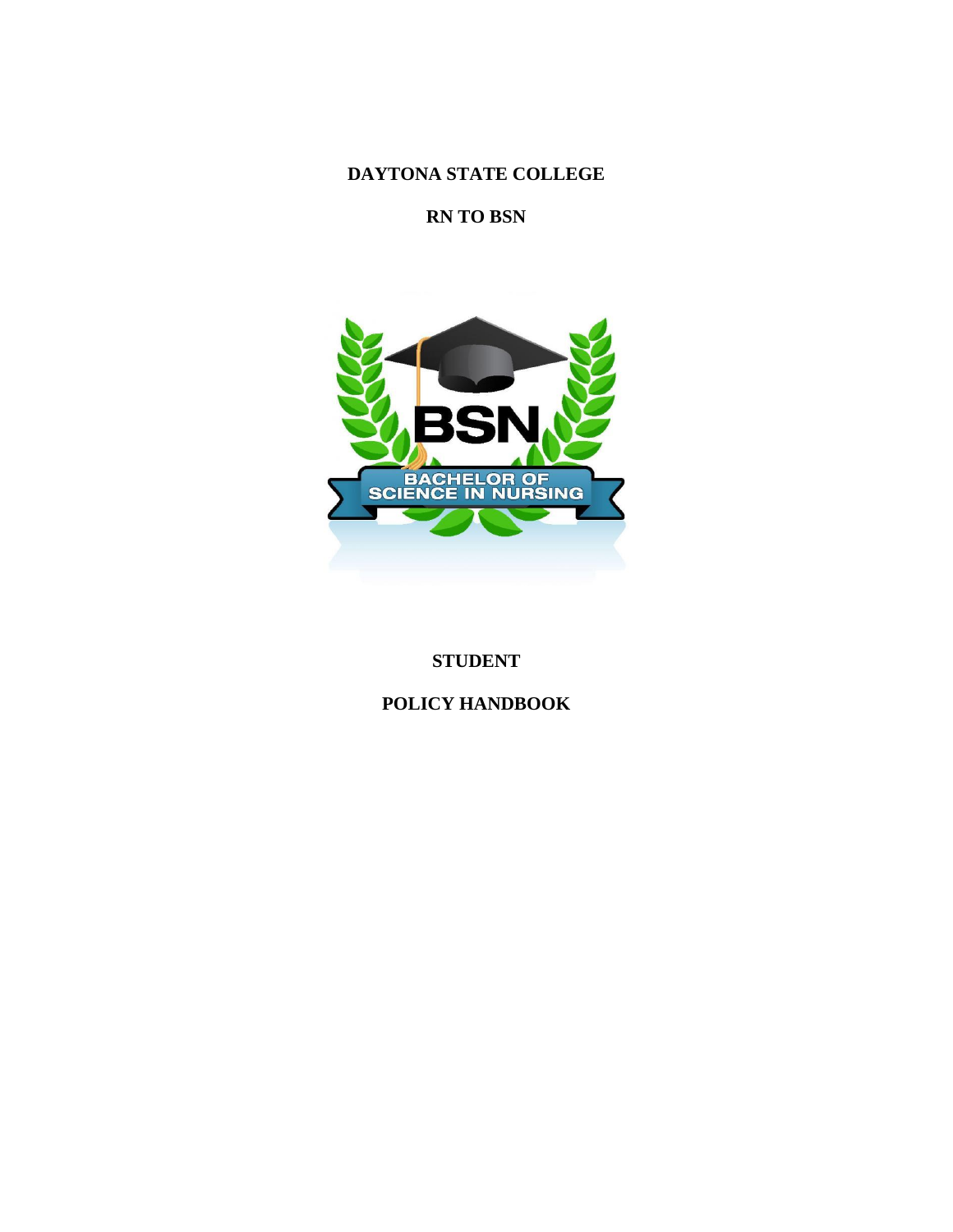# DAYTONA STATE COLLEGE

## RN TO BSN

## STUDENT

## POLICY HANDBOOK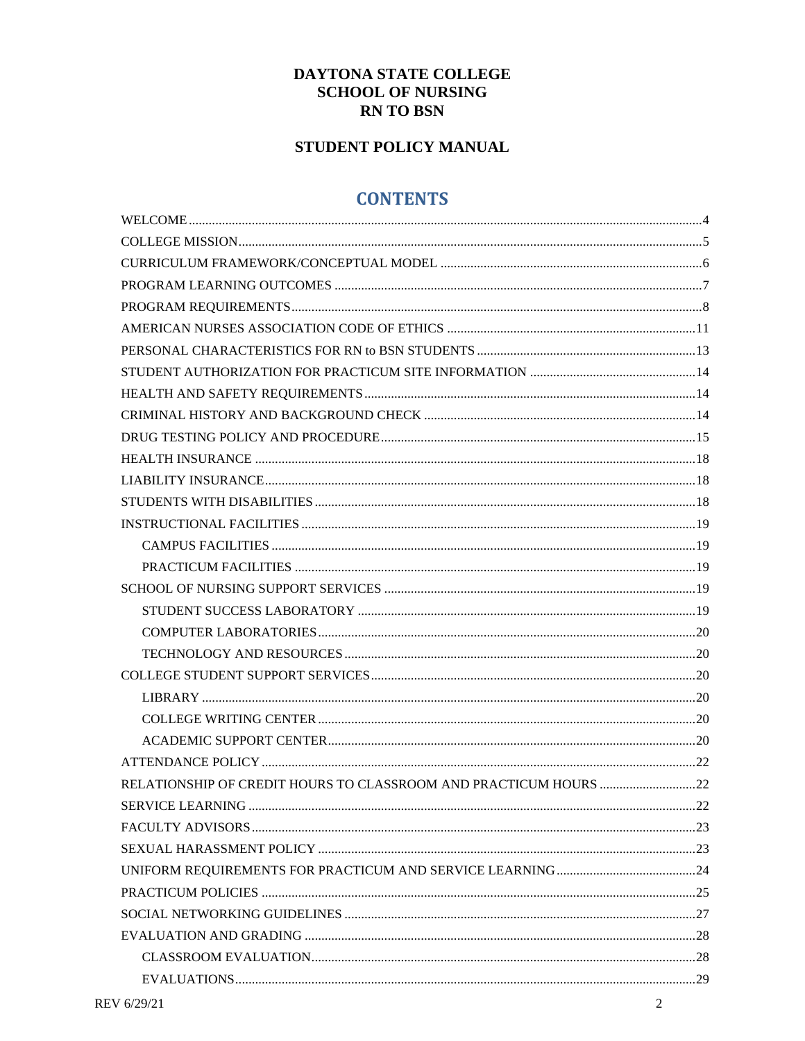# DAYTONA STATE COLLEGE
# SCHOOL OF NURSING
# RN TO BSN

## STUDENT POLICY MANUAL

## CONTENTS

- WELCOME ....................................................... 4
- COLLEGE MISSION ....................................................... 5
- CURRICULUM FRAMEWORK/CONCEPTUAL MODEL ....................................................... 6
- PROGRAM LEARNING OUTCOMES ....................................................... 7
- PROGRAM REQUIREMENTS ....................................................... 8
- AMERICAN NURSES ASSOCIATION CODE OF ETHICS ....................................................... 11
- PERSONAL CHARACTERISTICS FOR RN to BSN STUDENTS ....................................................... 13
- STUDENT AUTHORIZATION FOR PRACTICUM SITE INFORMATION ....................................................... 14
- HEALTH AND SAFETY REQUIREMENTS ....................................................... 14
- CRIMINAL HISTORY AND BACKGROUND CHECK ....................................................... 14
- DRUG TESTING POLICY AND PROCEDURE ....................................................... 15
- HEALTH INSURANCE ....................................................... 18
- LIABILITY INSURANCE ....................................................... 18
- STUDENTS WITH DISABILITIES ....................................................... 18
- INSTRUCTIONAL FACILITIES ....................................................... 19
  - CAMPUS FACILITIES ....................................................... 19
  - PRACTICUM FACILITIES ....................................................... 19
- SCHOOL OF NURSING SUPPORT SERVICES ....................................................... 19
  - STUDENT SUCCESS LABORATORY ....................................................... 19
  - COMPUTER LABORATORIES ....................................................... 20
  - TECHNOLOGY AND RESOURCES ....................................................... 20
- COLLEGE STUDENT SUPPORT SERVICES ....................................................... 20
  - LIBRARY ....................................................... 20
  - COLLEGE WRITING CENTER ....................................................... 20
  - ACADEMIC SUPPORT CENTER ....................................................... 20
- ATTENDANCE POLICY ....................................................... 22
- RELATIONSHIP OF CREDIT HOURS TO CLASSROOM AND PRACTICUM HOURS ....................................................... 22
- SERVICE LEARNING ....................................................... 22
- FACULTY ADVISORS ....................................................... 23
- SEXUAL HARASSMENT POLICY ....................................................... 23
- UNIFORM REQUIREMENTS FOR PRACTICUM AND SERVICE LEARNING ....................................................... 24
- PRACTICUM POLICIES ....................................................... 25
- SOCIAL NETWORKING GUIDELINES ....................................................... 27
- EVALUATION AND GRADING ....................................................... 28
  - CLASSROOM EVALUATION ....................................................... 28
  - EVALUATIONS ....................................................... 29

REV 6/29/21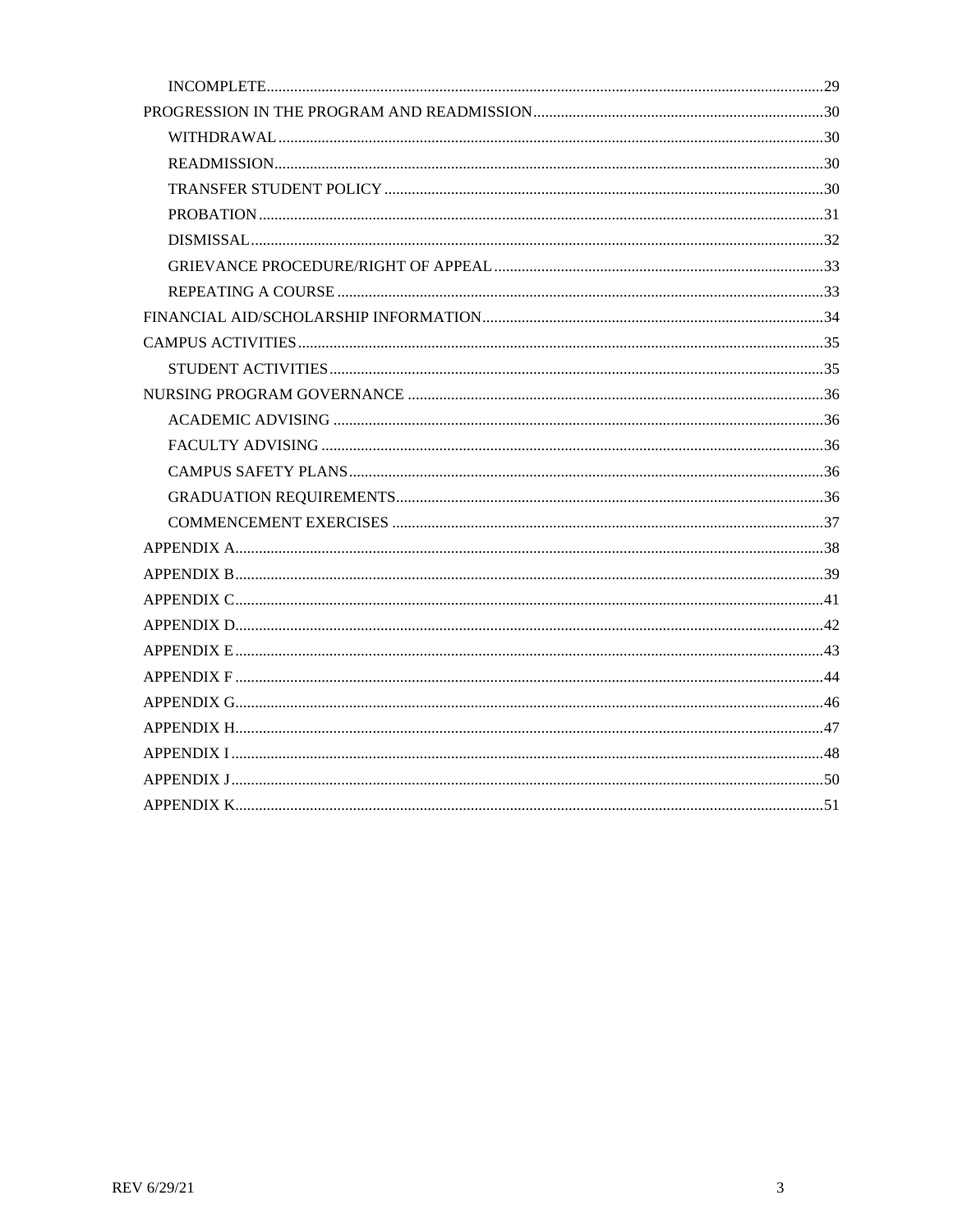- INCOMPLETE ... 29
PROGRESSION IN THE PROGRAM AND READMISSION ... 30
- WITHDRAWAL ... 30
- READMISSION ... 30
- TRANSFER STUDENT POLICY ... 30
- PROBATION ... 31
- DISMISSAL ... 32
- GRIEVANCE PROCEDURE/RIGHT OF APPEAL ... 33
- REPEATING A COURSE ... 33

FINANCIAL AID/SCHOLARSHIP INFORMATION ... 34

CAMPUS ACTIVITIES ... 35
- STUDENT ACTIVITIES ... 35

NURSING PROGRAM GOVERNANCE ... 36
- ACADEMIC ADVISING ... 36
- FACULTY ADVISING ... 36
- CAMPUS SAFETY PLANS ... 36
- GRADUATION REQUIREMENTS ... 36
- COMMENCEMENT EXERCISES ... 37

APPENDIX A ... 38

APPENDIX B ... 39

APPENDIX C ... 41

APPENDIX D ... 42

APPENDIX E ... 43

APPENDIX F ... 44

APPENDIX G ... 46

APPENDIX H ... 47

APPENDIX I ... 48

APPENDIX J ... 50

APPENDIX K ... 51

REV 6/29/21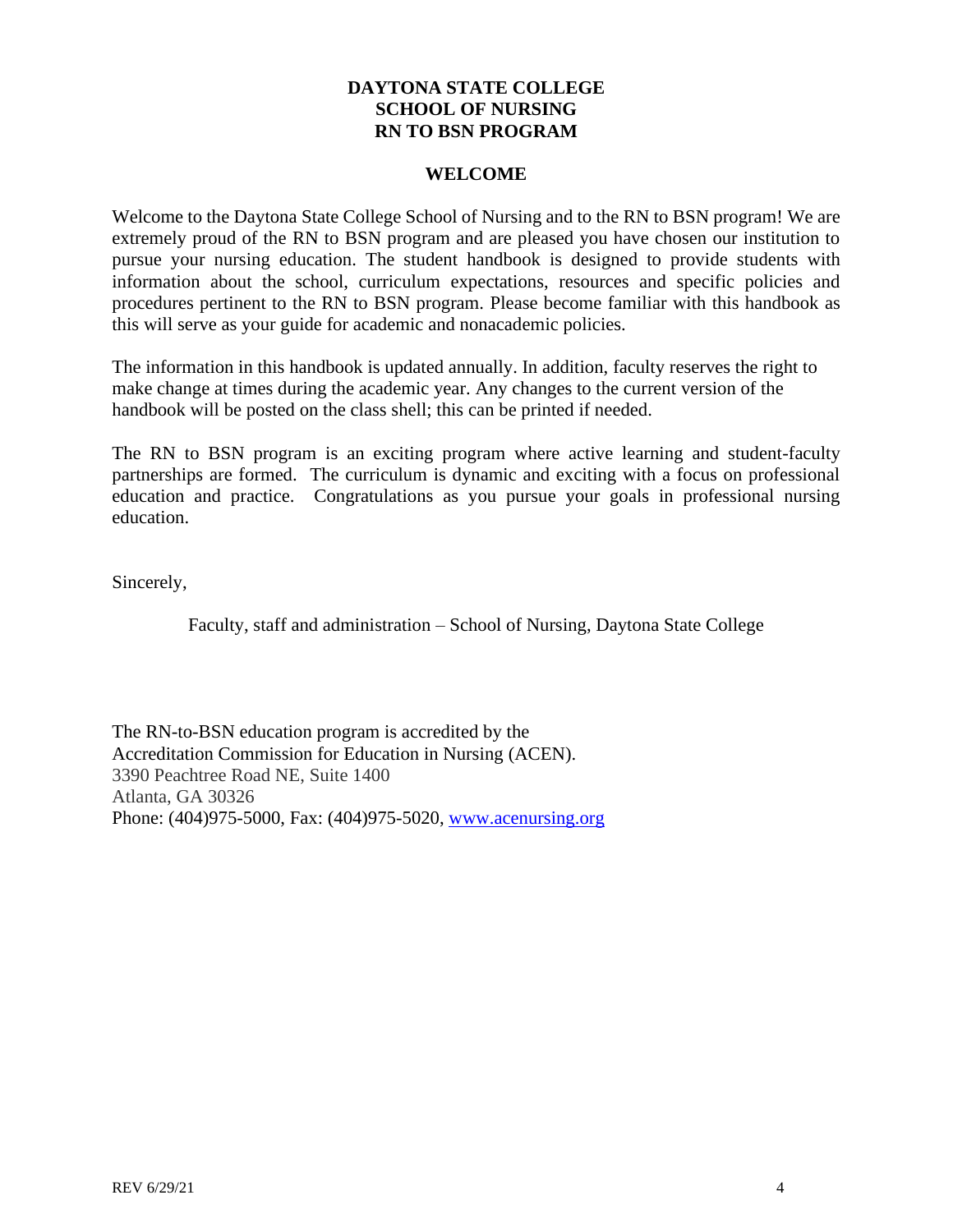# DAYTONA STATE COLLEGE
# SCHOOL OF NURSING
# RN TO BSN PROGRAM

## WELCOME

Welcome to the Daytona State College School of Nursing and to the RN to BSN program! We are extremely proud of the RN to BSN program and are pleased you have chosen our institution to pursue your nursing education. The student handbook is designed to provide students with information about the school, curriculum expectations, resources and specific policies and procedures pertinent to the RN to BSN program. Please become familiar with this handbook as this will serve as your guide for academic and nonacademic policies.

The information in this handbook is updated annually. In addition, faculty reserves the right to make change at times during the academic year. Any changes to the current version of the handbook will be posted on the class shell; this can be printed if needed.

The RN to BSN program is an exciting program where active learning and student-faculty partnerships are formed. The curriculum is dynamic and exciting with a focus on professional education and practice. Congratulations as you pursue your goals in professional nursing education.

Sincerely,

Faculty, staff and administration – School of Nursing, Daytona State College

The RN-to-BSN education program is accredited by the
Accreditation Commission for Education in Nursing (ACEN).
3390 Peachtree Road NE, Suite 1400
Atlanta, GA 30326
Phone: (404)975-5000, Fax: (404)975-5020, www.acenursing.org

REV 6/29/21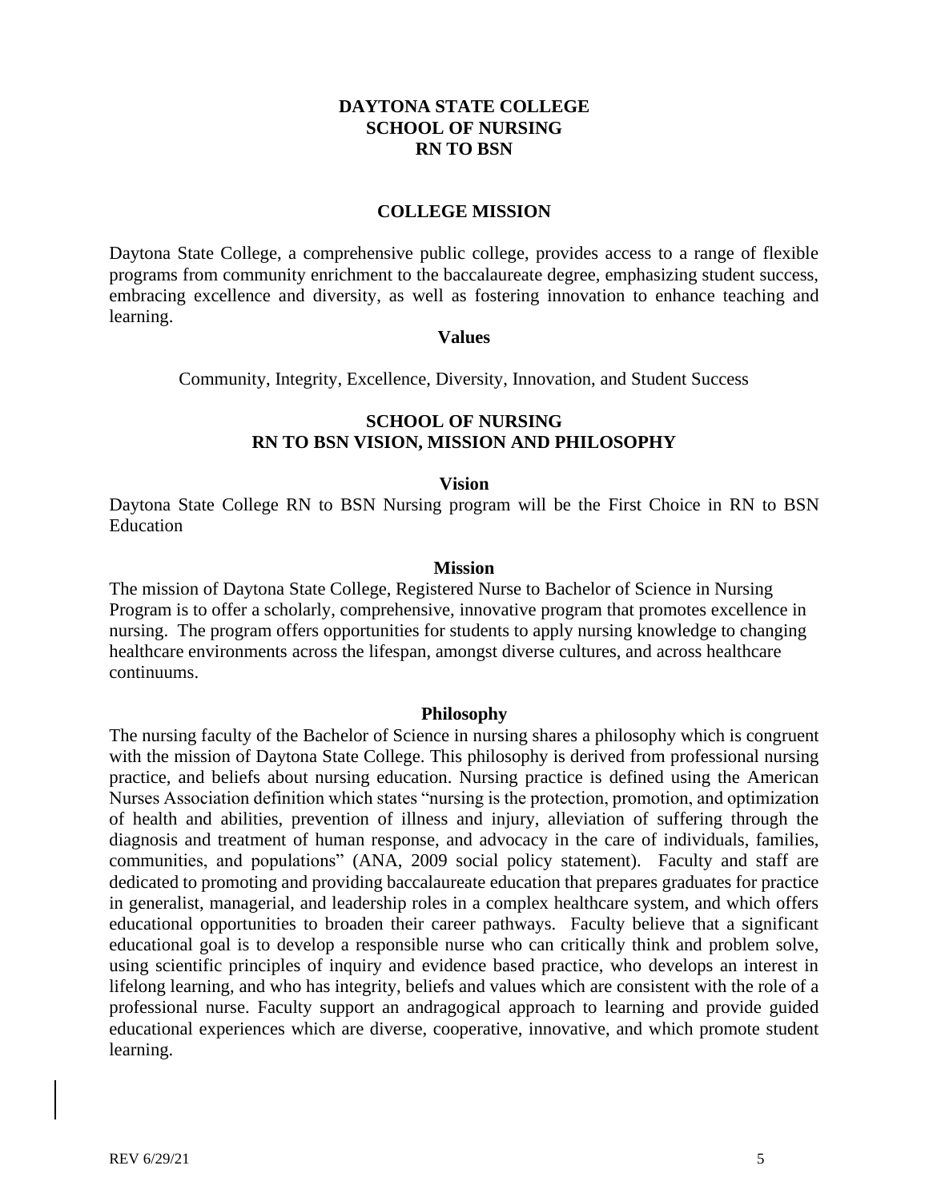# DAYTONA STATE COLLEGE
# SCHOOL OF NURSING
# RN TO BSN

## COLLEGE MISSION

Daytona State College, a comprehensive public college, provides access to a range of flexible programs from community enrichment to the baccalaureate degree, emphasizing student success, embracing excellence and diversity, as well as fostering innovation to enhance teaching and learning.

### Values

Community, Integrity, Excellence, Diversity, Innovation, and Student Success

## SCHOOL OF NURSING
## RN TO BSN VISION, MISSION AND PHILOSOPHY

### Vision

Daytona State College RN to BSN Nursing program will be the First Choice in RN to BSN Education

### Mission

The mission of Daytona State College, Registered Nurse to Bachelor of Science in Nursing Program is to offer a scholarly, comprehensive, innovative program that promotes excellence in nursing. The program offers opportunities for students to apply nursing knowledge to changing healthcare environments across the lifespan, amongst diverse cultures, and across healthcare continuums.

### Philosophy

The nursing faculty of the Bachelor of Science in nursing shares a philosophy which is congruent with the mission of Daytona State College. This philosophy is derived from professional nursing practice, and beliefs about nursing education. Nursing practice is defined using the American Nurses Association definition which states "nursing is the protection, promotion, and optimization of health and abilities, prevention of illness and injury, alleviation of suffering through the diagnosis and treatment of human response, and advocacy in the care of individuals, families, communities, and populations" (ANA, 2009 social policy statement). Faculty and staff are dedicated to promoting and providing baccalaureate education that prepares graduates for practice in generalist, managerial, and leadership roles in a complex healthcare system, and which offers educational opportunities to broaden their career pathways. Faculty believe that a significant educational goal is to develop a responsible nurse who can critically think and problem solve, using scientific principles of inquiry and evidence based practice, who develops an interest in lifelong learning, and who has integrity, beliefs and values which are consistent with the role of a professional nurse. Faculty support an andragogical approach to learning and provide guided educational experiences which are diverse, cooperative, innovative, and which promote student learning.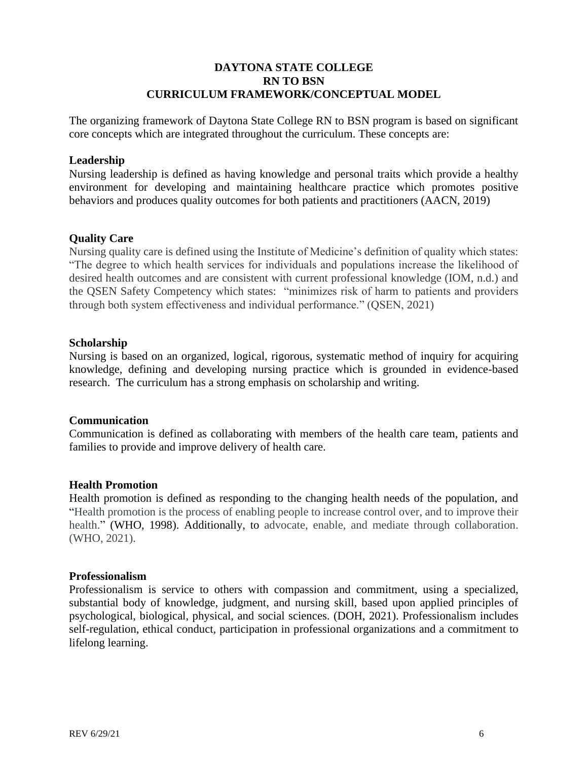# DAYTONA STATE COLLEGE
# RN TO BSN
# CURRICULUM FRAMEWORK/CONCEPTUAL MODEL

The organizing framework of Daytona State College RN to BSN program is based on significant core concepts which are integrated throughout the curriculum. These concepts are:

**Leadership**

Nursing leadership is defined as having knowledge and personal traits which provide a healthy environment for developing and maintaining healthcare practice which promotes positive behaviors and produces quality outcomes for both patients and practitioners (AACN, 2019)

**Quality Care**

Nursing quality care is defined using the Institute of Medicine's definition of quality which states: "The degree to which health services for individuals and populations increase the likelihood of desired health outcomes and are consistent with current professional knowledge (IOM, n.d.) and the QSEN Safety Competency which states: "minimizes risk of harm to patients and providers through both system effectiveness and individual performance." (QSEN, 2021)

**Scholarship**

Nursing is based on an organized, logical, rigorous, systematic method of inquiry for acquiring knowledge, defining and developing nursing practice which is grounded in evidence-based research. The curriculum has a strong emphasis on scholarship and writing.

**Communication**

Communication is defined as collaborating with members of the health care team, patients and families to provide and improve delivery of health care.

**Health Promotion**

Health promotion is defined as responding to the changing health needs of the population, and "Health promotion is the process of enabling people to increase control over, and to improve their health." (WHO, 1998). Additionally, to advocate, enable, and mediate through collaboration. (WHO, 2021).

**Professionalism**

Professionalism is service to others with compassion and commitment, using a specialized, substantial body of knowledge, judgment, and nursing skill, based upon applied principles of psychological, biological, physical, and social sciences. (DOH, 2021). Professionalism includes self-regulation, ethical conduct, participation in professional organizations and a commitment to lifelong learning.

REV 6/29/21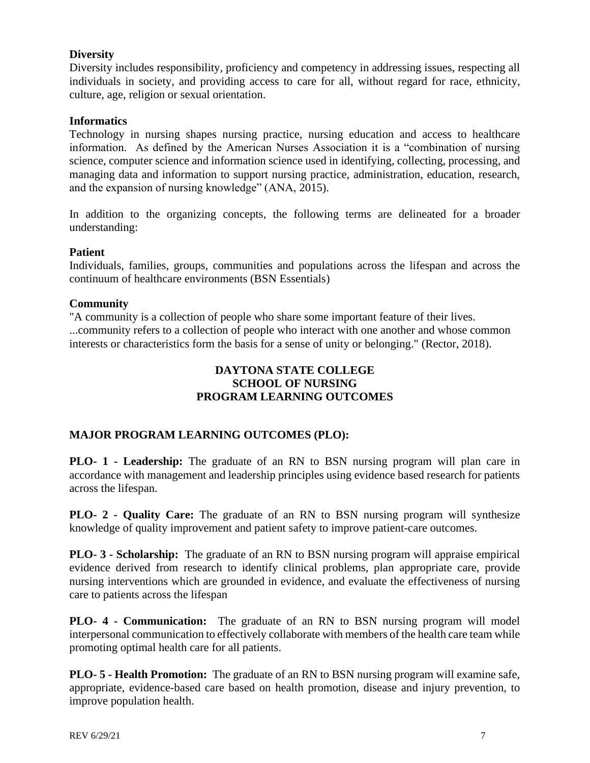**Diversity**

Diversity includes responsibility, proficiency and competency in addressing issues, respecting all individuals in society, and providing access to care for all, without regard for race, ethnicity, culture, age, religion or sexual orientation.

**Informatics**

Technology in nursing shapes nursing practice, nursing education and access to healthcare information. As defined by the American Nurses Association it is a "combination of nursing science, computer science and information science used in identifying, collecting, processing, and managing data and information to support nursing practice, administration, education, research, and the expansion of nursing knowledge" (ANA, 2015).

In addition to the organizing concepts, the following terms are delineated for a broader understanding:

**Patient**

Individuals, families, groups, communities and populations across the lifespan and across the continuum of healthcare environments (BSN Essentials)

**Community**

"A community is a collection of people who share some important feature of their lives. ...community refers to a collection of people who interact with one another and whose common interests or characteristics form the basis for a sense of unity or belonging." (Rector, 2018).

## DAYTONA STATE COLLEGE
## SCHOOL OF NURSING
## PROGRAM LEARNING OUTCOMES

### MAJOR PROGRAM LEARNING OUTCOMES (PLO):

**PLO- 1 - Leadership:** The graduate of an RN to BSN nursing program will plan care in accordance with management and leadership principles using evidence based research for patients across the lifespan.

**PLO- 2 - Quality Care:** The graduate of an RN to BSN nursing program will synthesize knowledge of quality improvement and patient safety to improve patient-care outcomes.

**PLO- 3 - Scholarship:** The graduate of an RN to BSN nursing program will appraise empirical evidence derived from research to identify clinical problems, plan appropriate care, provide nursing interventions which are grounded in evidence, and evaluate the effectiveness of nursing care to patients across the lifespan

**PLO- 4 - Communication:** The graduate of an RN to BSN nursing program will model interpersonal communication to effectively collaborate with members of the health care team while promoting optimal health care for all patients.

**PLO- 5 - Health Promotion:** The graduate of an RN to BSN nursing program will examine safe, appropriate, evidence-based care based on health promotion, disease and injury prevention, to improve population health.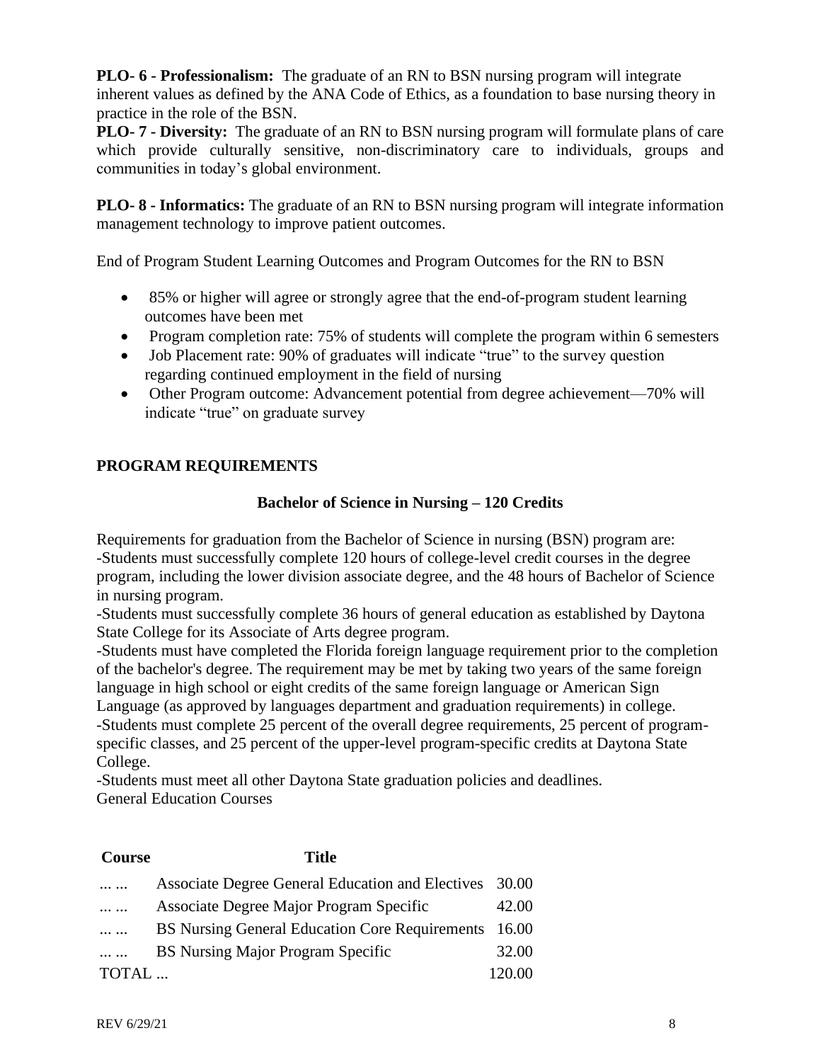**PLO- 6 - Professionalism:** The graduate of an RN to BSN nursing program will integrate inherent values as defined by the ANA Code of Ethics, as a foundation to base nursing theory in practice in the role of the BSN.

**PLO- 7 - Diversity:** The graduate of an RN to BSN nursing program will formulate plans of care which provide culturally sensitive, non-discriminatory care to individuals, groups and communities in today's global environment.

**PLO- 8 - Informatics:** The graduate of an RN to BSN nursing program will integrate information management technology to improve patient outcomes.

End of Program Student Learning Outcomes and Program Outcomes for the RN to BSN

- 85% or higher will agree or strongly agree that the end-of-program student learning outcomes have been met
- Program completion rate: 75% of students will complete the program within 6 semesters
- Job Placement rate: 90% of graduates will indicate "true" to the survey question regarding continued employment in the field of nursing
- Other Program outcome: Advancement potential from degree achievement—70% will indicate "true" on graduate survey

## PROGRAM REQUIREMENTS

### Bachelor of Science in Nursing – 120 Credits

Requirements for graduation from the Bachelor of Science in nursing (BSN) program are:
-Students must successfully complete 120 hours of college-level credit courses in the degree program, including the lower division associate degree, and the 48 hours of Bachelor of Science in nursing program.
-Students must successfully complete 36 hours of general education as established by Daytona State College for its Associate of Arts degree program.
-Students must have completed the Florida foreign language requirement prior to the completion of the bachelor's degree. The requirement may be met by taking two years of the same foreign language in high school or eight credits of the same foreign language or American Sign Language (as approved by languages department and graduation requirements) in college.
-Students must complete 25 percent of the overall degree requirements, 25 percent of program-specific classes, and 25 percent of the upper-level program-specific credits at Daytona State College.
-Students must meet all other Daytona State graduation policies and deadlines.
General Education Courses

| Course | Title | |
|---|---|---|
| ... ... | Associate Degree General Education and Electives | 30.00 |
| ... ... | Associate Degree Major Program Specific | 42.00 |
| ... ... | BS Nursing General Education Core Requirements | 16.00 |
| ... ... | BS Nursing Major Program Specific | 32.00 |
| TOTAL ... | | 120.00 |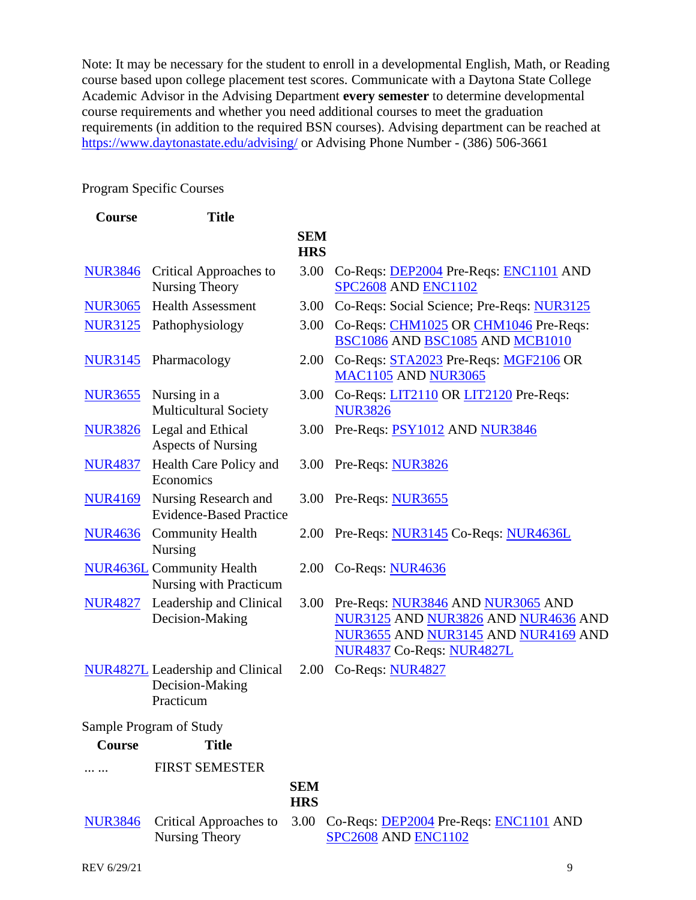Note: It may be necessary for the student to enroll in a developmental English, Math, or Reading course based upon college placement test scores. Communicate with a Daytona State College Academic Advisor in the Advising Department **every semester** to determine developmental course requirements and whether you need additional courses to meet the graduation requirements (in addition to the required BSN courses). Advising department can be reached at https://www.daytonastate.edu/advising/ or Advising Phone Number - (386) 506-3661

Program Specific Courses

| Course | Title | SEM HRS | |
|---|---|---|---|
| NUR3846 | Critical Approaches to Nursing Theory | 3.00 | Co-Reqs: DEP2004 Pre-Reqs: ENC1101 AND SPC2608 AND ENC1102 |
| NUR3065 | Health Assessment | 3.00 | Co-Reqs: Social Science; Pre-Reqs: NUR3125 |
| NUR3125 | Pathophysiology | 3.00 | Co-Reqs: CHM1025 OR CHM1046 Pre-Reqs: BSC1086 AND BSC1085 AND MCB1010 |
| NUR3145 | Pharmacology | 2.00 | Co-Reqs: STA2023 Pre-Reqs: MGF2106 OR MAC1105 AND NUR3065 |
| NUR3655 | Nursing in a Multicultural Society | 3.00 | Co-Reqs: LIT2110 OR LIT2120 Pre-Reqs: NUR3826 |
| NUR3826 | Legal and Ethical Aspects of Nursing | 3.00 | Pre-Reqs: PSY1012 AND NUR3846 |
| NUR4837 | Health Care Policy and Economics | 3.00 | Pre-Reqs: NUR3826 |
| NUR4169 | Nursing Research and Evidence-Based Practice | 3.00 | Pre-Reqs: NUR3655 |
| NUR4636 | Community Health Nursing | 2.00 | Pre-Reqs: NUR3145 Co-Reqs: NUR4636L |
| NUR4636L | Community Health Nursing with Practicum | 2.00 | Co-Reqs: NUR4636 |
| NUR4827 | Leadership and Clinical Decision-Making | 3.00 | Pre-Reqs: NUR3846 AND NUR3065 AND NUR3125 AND NUR3826 AND NUR4636 AND NUR3655 AND NUR3145 AND NUR4169 AND NUR4837 Co-Reqs: NUR4827L |
| NUR4827L | Leadership and Clinical Decision-Making Practicum | 2.00 | Co-Reqs: NUR4827 |

Sample Program of Study

| Course | Title | SEM HRS | |
|---|---|---|---|
| ... ... | FIRST SEMESTER | | |
| NUR3846 | Critical Approaches to Nursing Theory | 3.00 | Co-Reqs: DEP2004 Pre-Reqs: ENC1101 AND SPC2608 AND ENC1102 |

REV 6/29/21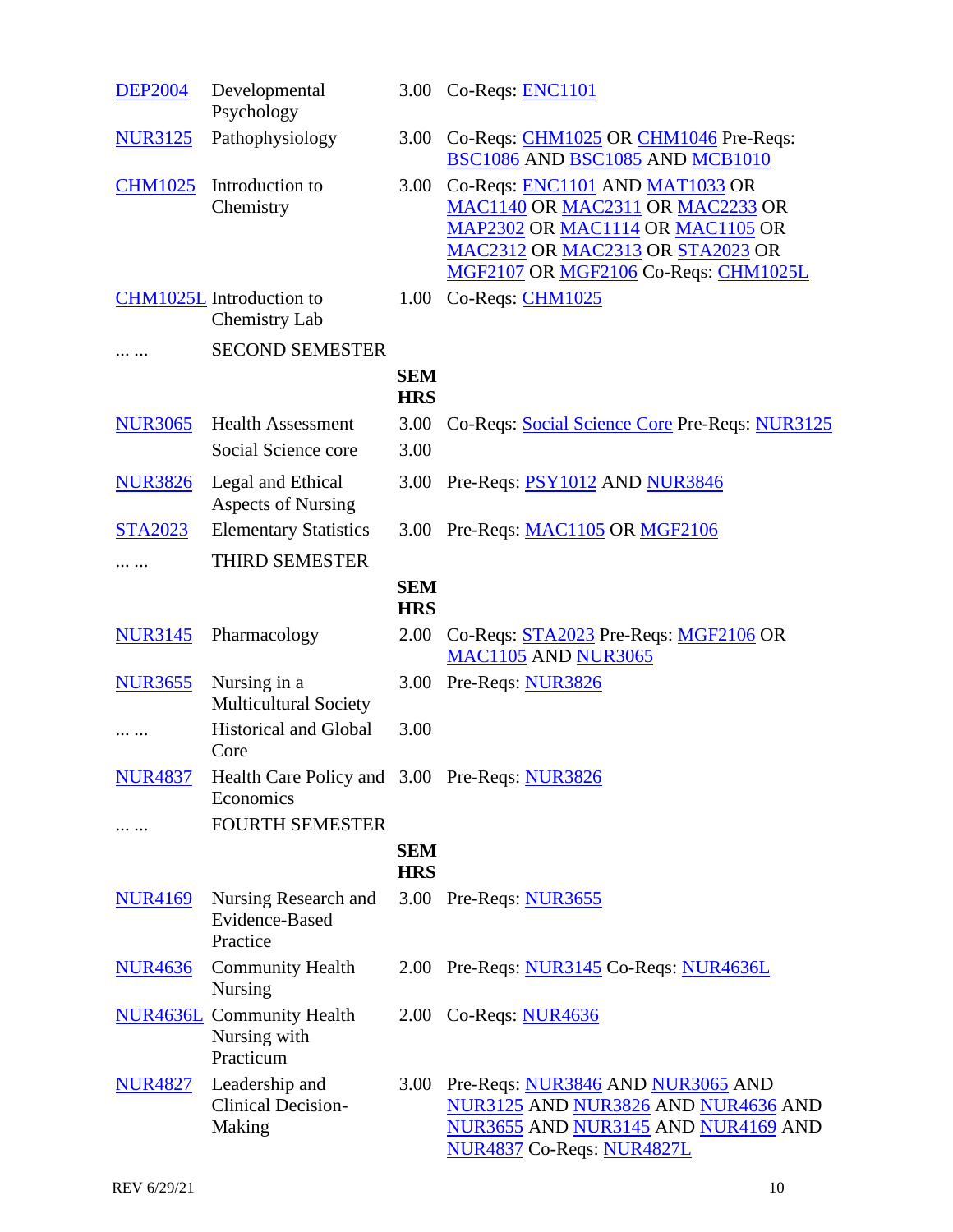| | | | |
|---|---|---|---|
| DEP2004 | Developmental Psychology | 3.00 | Co-Reqs: ENC1101 |
| NUR3125 | Pathophysiology | 3.00 | Co-Reqs: CHM1025 OR CHM1046 Pre-Reqs: BSC1086 AND BSC1085 AND MCB1010 |
| CHM1025 | Introduction to Chemistry | 3.00 | Co-Reqs: ENC1101 AND MAT1033 OR MAC1140 OR MAC2311 OR MAC2233 OR MAP2302 OR MAC1114 OR MAC1105 OR MAC2312 OR MAC2313 OR STA2023 OR MGF2107 OR MGF2106 Co-Reqs: CHM1025L |
| CHM1025L | Introduction to Chemistry Lab | 1.00 | Co-Reqs: CHM1025 |
| ... ... | SECOND SEMESTER | | |
| | | **SEM HRS** | |
| NUR3065 | Health Assessment | 3.00 | Co-Reqs: Social Science Core Pre-Reqs: NUR3125 |
| | Social Science core | 3.00 | |
| NUR3826 | Legal and Ethical Aspects of Nursing | 3.00 | Pre-Reqs: PSY1012 AND NUR3846 |
| STA2023 | Elementary Statistics | 3.00 | Pre-Reqs: MAC1105 OR MGF2106 |
| ... ... | THIRD SEMESTER | | |
| | | **SEM HRS** | |
| NUR3145 | Pharmacology | 2.00 | Co-Reqs: STA2023 Pre-Reqs: MGF2106 OR MAC1105 AND NUR3065 |
| NUR3655 | Nursing in a Multicultural Society | 3.00 | Pre-Reqs: NUR3826 |
| ... ... | Historical and Global Core | 3.00 | |
| NUR4837 | Health Care Policy and Economics | 3.00 | Pre-Reqs: NUR3826 |
| ... ... | FOURTH SEMESTER | | |
| | | **SEM HRS** | |
| NUR4169 | Nursing Research and Evidence-Based Practice | 3.00 | Pre-Reqs: NUR3655 |
| NUR4636 | Community Health Nursing | 2.00 | Pre-Reqs: NUR3145 Co-Reqs: NUR4636L |
| NUR4636L | Community Health Nursing with Practicum | 2.00 | Co-Reqs: NUR4636 |
| NUR4827 | Leadership and Clinical Decision-Making | 3.00 | Pre-Reqs: NUR3846 AND NUR3065 AND NUR3125 AND NUR3826 AND NUR4636 AND NUR3655 AND NUR3145 AND NUR4169 AND NUR4837 Co-Reqs: NUR4827L |

REV 6/29/21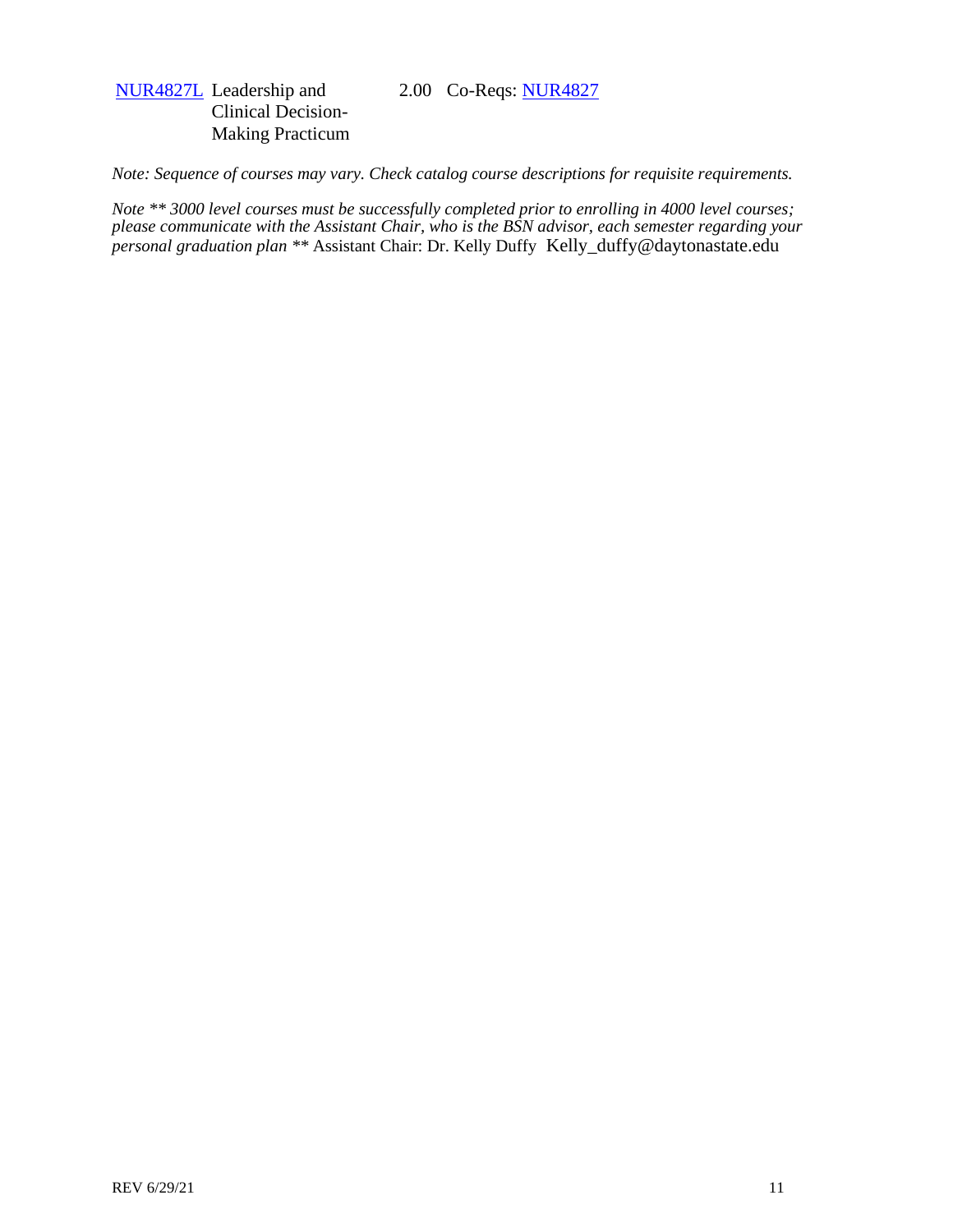| | | | |
|---|---|---|---|
| NUR4827L | Leadership and Clinical Decision-Making Practicum | 2.00 | Co-Reqs: NUR4827 |

*Note: Sequence of courses may vary. Check catalog course descriptions for requisite requirements.*

*Note ** 3000 level courses must be successfully completed prior to enrolling in 4000 level courses; please communicate with the Assistant Chair, who is the BSN advisor, each semester regarding your personal graduation plan ***** Assistant Chair: Dr. Kelly Duffy Kelly_duffy@daytonastate.edu

REV 6/29/21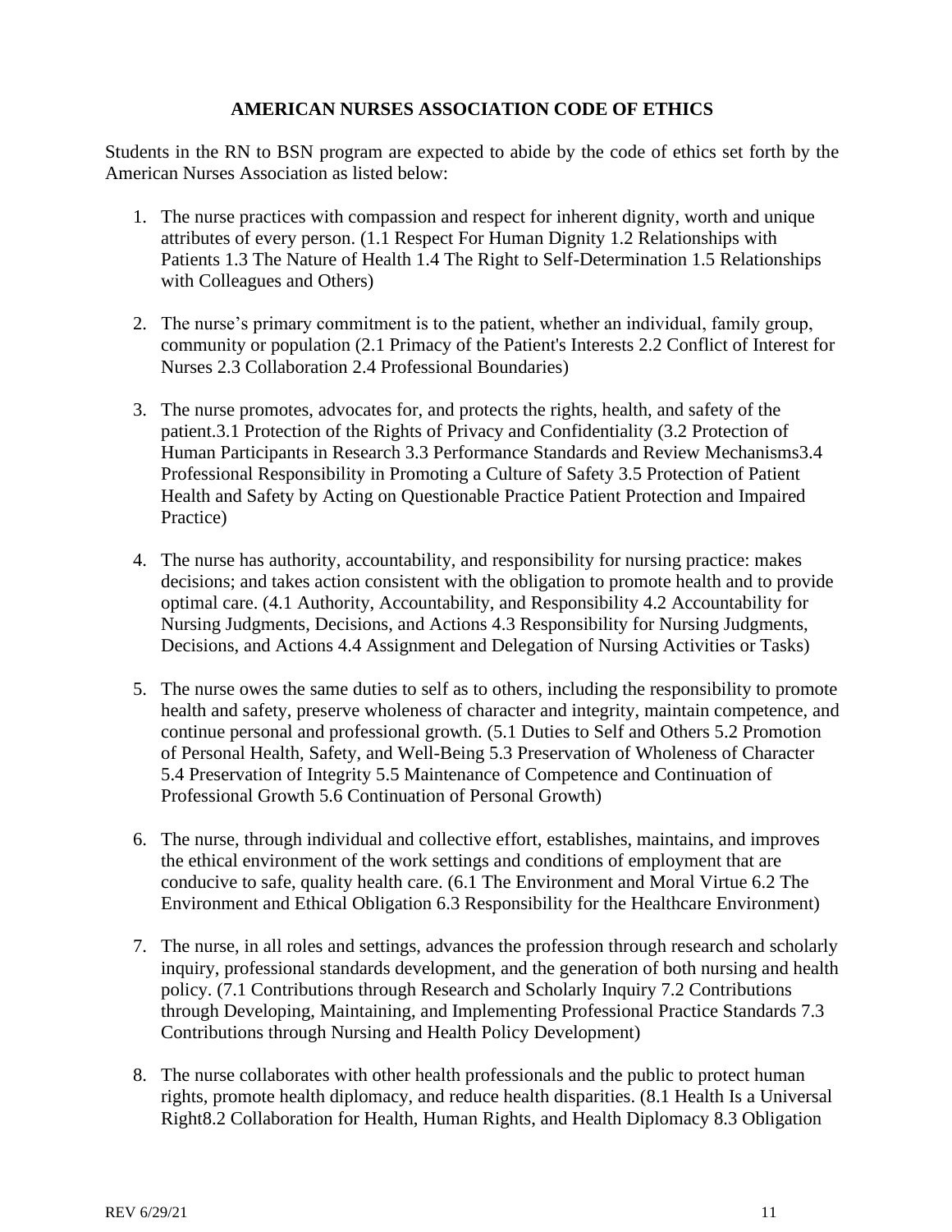## AMERICAN NURSES ASSOCIATION CODE OF ETHICS

Students in the RN to BSN program are expected to abide by the code of ethics set forth by the American Nurses Association as listed below:

1. The nurse practices with compassion and respect for inherent dignity, worth and unique attributes of every person. (1.1 Respect For Human Dignity 1.2 Relationships with Patients 1.3 The Nature of Health 1.4 The Right to Self-Determination 1.5 Relationships with Colleagues and Others)

2. The nurse's primary commitment is to the patient, whether an individual, family group, community or population (2.1 Primacy of the Patient's Interests 2.2 Conflict of Interest for Nurses 2.3 Collaboration 2.4 Professional Boundaries)

3. The nurse promotes, advocates for, and protects the rights, health, and safety of the patient.3.1 Protection of the Rights of Privacy and Confidentiality (3.2 Protection of Human Participants in Research 3.3 Performance Standards and Review Mechanisms3.4 Professional Responsibility in Promoting a Culture of Safety 3.5 Protection of Patient Health and Safety by Acting on Questionable Practice Patient Protection and Impaired Practice)

4. The nurse has authority, accountability, and responsibility for nursing practice: makes decisions; and takes action consistent with the obligation to promote health and to provide optimal care. (4.1 Authority, Accountability, and Responsibility 4.2 Accountability for Nursing Judgments, Decisions, and Actions 4.3 Responsibility for Nursing Judgments, Decisions, and Actions 4.4 Assignment and Delegation of Nursing Activities or Tasks)

5. The nurse owes the same duties to self as to others, including the responsibility to promote health and safety, preserve wholeness of character and integrity, maintain competence, and continue personal and professional growth. (5.1 Duties to Self and Others 5.2 Promotion of Personal Health, Safety, and Well-Being 5.3 Preservation of Wholeness of Character 5.4 Preservation of Integrity 5.5 Maintenance of Competence and Continuation of Professional Growth 5.6 Continuation of Personal Growth)

6. The nurse, through individual and collective effort, establishes, maintains, and improves the ethical environment of the work settings and conditions of employment that are conducive to safe, quality health care. (6.1 The Environment and Moral Virtue 6.2 The Environment and Ethical Obligation 6.3 Responsibility for the Healthcare Environment)

7. The nurse, in all roles and settings, advances the profession through research and scholarly inquiry, professional standards development, and the generation of both nursing and health policy. (7.1 Contributions through Research and Scholarly Inquiry 7.2 Contributions through Developing, Maintaining, and Implementing Professional Practice Standards 7.3 Contributions through Nursing and Health Policy Development)

8. The nurse collaborates with other health professionals and the public to protect human rights, promote health diplomacy, and reduce health disparities. (8.1 Health Is a Universal Right8.2 Collaboration for Health, Human Rights, and Health Diplomacy 8.3 Obligation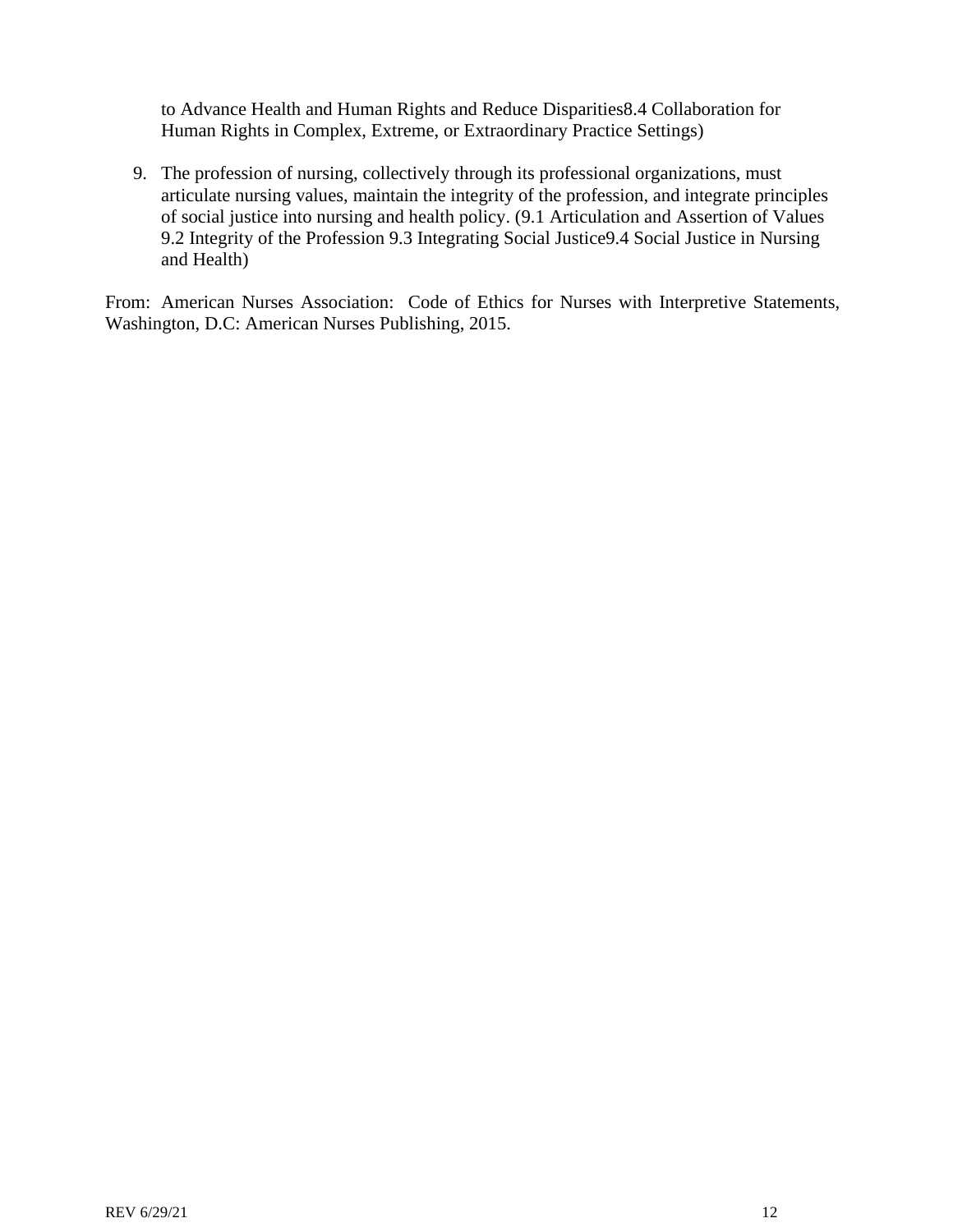to Advance Health and Human Rights and Reduce Disparities8.4 Collaboration for Human Rights in Complex, Extreme, or Extraordinary Practice Settings)

9. The profession of nursing, collectively through its professional organizations, must articulate nursing values, maintain the integrity of the profession, and integrate principles of social justice into nursing and health policy. (9.1 Articulation and Assertion of Values 9.2 Integrity of the Profession 9.3 Integrating Social Justice9.4 Social Justice in Nursing and Health)

From: American Nurses Association: Code of Ethics for Nurses with Interpretive Statements, Washington, D.C: American Nurses Publishing, 2015.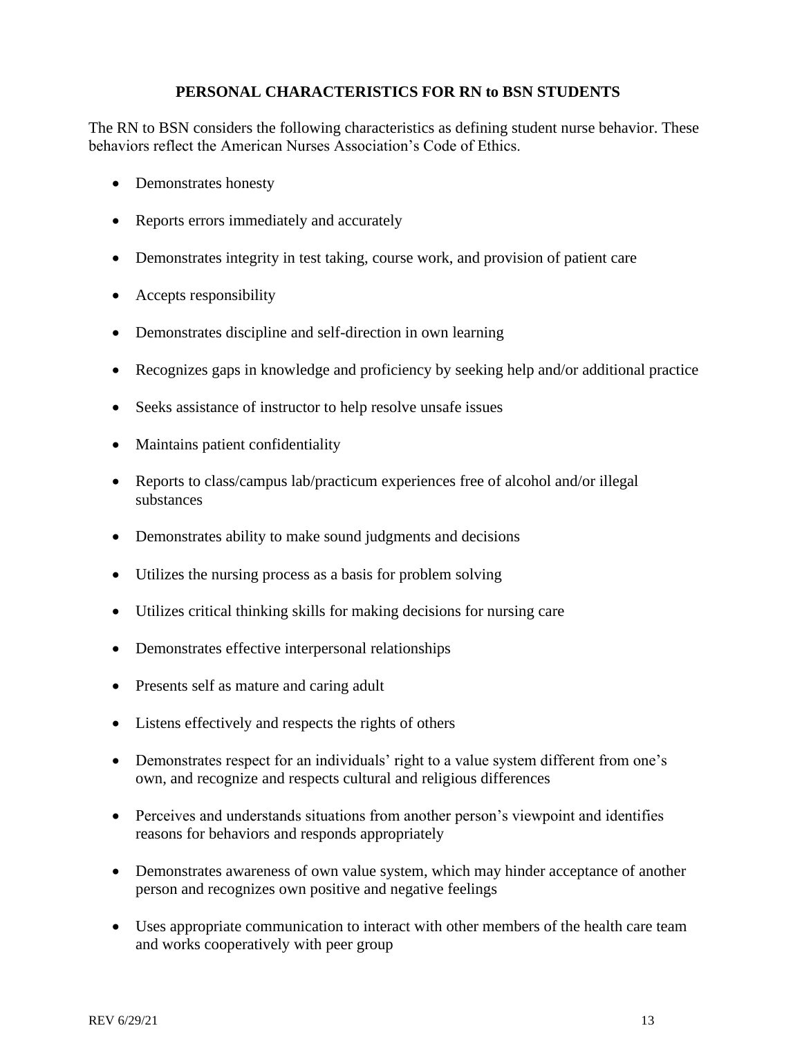## PERSONAL CHARACTERISTICS FOR RN to BSN STUDENTS

The RN to BSN considers the following characteristics as defining student nurse behavior. These behaviors reflect the American Nurses Association's Code of Ethics.

- Demonstrates honesty
- Reports errors immediately and accurately
- Demonstrates integrity in test taking, course work, and provision of patient care
- Accepts responsibility
- Demonstrates discipline and self-direction in own learning
- Recognizes gaps in knowledge and proficiency by seeking help and/or additional practice
- Seeks assistance of instructor to help resolve unsafe issues
- Maintains patient confidentiality
- Reports to class/campus lab/practicum experiences free of alcohol and/or illegal substances
- Demonstrates ability to make sound judgments and decisions
- Utilizes the nursing process as a basis for problem solving
- Utilizes critical thinking skills for making decisions for nursing care
- Demonstrates effective interpersonal relationships
- Presents self as mature and caring adult
- Listens effectively and respects the rights of others
- Demonstrates respect for an individuals' right to a value system different from one's own, and recognize and respects cultural and religious differences
- Perceives and understands situations from another person's viewpoint and identifies reasons for behaviors and responds appropriately
- Demonstrates awareness of own value system, which may hinder acceptance of another person and recognizes own positive and negative feelings
- Uses appropriate communication to interact with other members of the health care team and works cooperatively with peer group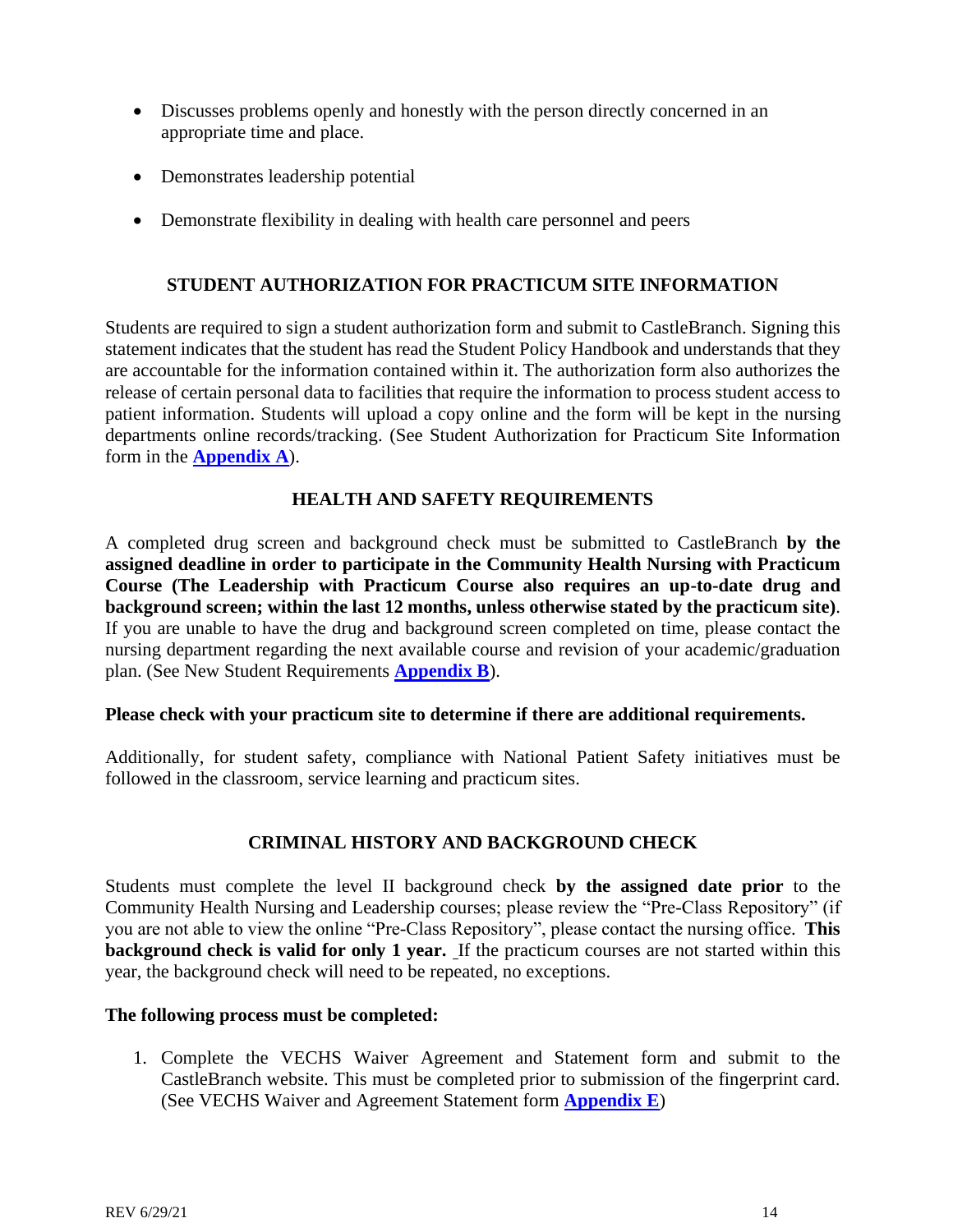- Discusses problems openly and honestly with the person directly concerned in an appropriate time and place.
- Demonstrates leadership potential
- Demonstrate flexibility in dealing with health care personnel and peers

## STUDENT AUTHORIZATION FOR PRACTICUM SITE INFORMATION

Students are required to sign a student authorization form and submit to CastleBranch. Signing this statement indicates that the student has read the Student Policy Handbook and understands that they are accountable for the information contained within it. The authorization form also authorizes the release of certain personal data to facilities that require the information to process student access to patient information. Students will upload a copy online and the form will be kept in the nursing departments online records/tracking. (See Student Authorization for Practicum Site Information form in the **Appendix A**).

## HEALTH AND SAFETY REQUIREMENTS

A completed drug screen and background check must be submitted to CastleBranch **by the assigned deadline in order to participate in the Community Health Nursing with Practicum Course (The Leadership with Practicum Course also requires an up-to-date drug and background screen; within the last 12 months, unless otherwise stated by the practicum site)**. If you are unable to have the drug and background screen completed on time, please contact the nursing department regarding the next available course and revision of your academic/graduation plan. (See New Student Requirements **Appendix B**).

**Please check with your practicum site to determine if there are additional requirements.**

Additionally, for student safety, compliance with National Patient Safety initiatives must be followed in the classroom, service learning and practicum sites.

## CRIMINAL HISTORY AND BACKGROUND CHECK

Students must complete the level II background check **by the assigned date prior** to the Community Health Nursing and Leadership courses; please review the "Pre-Class Repository" (if you are not able to view the online "Pre-Class Repository", please contact the nursing office. **This background check is valid for only 1 year.** If the practicum courses are not started within this year, the background check will need to be repeated, no exceptions.

**The following process must be completed:**

1. Complete the VECHS Waiver Agreement and Statement form and submit to the CastleBranch website. This must be completed prior to submission of the fingerprint card. (See VECHS Waiver and Agreement Statement form **Appendix E**)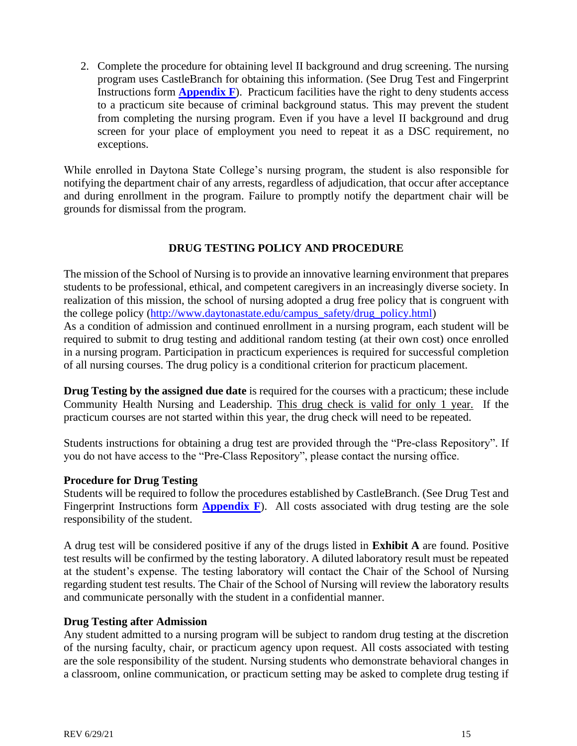2. Complete the procedure for obtaining level II background and drug screening. The nursing program uses CastleBranch for obtaining this information. (See Drug Test and Fingerprint Instructions form **Appendix F**). Practicum facilities have the right to deny students access to a practicum site because of criminal background status. This may prevent the student from completing the nursing program. Even if you have a level II background and drug screen for your place of employment you need to repeat it as a DSC requirement, no exceptions.

While enrolled in Daytona State College's nursing program, the student is also responsible for notifying the department chair of any arrests, regardless of adjudication, that occur after acceptance and during enrollment in the program. Failure to promptly notify the department chair will be grounds for dismissal from the program.

## DRUG TESTING POLICY AND PROCEDURE

The mission of the School of Nursing is to provide an innovative learning environment that prepares students to be professional, ethical, and competent caregivers in an increasingly diverse society. In realization of this mission, the school of nursing adopted a drug free policy that is congruent with the college policy (http://www.daytonastate.edu/campus_safety/drug_policy.html)
As a condition of admission and continued enrollment in a nursing program, each student will be required to submit to drug testing and additional random testing (at their own cost) once enrolled in a nursing program. Participation in practicum experiences is required for successful completion of all nursing courses. The drug policy is a conditional criterion for practicum placement.

**Drug Testing by the assigned due date** is required for the courses with a practicum; these include Community Health Nursing and Leadership. This drug check is valid for only 1 year. If the practicum courses are not started within this year, the drug check will need to be repeated.

Students instructions for obtaining a drug test are provided through the "Pre-class Repository". If you do not have access to the "Pre-Class Repository", please contact the nursing office.

### Procedure for Drug Testing

Students will be required to follow the procedures established by CastleBranch. (See Drug Test and Fingerprint Instructions form **Appendix F**). All costs associated with drug testing are the sole responsibility of the student.

A drug test will be considered positive if any of the drugs listed in **Exhibit A** are found. Positive test results will be confirmed by the testing laboratory. A diluted laboratory result must be repeated at the student's expense. The testing laboratory will contact the Chair of the School of Nursing regarding student test results. The Chair of the School of Nursing will review the laboratory results and communicate personally with the student in a confidential manner.

### Drug Testing after Admission

Any student admitted to a nursing program will be subject to random drug testing at the discretion of the nursing faculty, chair, or practicum agency upon request. All costs associated with testing are the sole responsibility of the student. Nursing students who demonstrate behavioral changes in a classroom, online communication, or practicum setting may be asked to complete drug testing if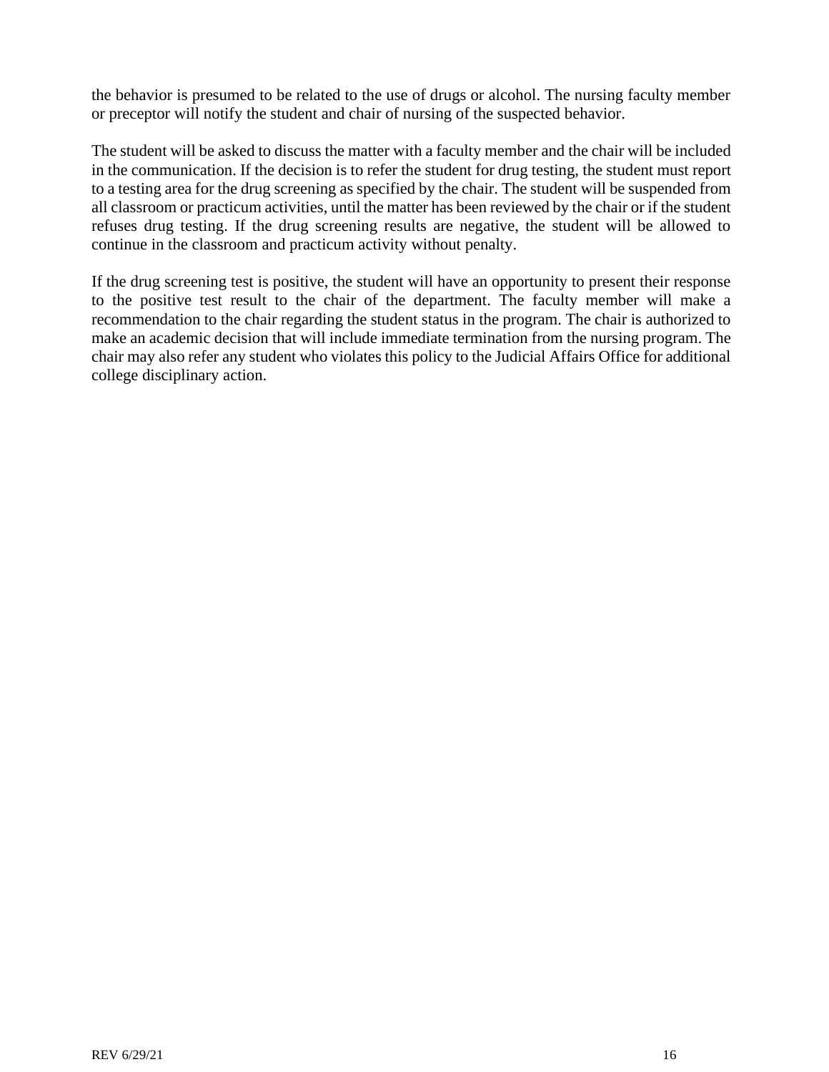the behavior is presumed to be related to the use of drugs or alcohol. The nursing faculty member or preceptor will notify the student and chair of nursing of the suspected behavior.

The student will be asked to discuss the matter with a faculty member and the chair will be included in the communication. If the decision is to refer the student for drug testing, the student must report to a testing area for the drug screening as specified by the chair. The student will be suspended from all classroom or practicum activities, until the matter has been reviewed by the chair or if the student refuses drug testing. If the drug screening results are negative, the student will be allowed to continue in the classroom and practicum activity without penalty.

If the drug screening test is positive, the student will have an opportunity to present their response to the positive test result to the chair of the department. The faculty member will make a recommendation to the chair regarding the student status in the program. The chair is authorized to make an academic decision that will include immediate termination from the nursing program. The chair may also refer any student who violates this policy to the Judicial Affairs Office for additional college disciplinary action.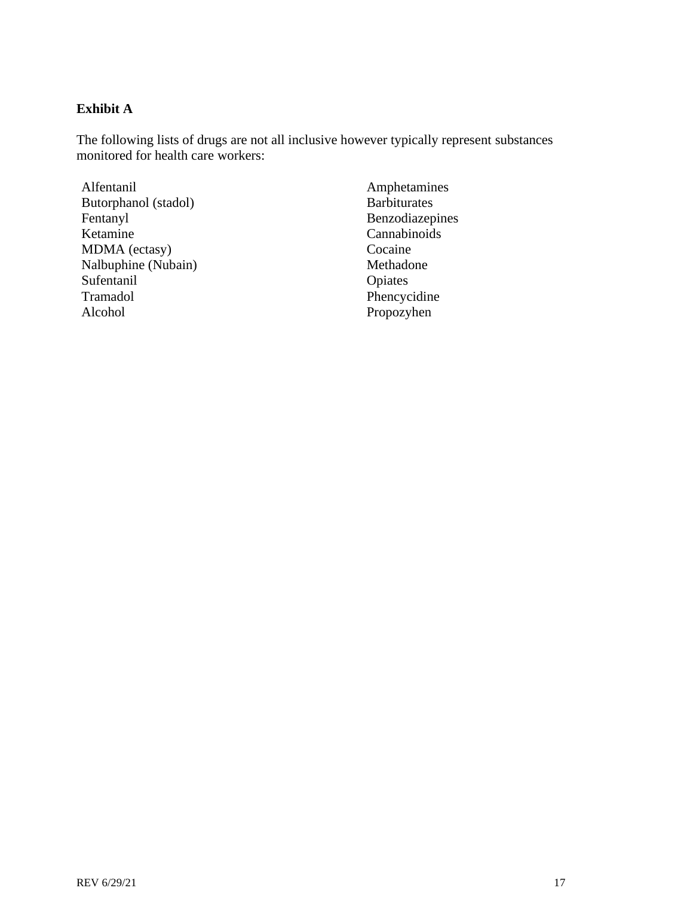**Exhibit A**

The following lists of drugs are not all inclusive however typically represent substances monitored for health care workers:

| | |
|---|---|
| Alfentanil | Amphetamines |
| Butorphanol (stadol) | Barbiturates |
| Fentanyl | Benzodiazepines |
| Ketamine | Cannabinoids |
| MDMA (ectasy) | Cocaine |
| Nalbuphine (Nubain) | Methadone |
| Sufentanil | Opiates |
| Tramadol | Phencycidine |
| Alcohol | Propozyhen |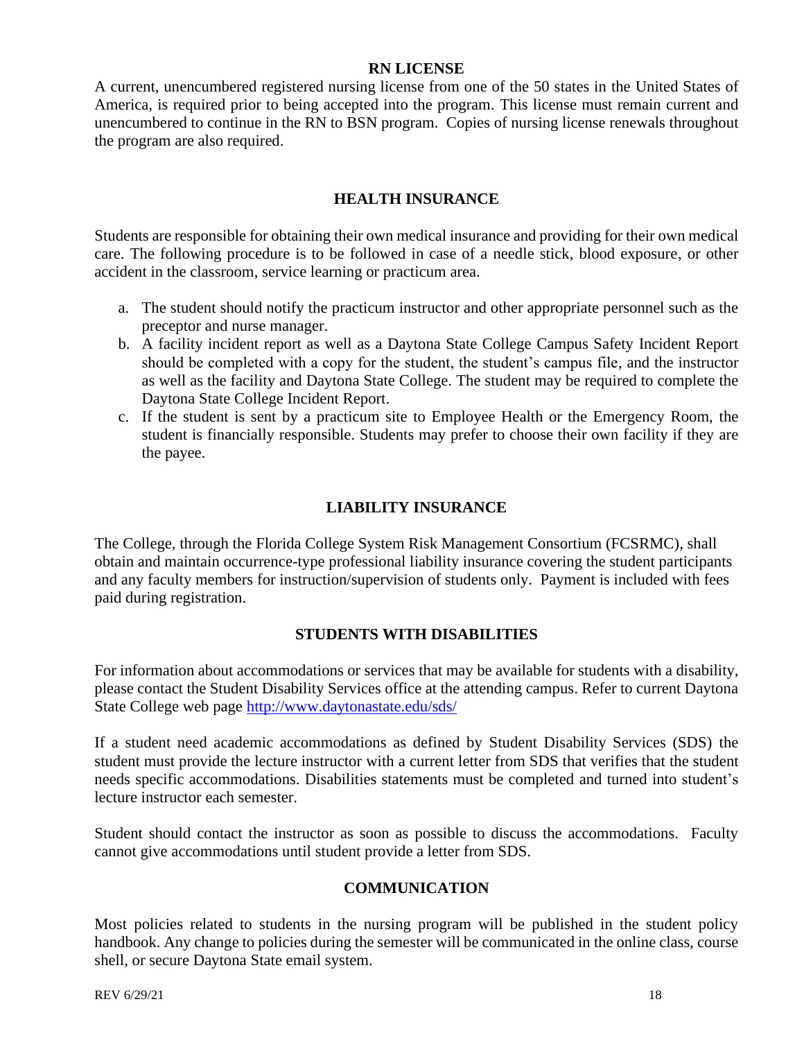## RN LICENSE

A current, unencumbered registered nursing license from one of the 50 states in the United States of America, is required prior to being accepted into the program. This license must remain current and unencumbered to continue in the RN to BSN program. Copies of nursing license renewals throughout the program are also required.

## HEALTH INSURANCE

Students are responsible for obtaining their own medical insurance and providing for their own medical care. The following procedure is to be followed in case of a needle stick, blood exposure, or other accident in the classroom, service learning or practicum area.

a. The student should notify the practicum instructor and other appropriate personnel such as the preceptor and nurse manager.
b. A facility incident report as well as a Daytona State College Campus Safety Incident Report should be completed with a copy for the student, the student's campus file, and the instructor as well as the facility and Daytona State College. The student may be required to complete the Daytona State College Incident Report.
c. If the student is sent by a practicum site to Employee Health or the Emergency Room, the student is financially responsible. Students may prefer to choose their own facility if they are the payee.

## LIABILITY INSURANCE

The College, through the Florida College System Risk Management Consortium (FCSRMC), shall obtain and maintain occurrence-type professional liability insurance covering the student participants and any faculty members for instruction/supervision of students only. Payment is included with fees paid during registration.

## STUDENTS WITH DISABILITIES

For information about accommodations or services that may be available for students with a disability, please contact the Student Disability Services office at the attending campus. Refer to current Daytona State College web page http://www.daytonastate.edu/sds/

If a student need academic accommodations as defined by Student Disability Services (SDS) the student must provide the lecture instructor with a current letter from SDS that verifies that the student needs specific accommodations. Disabilities statements must be completed and turned into student's lecture instructor each semester.

Student should contact the instructor as soon as possible to discuss the accommodations. Faculty cannot give accommodations until student provide a letter from SDS.

## COMMUNICATION

Most policies related to students in the nursing program will be published in the student policy handbook. Any change to policies during the semester will be communicated in the online class, course shell, or secure Daytona State email system.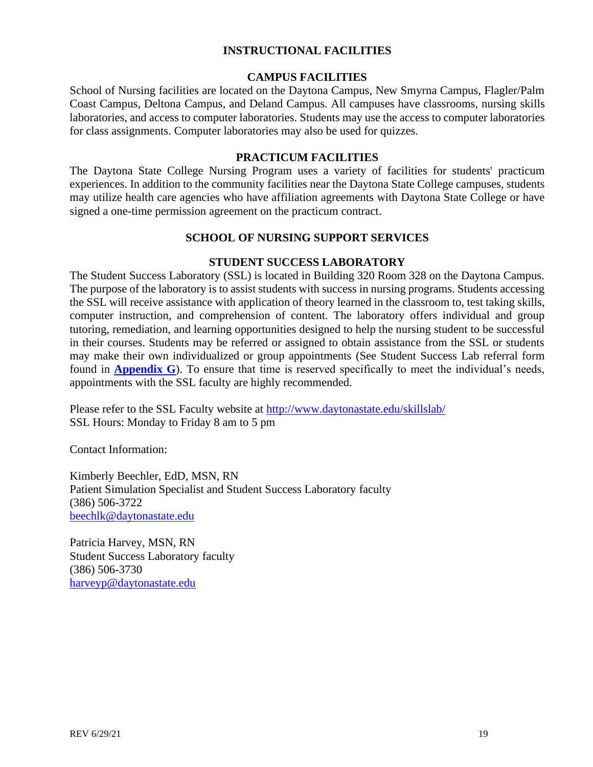# INSTRUCTIONAL FACILITIES

## CAMPUS FACILITIES

School of Nursing facilities are located on the Daytona Campus, New Smyrna Campus, Flagler/Palm Coast Campus, Deltona Campus, and Deland Campus. All campuses have classrooms, nursing skills laboratories, and access to computer laboratories. Students may use the access to computer laboratories for class assignments. Computer laboratories may also be used for quizzes.

## PRACTICUM FACILITIES

The Daytona State College Nursing Program uses a variety of facilities for students' practicum experiences. In addition to the community facilities near the Daytona State College campuses, students may utilize health care agencies who have affiliation agreements with Daytona State College or have signed a one-time permission agreement on the practicum contract.

# SCHOOL OF NURSING SUPPORT SERVICES

## STUDENT SUCCESS LABORATORY

The Student Success Laboratory (SSL) is located in Building 320 Room 328 on the Daytona Campus. The purpose of the laboratory is to assist students with success in nursing programs. Students accessing the SSL will receive assistance with application of theory learned in the classroom to, test taking skills, computer instruction, and comprehension of content. The laboratory offers individual and group tutoring, remediation, and learning opportunities designed to help the nursing student to be successful in their courses. Students may be referred or assigned to obtain assistance from the SSL or students may make their own individualized or group appointments (See Student Success Lab referral form found in **Appendix G**). To ensure that time is reserved specifically to meet the individual's needs, appointments with the SSL faculty are highly recommended.

Please refer to the SSL Faculty website at http://www.daytonastate.edu/skillslab/
SSL Hours: Monday to Friday 8 am to 5 pm

Contact Information:

Kimberly Beechler, EdD, MSN, RN
Patient Simulation Specialist and Student Success Laboratory faculty
(386) 506-3722
beechlk@daytonastate.edu

Patricia Harvey, MSN, RN
Student Success Laboratory faculty
(386) 506-3730
harveyp@daytonastate.edu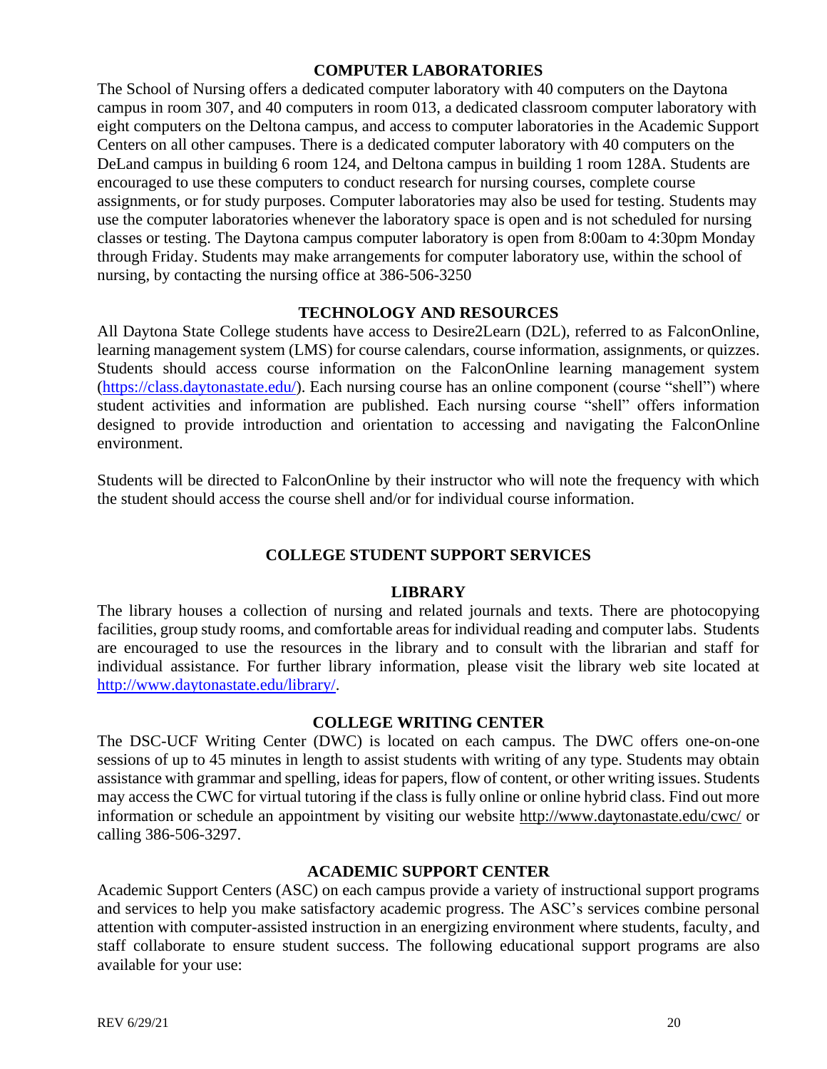## COMPUTER LABORATORIES

The School of Nursing offers a dedicated computer laboratory with 40 computers on the Daytona campus in room 307, and 40 computers in room 013, a dedicated classroom computer laboratory with eight computers on the Deltona campus, and access to computer laboratories in the Academic Support Centers on all other campuses. There is a dedicated computer laboratory with 40 computers on the DeLand campus in building 6 room 124, and Deltona campus in building 1 room 128A. Students are encouraged to use these computers to conduct research for nursing courses, complete course assignments, or for study purposes. Computer laboratories may also be used for testing. Students may use the computer laboratories whenever the laboratory space is open and is not scheduled for nursing classes or testing. The Daytona campus computer laboratory is open from 8:00am to 4:30pm Monday through Friday. Students may make arrangements for computer laboratory use, within the school of nursing, by contacting the nursing office at 386-506-3250

## TECHNOLOGY AND RESOURCES

All Daytona State College students have access to Desire2Learn (D2L), referred to as FalconOnline, learning management system (LMS) for course calendars, course information, assignments, or quizzes. Students should access course information on the FalconOnline learning management system (https://class.daytonastate.edu/). Each nursing course has an online component (course "shell") where student activities and information are published. Each nursing course "shell" offers information designed to provide introduction and orientation to accessing and navigating the FalconOnline environment.

Students will be directed to FalconOnline by their instructor who will note the frequency with which the student should access the course shell and/or for individual course information.

## COLLEGE STUDENT SUPPORT SERVICES

### LIBRARY

The library houses a collection of nursing and related journals and texts. There are photocopying facilities, group study rooms, and comfortable areas for individual reading and computer labs. Students are encouraged to use the resources in the library and to consult with the librarian and staff for individual assistance. For further library information, please visit the library web site located at http://www.daytonastate.edu/library/.

### COLLEGE WRITING CENTER

The DSC-UCF Writing Center (DWC) is located on each campus. The DWC offers one-on-one sessions of up to 45 minutes in length to assist students with writing of any type. Students may obtain assistance with grammar and spelling, ideas for papers, flow of content, or other writing issues. Students may access the CWC for virtual tutoring if the class is fully online or online hybrid class. Find out more information or schedule an appointment by visiting our website http://www.daytonastate.edu/cwc/ or calling 386-506-3297.

### ACADEMIC SUPPORT CENTER

Academic Support Centers (ASC) on each campus provide a variety of instructional support programs and services to help you make satisfactory academic progress. The ASC's services combine personal attention with computer-assisted instruction in an energizing environment where students, faculty, and staff collaborate to ensure student success. The following educational support programs are also available for your use: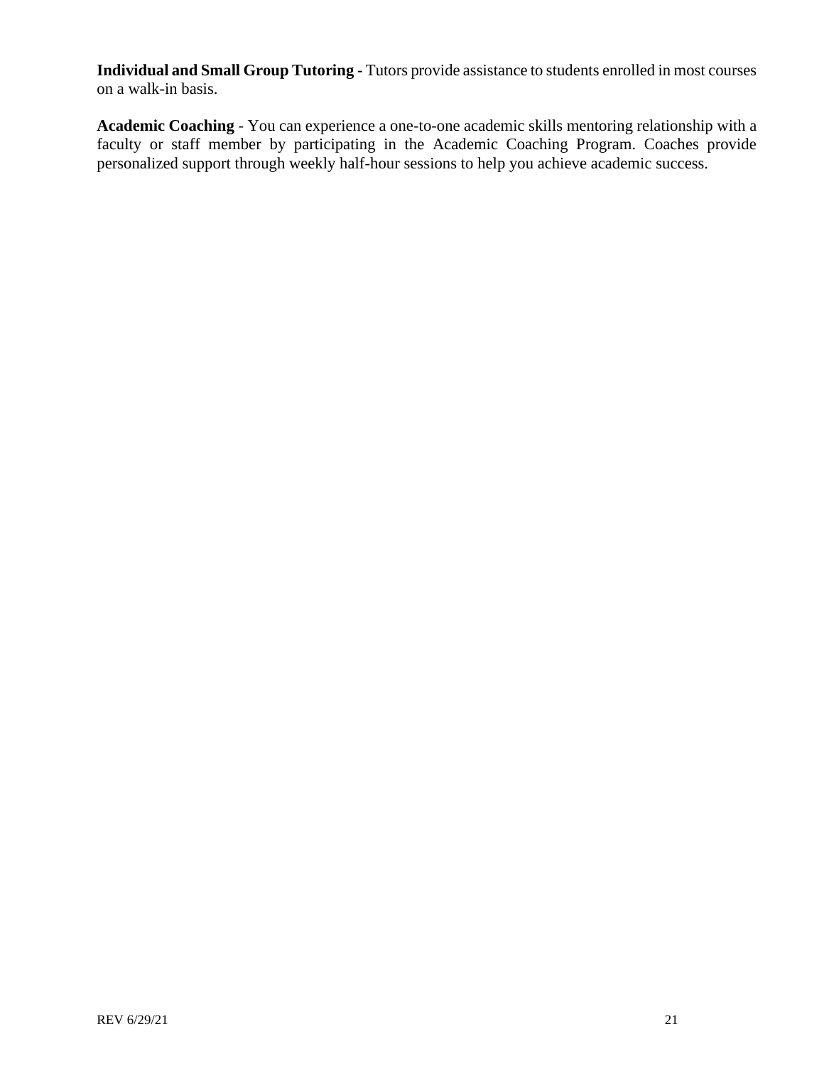**Individual and Small Group Tutoring -** Tutors provide assistance to students enrolled in most courses on a walk-in basis.

**Academic Coaching** - You can experience a one-to-one academic skills mentoring relationship with a faculty or staff member by participating in the Academic Coaching Program. Coaches provide personalized support through weekly half-hour sessions to help you achieve academic success.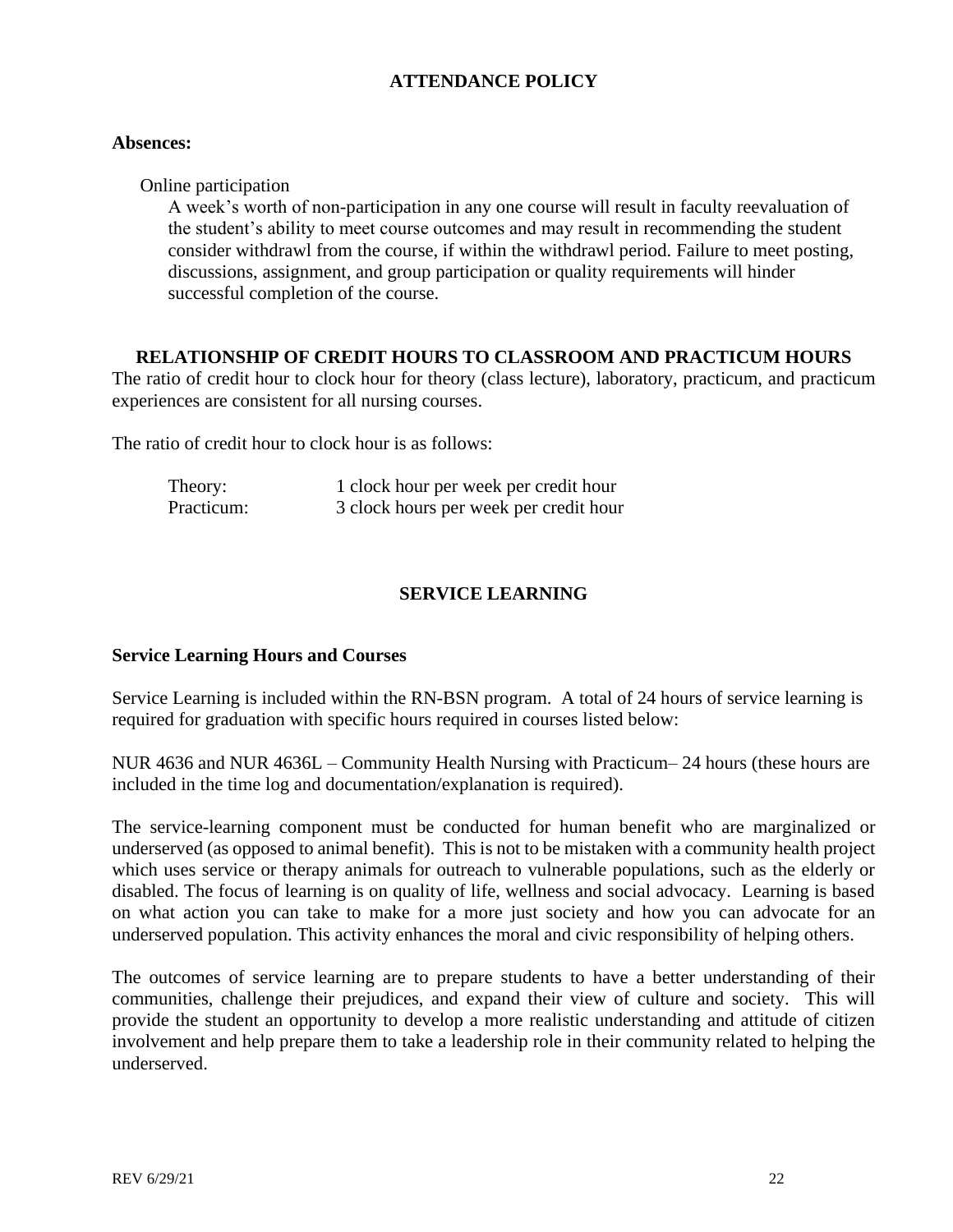## ATTENDANCE POLICY

**Absences:**

Online participation

A week's worth of non-participation in any one course will result in faculty reevaluation of the student's ability to meet course outcomes and may result in recommending the student consider withdrawl from the course, if within the withdrawl period. Failure to meet posting, discussions, assignment, and group participation or quality requirements will hinder successful completion of the course.

## RELATIONSHIP OF CREDIT HOURS TO CLASSROOM AND PRACTICUM HOURS

The ratio of credit hour to clock hour for theory (class lecture), laboratory, practicum, and practicum experiences are consistent for all nursing courses.

The ratio of credit hour to clock hour is as follows:

| | |
|---|---|
| Theory: | 1 clock hour per week per credit hour |
| Practicum: | 3 clock hours per week per credit hour |

## SERVICE LEARNING

**Service Learning Hours and Courses**

Service Learning is included within the RN-BSN program. A total of 24 hours of service learning is required for graduation with specific hours required in courses listed below:

NUR 4636 and NUR 4636L – Community Health Nursing with Practicum– 24 hours (these hours are included in the time log and documentation/explanation is required).

The service-learning component must be conducted for human benefit who are marginalized or underserved (as opposed to animal benefit). This is not to be mistaken with a community health project which uses service or therapy animals for outreach to vulnerable populations, such as the elderly or disabled. The focus of learning is on quality of life, wellness and social advocacy. Learning is based on what action you can take to make for a more just society and how you can advocate for an underserved population. This activity enhances the moral and civic responsibility of helping others.

The outcomes of service learning are to prepare students to have a better understanding of their communities, challenge their prejudices, and expand their view of culture and society. This will provide the student an opportunity to develop a more realistic understanding and attitude of citizen involvement and help prepare them to take a leadership role in their community related to helping the underserved.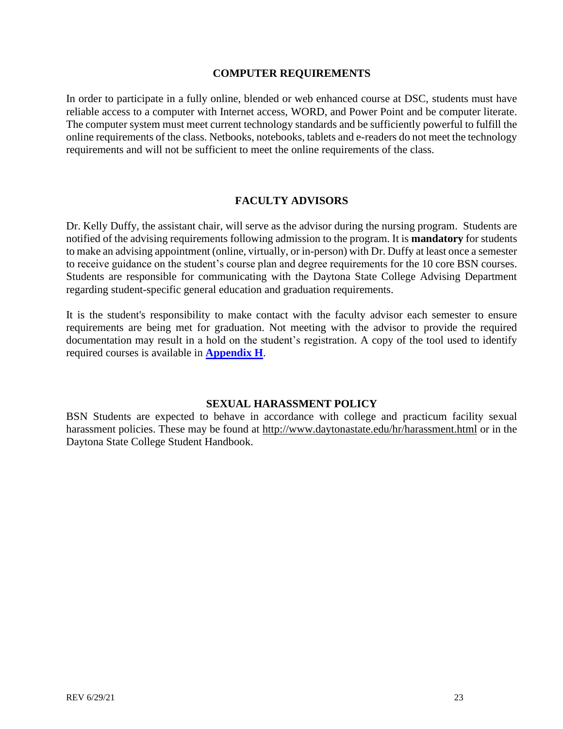## COMPUTER REQUIREMENTS

In order to participate in a fully online, blended or web enhanced course at DSC, students must have reliable access to a computer with Internet access, WORD, and Power Point and be computer literate. The computer system must meet current technology standards and be sufficiently powerful to fulfill the online requirements of the class. Netbooks, notebooks, tablets and e-readers do not meet the technology requirements and will not be sufficient to meet the online requirements of the class.

## FACULTY ADVISORS

Dr. Kelly Duffy, the assistant chair, will serve as the advisor during the nursing program. Students are notified of the advising requirements following admission to the program. It is **mandatory** for students to make an advising appointment (online, virtually, or in-person) with Dr. Duffy at least once a semester to receive guidance on the student's course plan and degree requirements for the 10 core BSN courses. Students are responsible for communicating with the Daytona State College Advising Department regarding student-specific general education and graduation requirements.

It is the student's responsibility to make contact with the faculty advisor each semester to ensure requirements are being met for graduation. Not meeting with the advisor to provide the required documentation may result in a hold on the student's registration. A copy of the tool used to identify required courses is available in **Appendix H**.

## SEXUAL HARASSMENT POLICY

BSN Students are expected to behave in accordance with college and practicum facility sexual harassment policies. These may be found at http://www.daytonastate.edu/hr/harassment.html or in the Daytona State College Student Handbook.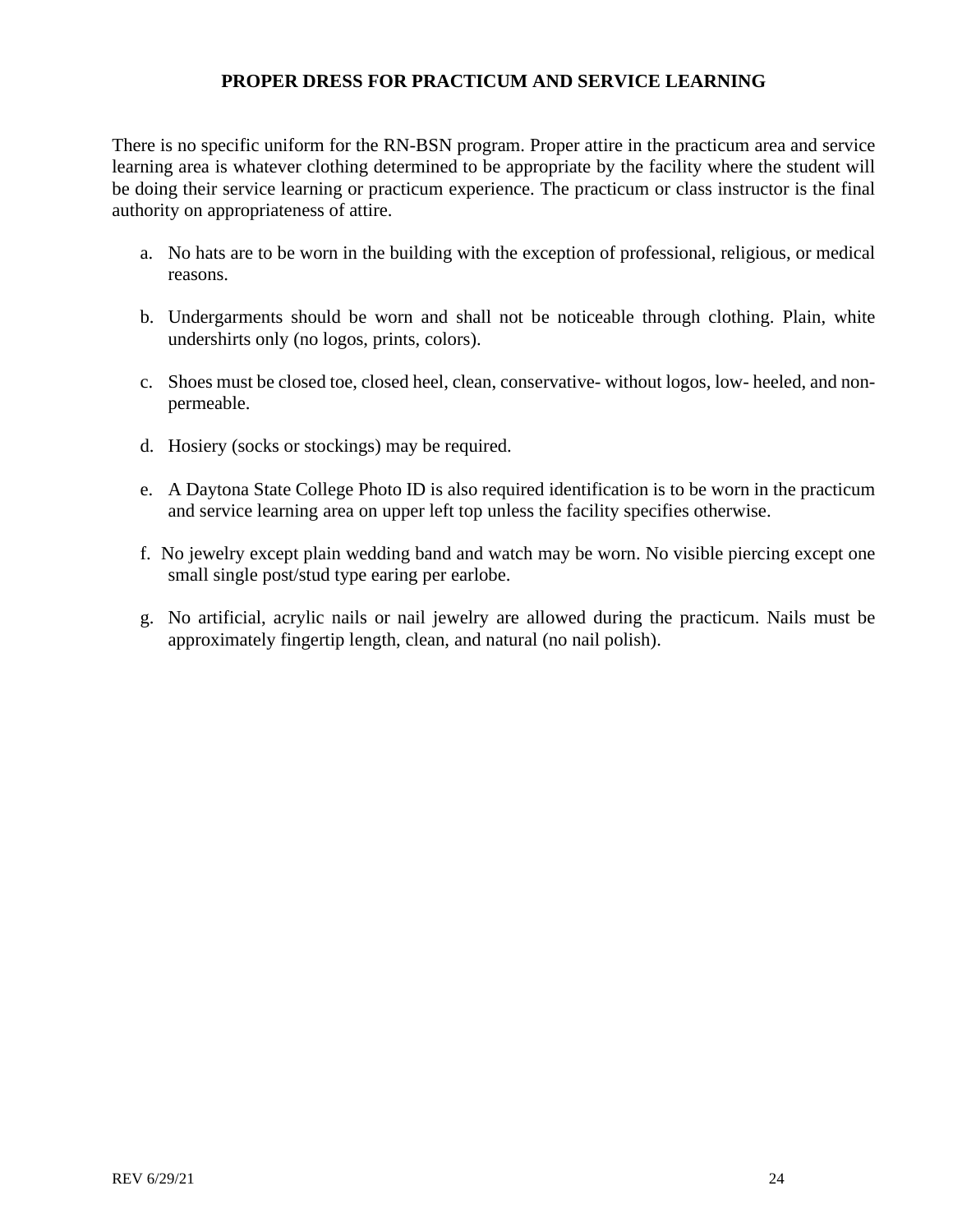## PROPER DRESS FOR PRACTICUM AND SERVICE LEARNING

There is no specific uniform for the RN-BSN program. Proper attire in the practicum area and service learning area is whatever clothing determined to be appropriate by the facility where the student will be doing their service learning or practicum experience. The practicum or class instructor is the final authority on appropriateness of attire.

a. No hats are to be worn in the building with the exception of professional, religious, or medical reasons.

b. Undergarments should be worn and shall not be noticeable through clothing. Plain, white undershirts only (no logos, prints, colors).

c. Shoes must be closed toe, closed heel, clean, conservative- without logos, low- heeled, and non-permeable.

d. Hosiery (socks or stockings) may be required.

e. A Daytona State College Photo ID is also required identification is to be worn in the practicum and service learning area on upper left top unless the facility specifies otherwise.

f. No jewelry except plain wedding band and watch may be worn. No visible piercing except one small single post/stud type earing per earlobe.

g. No artificial, acrylic nails or nail jewelry are allowed during the practicum. Nails must be approximately fingertip length, clean, and natural (no nail polish).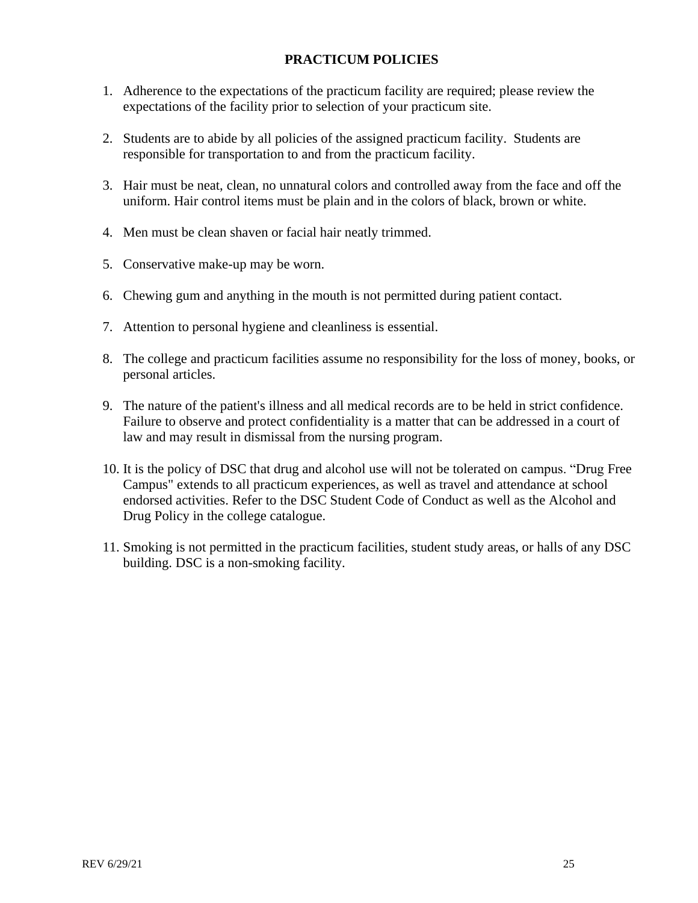## PRACTICUM POLICIES

1. Adherence to the expectations of the practicum facility are required; please review the expectations of the facility prior to selection of your practicum site.

2. Students are to abide by all policies of the assigned practicum facility. Students are responsible for transportation to and from the practicum facility.

3. Hair must be neat, clean, no unnatural colors and controlled away from the face and off the uniform. Hair control items must be plain and in the colors of black, brown or white.

4. Men must be clean shaven or facial hair neatly trimmed.

5. Conservative make-up may be worn.

6. Chewing gum and anything in the mouth is not permitted during patient contact.

7. Attention to personal hygiene and cleanliness is essential.

8. The college and practicum facilities assume no responsibility for the loss of money, books, or personal articles.

9. The nature of the patient's illness and all medical records are to be held in strict confidence. Failure to observe and protect confidentiality is a matter that can be addressed in a court of law and may result in dismissal from the nursing program.

10. It is the policy of DSC that drug and alcohol use will not be tolerated on campus. "Drug Free Campus" extends to all practicum experiences, as well as travel and attendance at school endorsed activities. Refer to the DSC Student Code of Conduct as well as the Alcohol and Drug Policy in the college catalogue.

11. Smoking is not permitted in the practicum facilities, student study areas, or halls of any DSC building. DSC is a non-smoking facility.

REV 6/29/21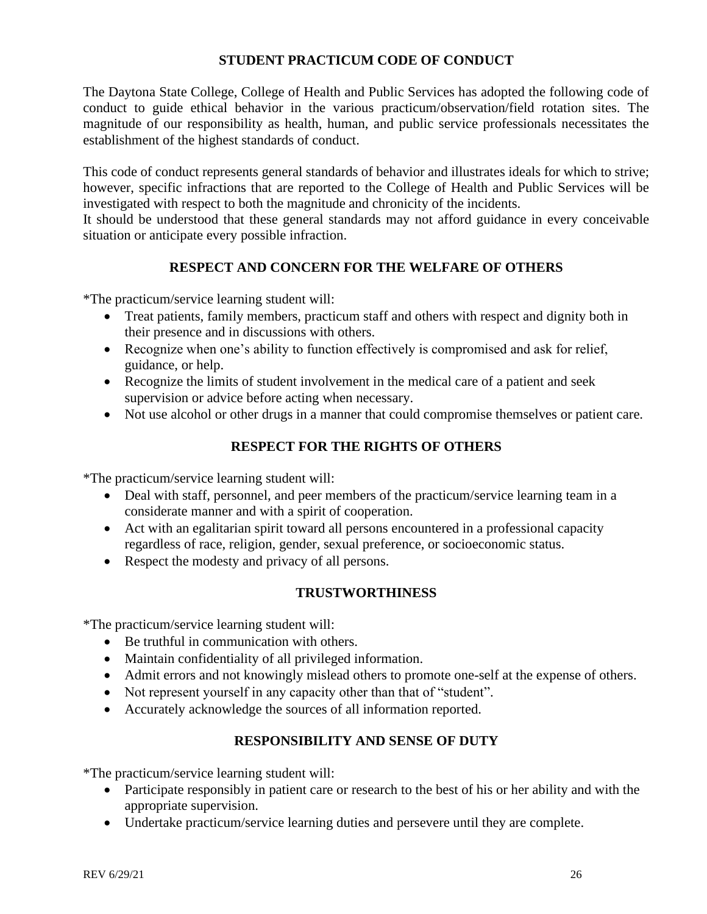## STUDENT PRACTICUM CODE OF CONDUCT

The Daytona State College, College of Health and Public Services has adopted the following code of conduct to guide ethical behavior in the various practicum/observation/field rotation sites. The magnitude of our responsibility as health, human, and public service professionals necessitates the establishment of the highest standards of conduct.

This code of conduct represents general standards of behavior and illustrates ideals for which to strive; however, specific infractions that are reported to the College of Health and Public Services will be investigated with respect to both the magnitude and chronicity of the incidents.
It should be understood that these general standards may not afford guidance in every conceivable situation or anticipate every possible infraction.

### RESPECT AND CONCERN FOR THE WELFARE OF OTHERS

*The practicum/service learning student will:

- Treat patients, family members, practicum staff and others with respect and dignity both in their presence and in discussions with others.
- Recognize when one's ability to function effectively is compromised and ask for relief, guidance, or help.
- Recognize the limits of student involvement in the medical care of a patient and seek supervision or advice before acting when necessary.
- Not use alcohol or other drugs in a manner that could compromise themselves or patient care.

### RESPECT FOR THE RIGHTS OF OTHERS

*The practicum/service learning student will:

- Deal with staff, personnel, and peer members of the practicum/service learning team in a considerate manner and with a spirit of cooperation.
- Act with an egalitarian spirit toward all persons encountered in a professional capacity regardless of race, religion, gender, sexual preference, or socioeconomic status.
- Respect the modesty and privacy of all persons.

### TRUSTWORTHINESS

*The practicum/service learning student will:

- Be truthful in communication with others.
- Maintain confidentiality of all privileged information.
- Admit errors and not knowingly mislead others to promote one-self at the expense of others.
- Not represent yourself in any capacity other than that of "student".
- Accurately acknowledge the sources of all information reported.

### RESPONSIBILITY AND SENSE OF DUTY

*The practicum/service learning student will:

- Participate responsibly in patient care or research to the best of his or her ability and with the appropriate supervision.
- Undertake practicum/service learning duties and persevere until they are complete.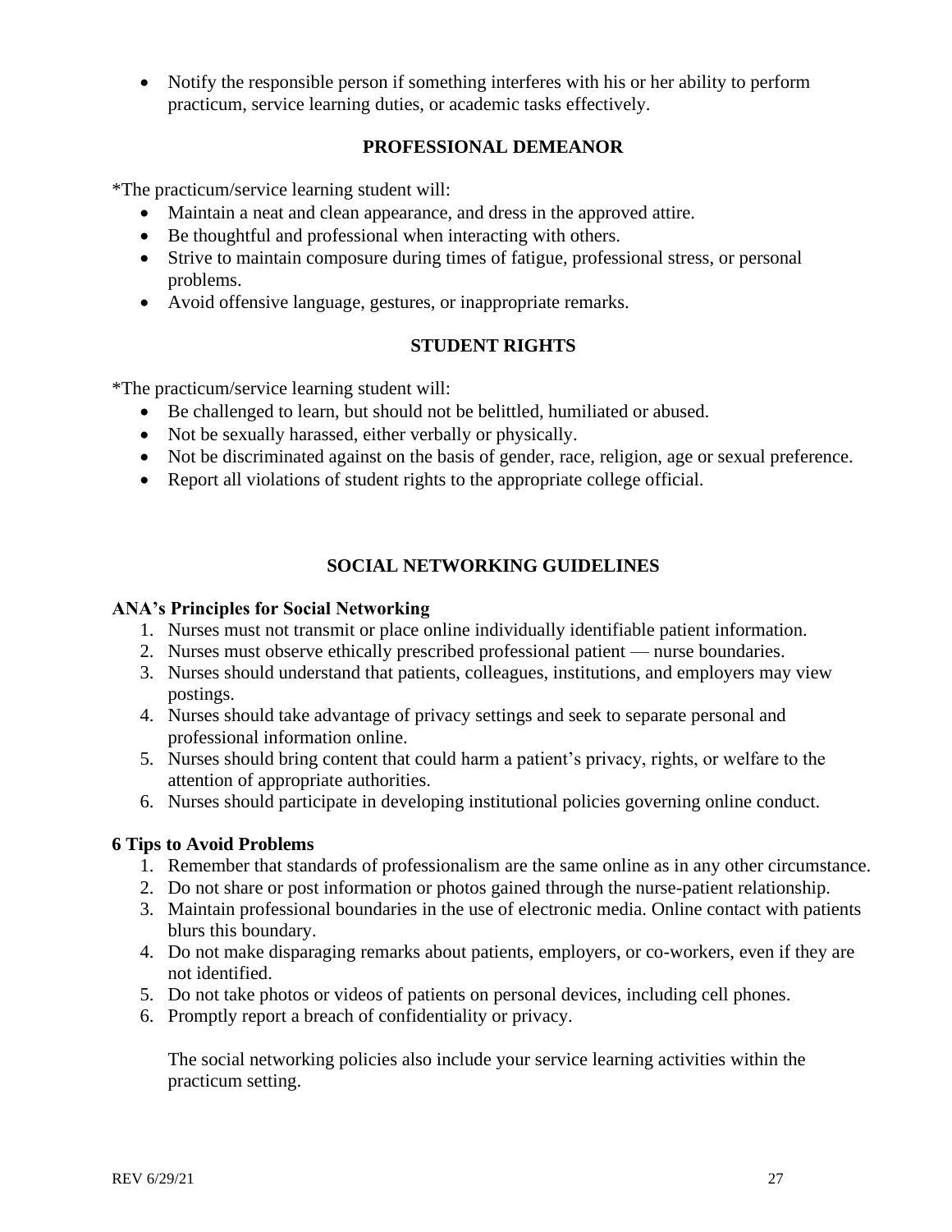- Notify the responsible person if something interferes with his or her ability to perform practicum, service learning duties, or academic tasks effectively.

## PROFESSIONAL DEMEANOR

*The practicum/service learning student will:

- Maintain a neat and clean appearance, and dress in the approved attire.
- Be thoughtful and professional when interacting with others.
- Strive to maintain composure during times of fatigue, professional stress, or personal problems.
- Avoid offensive language, gestures, or inappropriate remarks.

## STUDENT RIGHTS

*The practicum/service learning student will:

- Be challenged to learn, but should not be belittled, humiliated or abused.
- Not be sexually harassed, either verbally or physically.
- Not be discriminated against on the basis of gender, race, religion, age or sexual preference.
- Report all violations of student rights to the appropriate college official.

## SOCIAL NETWORKING GUIDELINES

**ANA's Principles for Social Networking**

1. Nurses must not transmit or place online individually identifiable patient information.
2. Nurses must observe ethically prescribed professional patient — nurse boundaries.
3. Nurses should understand that patients, colleagues, institutions, and employers may view postings.
4. Nurses should take advantage of privacy settings and seek to separate personal and professional information online.
5. Nurses should bring content that could harm a patient's privacy, rights, or welfare to the attention of appropriate authorities.
6. Nurses should participate in developing institutional policies governing online conduct.

**6 Tips to Avoid Problems**

1. Remember that standards of professionalism are the same online as in any other circumstance.
2. Do not share or post information or photos gained through the nurse-patient relationship.
3. Maintain professional boundaries in the use of electronic media. Online contact with patients blurs this boundary.
4. Do not make disparaging remarks about patients, employers, or co-workers, even if they are not identified.
5. Do not take photos or videos of patients on personal devices, including cell phones.
6. Promptly report a breach of confidentiality or privacy.

The social networking policies also include your service learning activities within the practicum setting.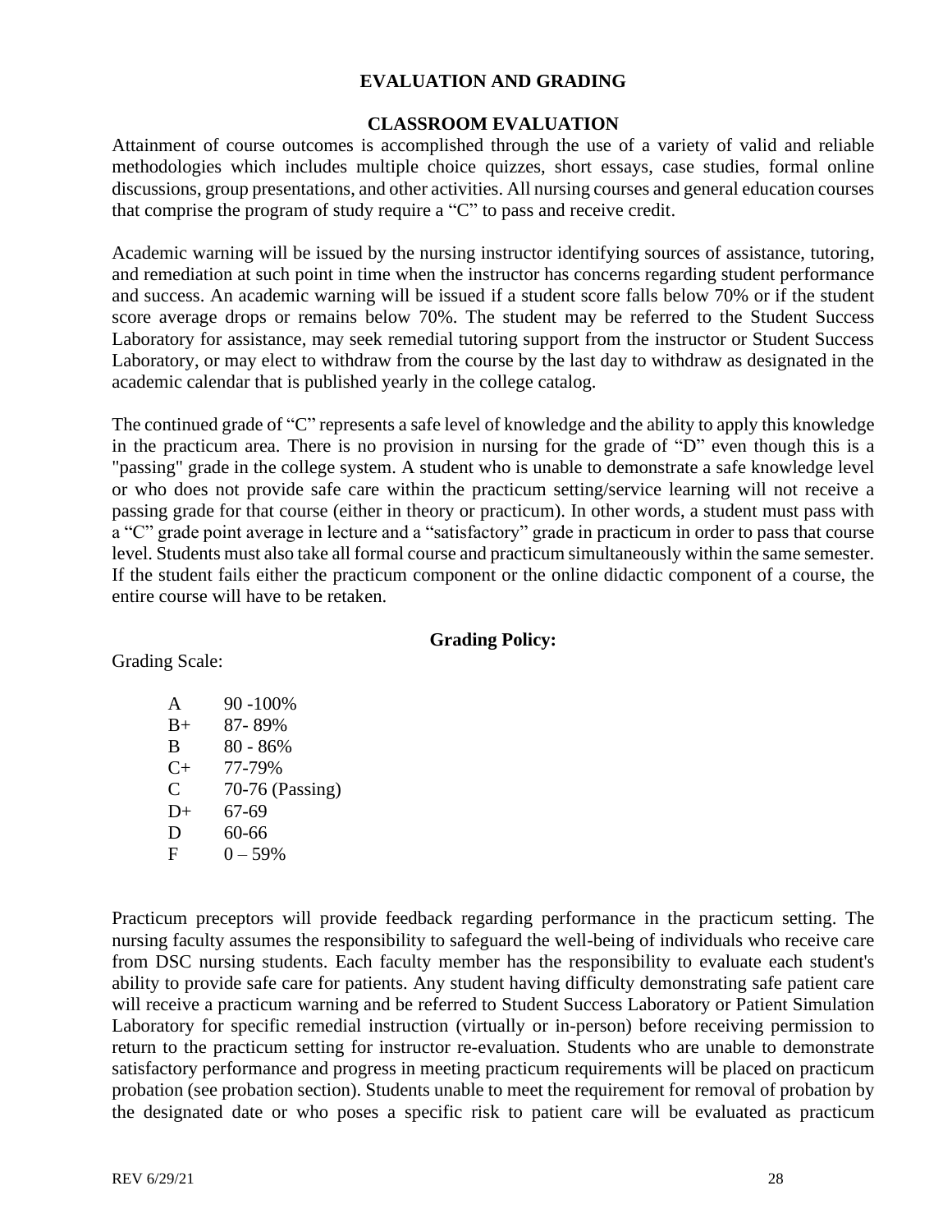# EVALUATION AND GRADING

## CLASSROOM EVALUATION

Attainment of course outcomes is accomplished through the use of a variety of valid and reliable methodologies which includes multiple choice quizzes, short essays, case studies, formal online discussions, group presentations, and other activities. All nursing courses and general education courses that comprise the program of study require a "C" to pass and receive credit.

Academic warning will be issued by the nursing instructor identifying sources of assistance, tutoring, and remediation at such point in time when the instructor has concerns regarding student performance and success. An academic warning will be issued if a student score falls below 70% or if the student score average drops or remains below 70%. The student may be referred to the Student Success Laboratory for assistance, may seek remedial tutoring support from the instructor or Student Success Laboratory, or may elect to withdraw from the course by the last day to withdraw as designated in the academic calendar that is published yearly in the college catalog.

The continued grade of "C" represents a safe level of knowledge and the ability to apply this knowledge in the practicum area. There is no provision in nursing for the grade of "D" even though this is a "passing" grade in the college system. A student who is unable to demonstrate a safe knowledge level or who does not provide safe care within the practicum setting/service learning will not receive a passing grade for that course (either in theory or practicum). In other words, a student must pass with a "C" grade point average in lecture and a "satisfactory" grade in practicum in order to pass that course level. Students must also take all formal course and practicum simultaneously within the same semester. If the student fails either the practicum component or the online didactic component of a course, the entire course will have to be retaken.

### Grading Policy:

Grading Scale:

| | |
|---|---|
| A | 90 -100% |
| B+ | 87- 89% |
| B | 80 - 86% |
| C+ | 77-79% |
| C | 70-76 (Passing) |
| D+ | 67-69 |
| D | 60-66 |
| F | 0 – 59% |

Practicum preceptors will provide feedback regarding performance in the practicum setting. The nursing faculty assumes the responsibility to safeguard the well-being of individuals who receive care from DSC nursing students. Each faculty member has the responsibility to evaluate each student's ability to provide safe care for patients. Any student having difficulty demonstrating safe patient care will receive a practicum warning and be referred to Student Success Laboratory or Patient Simulation Laboratory for specific remedial instruction (virtually or in-person) before receiving permission to return to the practicum setting for instructor re-evaluation. Students who are unable to demonstrate satisfactory performance and progress in meeting practicum requirements will be placed on practicum probation (see probation section). Students unable to meet the requirement for removal of probation by the designated date or who poses a specific risk to patient care will be evaluated as practicum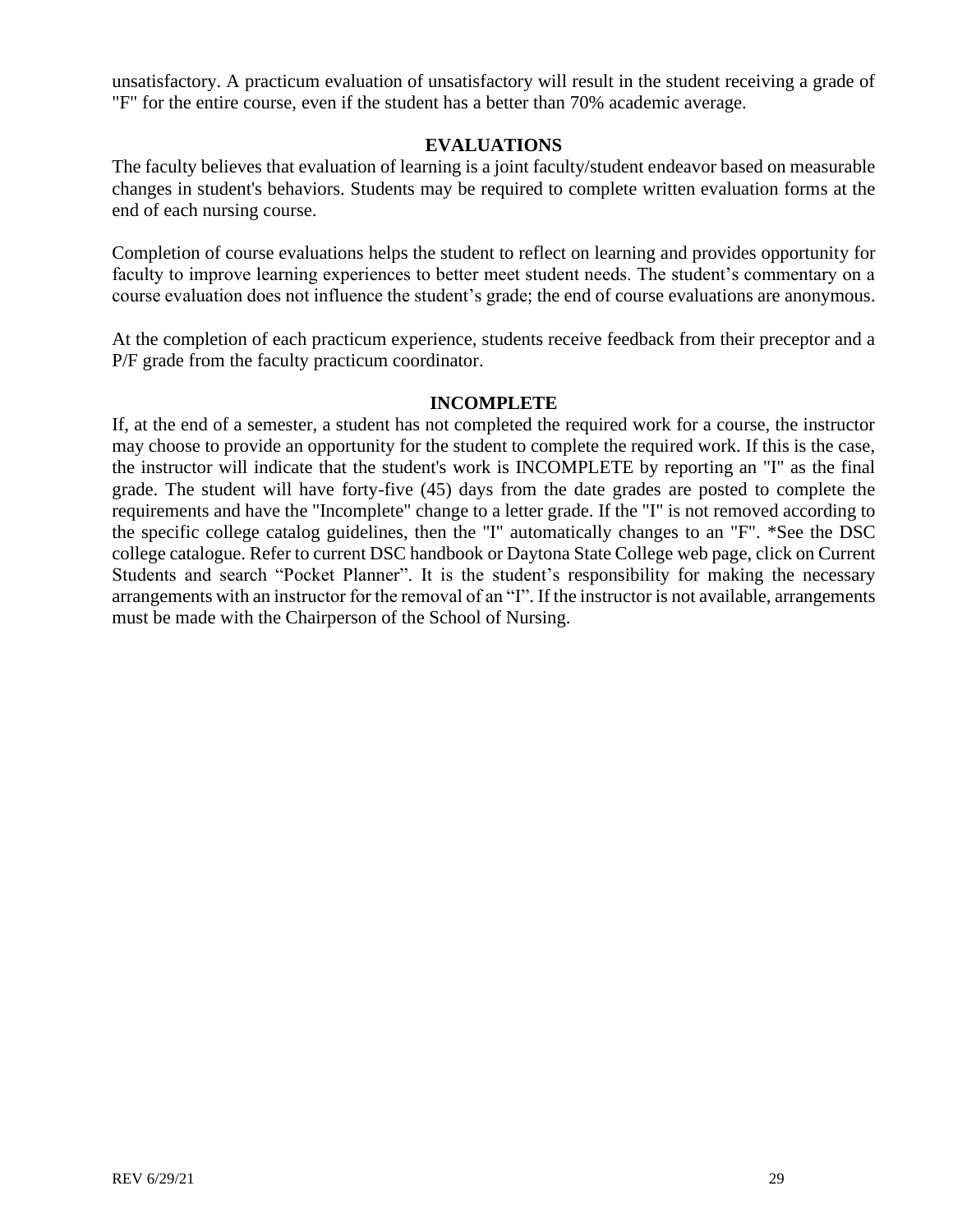unsatisfactory. A practicum evaluation of unsatisfactory will result in the student receiving a grade of "F" for the entire course, even if the student has a better than 70% academic average.

## EVALUATIONS

The faculty believes that evaluation of learning is a joint faculty/student endeavor based on measurable changes in student's behaviors. Students may be required to complete written evaluation forms at the end of each nursing course.

Completion of course evaluations helps the student to reflect on learning and provides opportunity for faculty to improve learning experiences to better meet student needs. The student's commentary on a course evaluation does not influence the student's grade; the end of course evaluations are anonymous.

At the completion of each practicum experience, students receive feedback from their preceptor and a P/F grade from the faculty practicum coordinator.

## INCOMPLETE

If, at the end of a semester, a student has not completed the required work for a course, the instructor may choose to provide an opportunity for the student to complete the required work. If this is the case, the instructor will indicate that the student's work is INCOMPLETE by reporting an "I" as the final grade. The student will have forty-five (45) days from the date grades are posted to complete the requirements and have the "Incomplete" change to a letter grade. If the "I" is not removed according to the specific college catalog guidelines, then the "I" automatically changes to an "F". *See the DSC college catalogue. Refer to current DSC handbook or Daytona State College web page, click on Current Students and search "Pocket Planner". It is the student's responsibility for making the necessary arrangements with an instructor for the removal of an "I". If the instructor is not available, arrangements must be made with the Chairperson of the School of Nursing.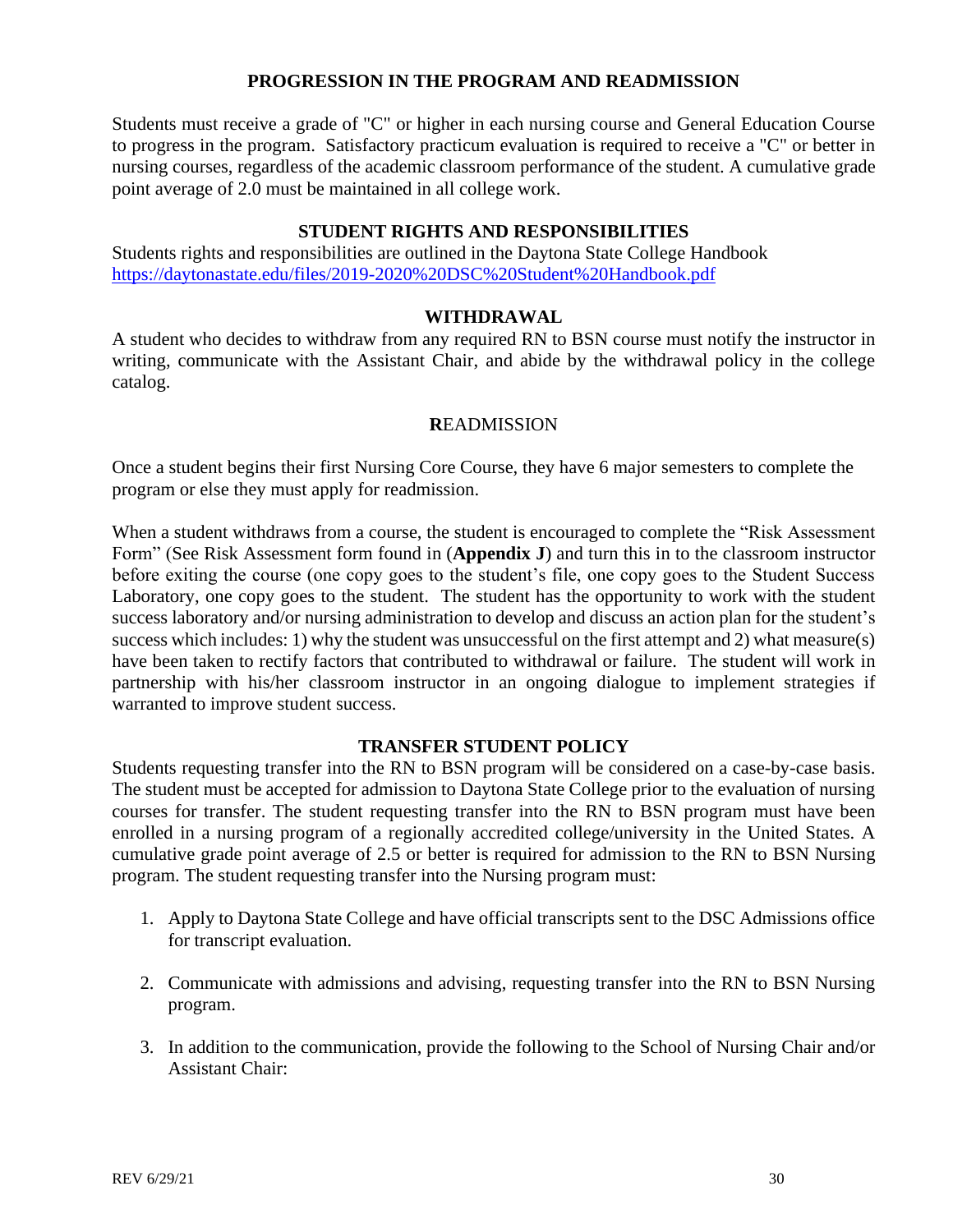## PROGRESSION IN THE PROGRAM AND READMISSION

Students must receive a grade of "C" or higher in each nursing course and General Education Course to progress in the program. Satisfactory practicum evaluation is required to receive a "C" or better in nursing courses, regardless of the academic classroom performance of the student. A cumulative grade point average of 2.0 must be maintained in all college work.

## STUDENT RIGHTS AND RESPONSIBILITIES

Students rights and responsibilities are outlined in the Daytona State College Handbook https://daytonastate.edu/files/2019-2020%20DSC%20Student%20Handbook.pdf

## WITHDRAWAL

A student who decides to withdraw from any required RN to BSN course must notify the instructor in writing, communicate with the Assistant Chair, and abide by the withdrawal policy in the college catalog.

## **R**EADMISSION

Once a student begins their first Nursing Core Course, they have 6 major semesters to complete the program or else they must apply for readmission.

When a student withdraws from a course, the student is encouraged to complete the "Risk Assessment Form" (See Risk Assessment form found in (**Appendix J**) and turn this in to the classroom instructor before exiting the course (one copy goes to the student's file, one copy goes to the Student Success Laboratory, one copy goes to the student. The student has the opportunity to work with the student success laboratory and/or nursing administration to develop and discuss an action plan for the student's success which includes: 1) why the student was unsuccessful on the first attempt and 2) what measure(s) have been taken to rectify factors that contributed to withdrawal or failure. The student will work in partnership with his/her classroom instructor in an ongoing dialogue to implement strategies if warranted to improve student success.

## TRANSFER STUDENT POLICY

Students requesting transfer into the RN to BSN program will be considered on a case-by-case basis. The student must be accepted for admission to Daytona State College prior to the evaluation of nursing courses for transfer. The student requesting transfer into the RN to BSN program must have been enrolled in a nursing program of a regionally accredited college/university in the United States. A cumulative grade point average of 2.5 or better is required for admission to the RN to BSN Nursing program. The student requesting transfer into the Nursing program must:

1. Apply to Daytona State College and have official transcripts sent to the DSC Admissions office for transcript evaluation.

2. Communicate with admissions and advising, requesting transfer into the RN to BSN Nursing program.

3. In addition to the communication, provide the following to the School of Nursing Chair and/or Assistant Chair: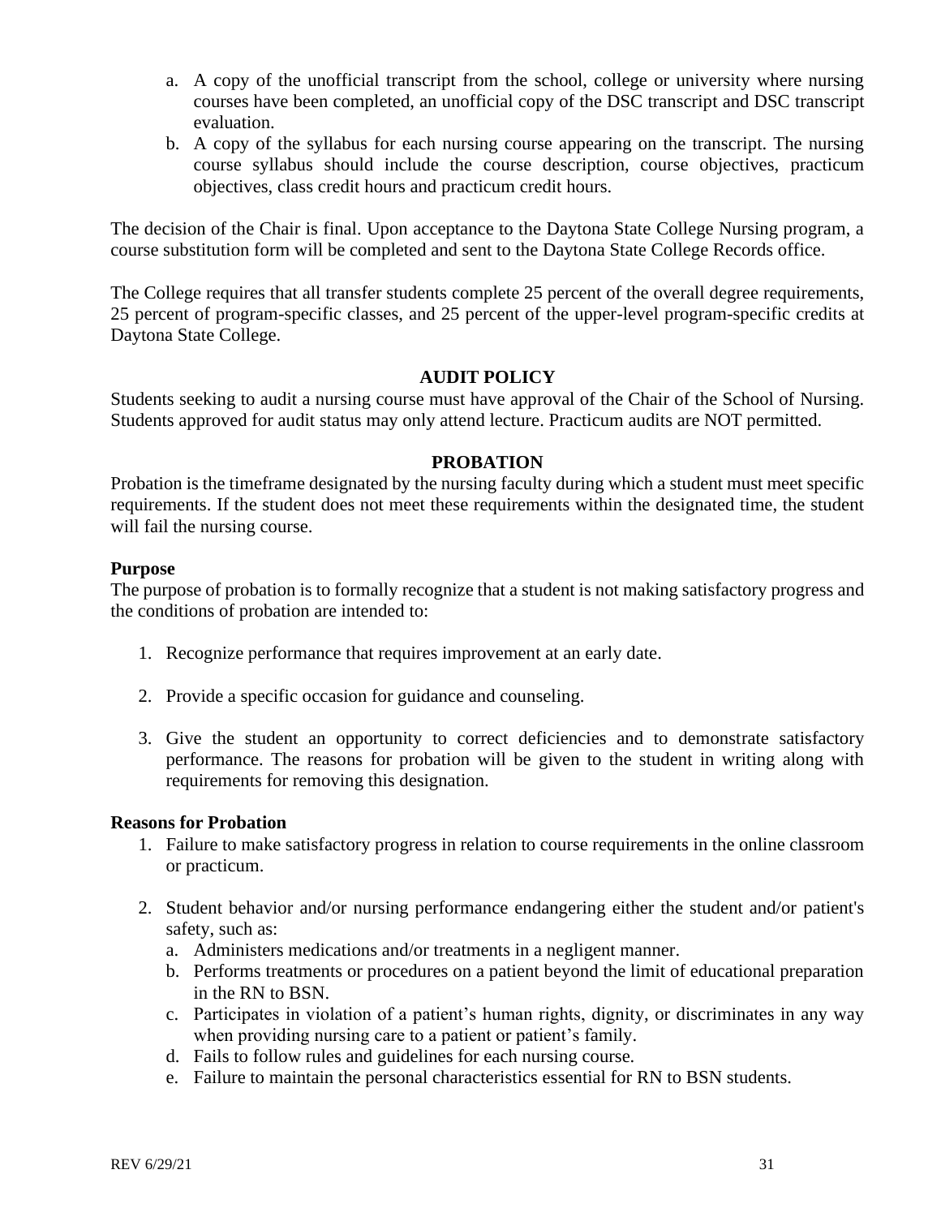a. A copy of the unofficial transcript from the school, college or university where nursing courses have been completed, an unofficial copy of the DSC transcript and DSC transcript evaluation.
b. A copy of the syllabus for each nursing course appearing on the transcript. The nursing course syllabus should include the course description, course objectives, practicum objectives, class credit hours and practicum credit hours.

The decision of the Chair is final. Upon acceptance to the Daytona State College Nursing program, a course substitution form will be completed and sent to the Daytona State College Records office.

The College requires that all transfer students complete 25 percent of the overall degree requirements, 25 percent of program-specific classes, and 25 percent of the upper-level program-specific credits at Daytona State College.

## AUDIT POLICY

Students seeking to audit a nursing course must have approval of the Chair of the School of Nursing. Students approved for audit status may only attend lecture. Practicum audits are NOT permitted.

## PROBATION

Probation is the timeframe designated by the nursing faculty during which a student must meet specific requirements. If the student does not meet these requirements within the designated time, the student will fail the nursing course.

### Purpose

The purpose of probation is to formally recognize that a student is not making satisfactory progress and the conditions of probation are intended to:

1. Recognize performance that requires improvement at an early date.
2. Provide a specific occasion for guidance and counseling.
3. Give the student an opportunity to correct deficiencies and to demonstrate satisfactory performance. The reasons for probation will be given to the student in writing along with requirements for removing this designation.

### Reasons for Probation

1. Failure to make satisfactory progress in relation to course requirements in the online classroom or practicum.
2. Student behavior and/or nursing performance endangering either the student and/or patient's safety, such as:
   a. Administers medications and/or treatments in a negligent manner.
   b. Performs treatments or procedures on a patient beyond the limit of educational preparation in the RN to BSN.
   c. Participates in violation of a patient's human rights, dignity, or discriminates in any way when providing nursing care to a patient or patient's family.
   d. Fails to follow rules and guidelines for each nursing course.
   e. Failure to maintain the personal characteristics essential for RN to BSN students.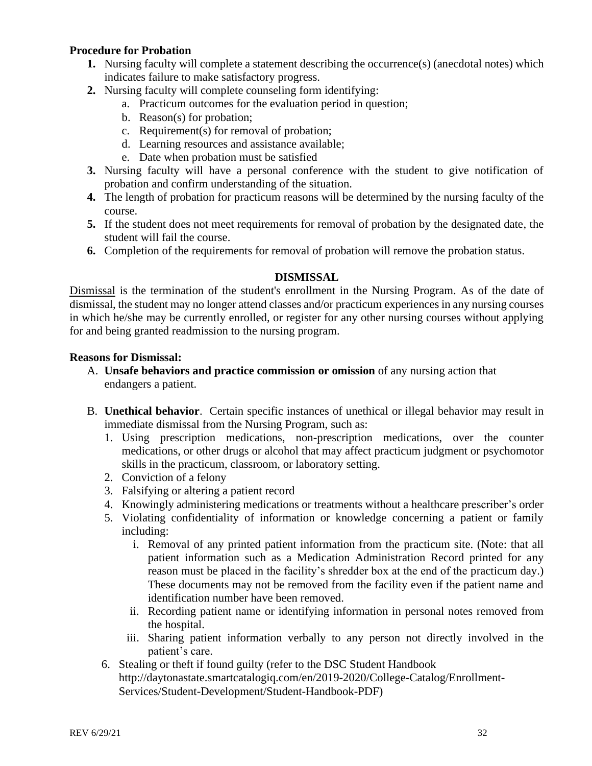**Procedure for Probation**

1. Nursing faculty will complete a statement describing the occurrence(s) (anecdotal notes) which indicates failure to make satisfactory progress.
2. Nursing faculty will complete counseling form identifying:
   a. Practicum outcomes for the evaluation period in question;
   b. Reason(s) for probation;
   c. Requirement(s) for removal of probation;
   d. Learning resources and assistance available;
   e. Date when probation must be satisfied
3. Nursing faculty will have a personal conference with the student to give notification of probation and confirm understanding of the situation.
4. The length of probation for practicum reasons will be determined by the nursing faculty of the course.
5. If the student does not meet requirements for removal of probation by the designated date, the student will fail the course.
6. Completion of the requirements for removal of probation will remove the probation status.

## DISMISSAL

Dismissal is the termination of the student's enrollment in the Nursing Program. As of the date of dismissal, the student may no longer attend classes and/or practicum experiences in any nursing courses in which he/she may be currently enrolled, or register for any other nursing courses without applying for and being granted readmission to the nursing program.

**Reasons for Dismissal:**

A. **Unsafe behaviors and practice commission or omission** of any nursing action that endangers a patient.

B. **Unethical behavior**. Certain specific instances of unethical or illegal behavior may result in immediate dismissal from the Nursing Program, such as:
   1. Using prescription medications, non-prescription medications, over the counter medications, or other drugs or alcohol that may affect practicum judgment or psychomotor skills in the practicum, classroom, or laboratory setting.
   2. Conviction of a felony
   3. Falsifying or altering a patient record
   4. Knowingly administering medications or treatments without a healthcare prescriber's order
   5. Violating confidentiality of information or knowledge concerning a patient or family including:
      i. Removal of any printed patient information from the practicum site. (Note: that all patient information such as a Medication Administration Record printed for any reason must be placed in the facility's shredder box at the end of the practicum day.) These documents may not be removed from the facility even if the patient name and identification number have been removed.
      ii. Recording patient name or identifying information in personal notes removed from the hospital.
      iii. Sharing patient information verbally to any person not directly involved in the patient's care.
   6. Stealing or theft if found guilty (refer to the DSC Student Handbook http://daytonastate.smartcatalogiq.com/en/2019-2020/College-Catalog/Enrollment-Services/Student-Development/Student-Handbook-PDF)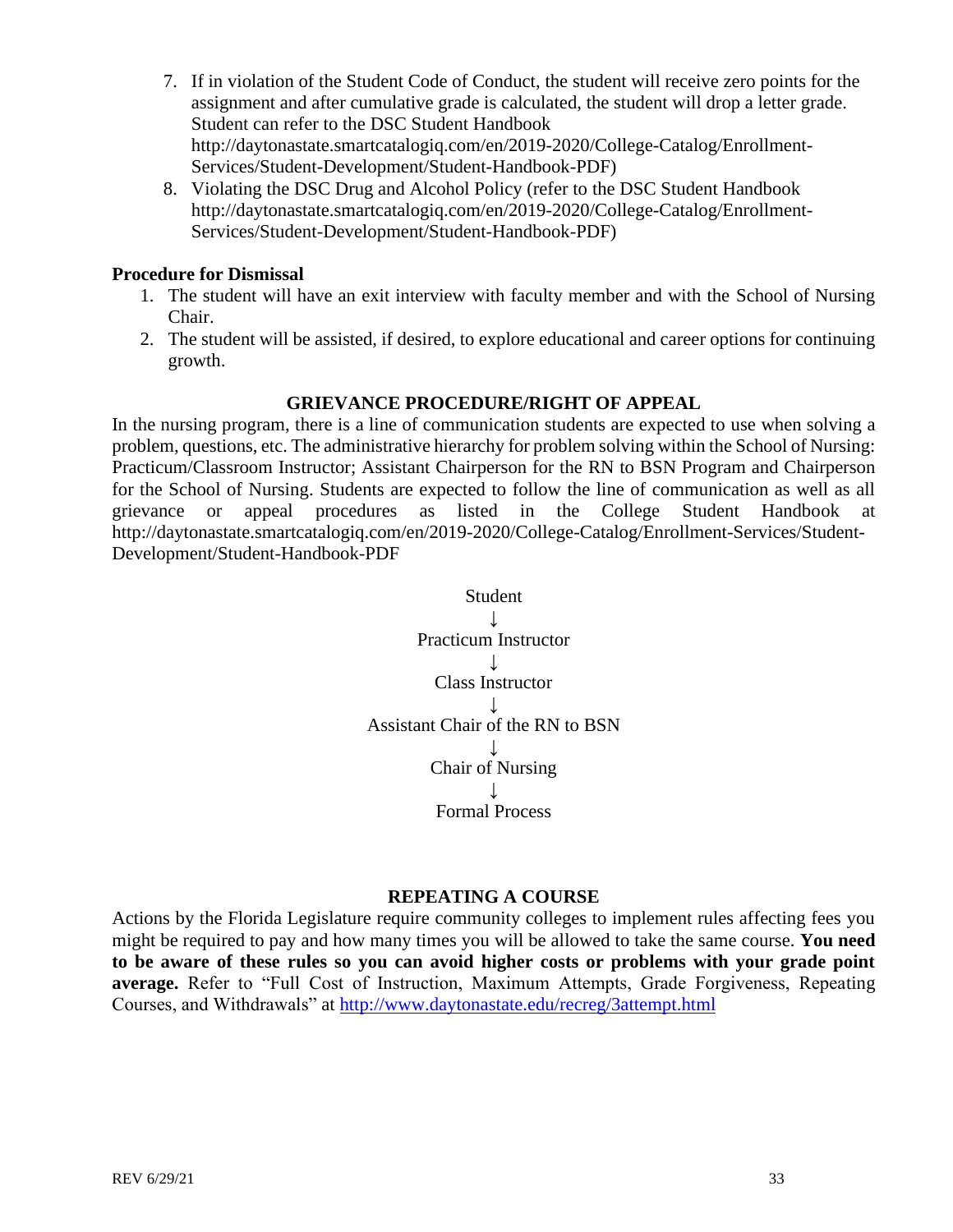7. If in violation of the Student Code of Conduct, the student will receive zero points for the assignment and after cumulative grade is calculated, the student will drop a letter grade. Student can refer to the DSC Student Handbook http://daytonastate.smartcatalogiq.com/en/2019-2020/College-Catalog/Enrollment-Services/Student-Development/Student-Handbook-PDF)
8. Violating the DSC Drug and Alcohol Policy (refer to the DSC Student Handbook http://daytonastate.smartcatalogiq.com/en/2019-2020/College-Catalog/Enrollment-Services/Student-Development/Student-Handbook-PDF)

**Procedure for Dismissal**

1. The student will have an exit interview with faculty member and with the School of Nursing Chair.
2. The student will be assisted, if desired, to explore educational and career options for continuing growth.

## GRIEVANCE PROCEDURE/RIGHT OF APPEAL

In the nursing program, there is a line of communication students are expected to use when solving a problem, questions, etc. The administrative hierarchy for problem solving within the School of Nursing: Practicum/Classroom Instructor; Assistant Chairperson for the RN to BSN Program and Chairperson for the School of Nursing. Students are expected to follow the line of communication as well as all grievance or appeal procedures as listed in the College Student Handbook at http://daytonastate.smartcatalogiq.com/en/2019-2020/College-Catalog/Enrollment-Services/Student-Development/Student-Handbook-PDF

Student
↓
Practicum Instructor
↓
Class Instructor
↓
Assistant Chair of the RN to BSN
↓
Chair of Nursing
↓
Formal Process

## REPEATING A COURSE

Actions by the Florida Legislature require community colleges to implement rules affecting fees you might be required to pay and how many times you will be allowed to take the same course. **You need to be aware of these rules so you can avoid higher costs or problems with your grade point average.** Refer to "Full Cost of Instruction, Maximum Attempts, Grade Forgiveness, Repeating Courses, and Withdrawals" at http://www.daytonastate.edu/recreg/3attempt.html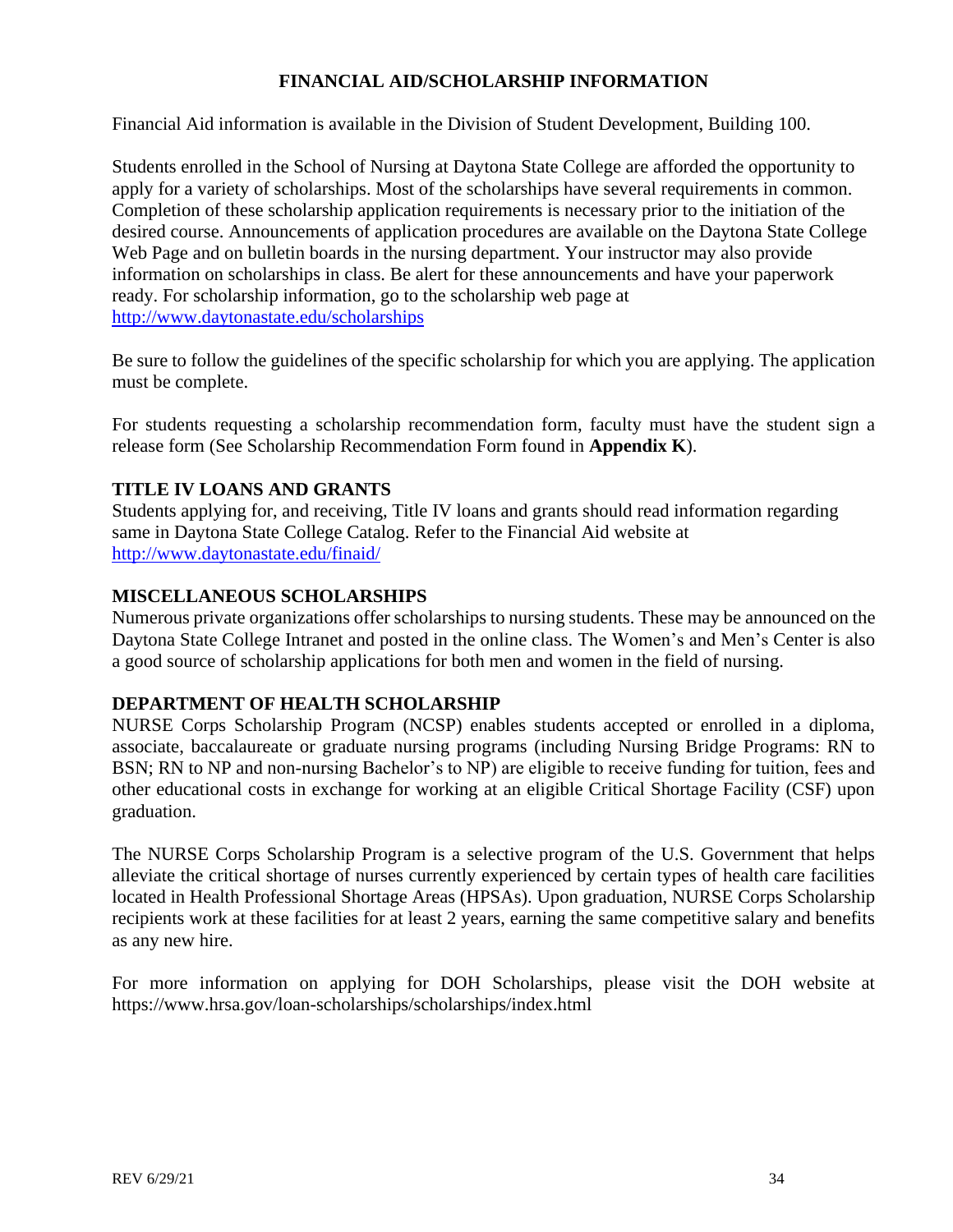# FINANCIAL AID/SCHOLARSHIP INFORMATION

Financial Aid information is available in the Division of Student Development, Building 100.

Students enrolled in the School of Nursing at Daytona State College are afforded the opportunity to apply for a variety of scholarships. Most of the scholarships have several requirements in common. Completion of these scholarship application requirements is necessary prior to the initiation of the desired course. Announcements of application procedures are available on the Daytona State College Web Page and on bulletin boards in the nursing department. Your instructor may also provide information on scholarships in class. Be alert for these announcements and have your paperwork ready. For scholarship information, go to the scholarship web page at http://www.daytonastate.edu/scholarships

Be sure to follow the guidelines of the specific scholarship for which you are applying. The application must be complete.

For students requesting a scholarship recommendation form, faculty must have the student sign a release form (See Scholarship Recommendation Form found in **Appendix K**).

## TITLE IV LOANS AND GRANTS

Students applying for, and receiving, Title IV loans and grants should read information regarding same in Daytona State College Catalog. Refer to the Financial Aid website at http://www.daytonastate.edu/finaid/

## MISCELLANEOUS SCHOLARSHIPS

Numerous private organizations offer scholarships to nursing students. These may be announced on the Daytona State College Intranet and posted in the online class. The Women's and Men's Center is also a good source of scholarship applications for both men and women in the field of nursing.

## DEPARTMENT OF HEALTH SCHOLARSHIP

NURSE Corps Scholarship Program (NCSP) enables students accepted or enrolled in a diploma, associate, baccalaureate or graduate nursing programs (including Nursing Bridge Programs: RN to BSN; RN to NP and non-nursing Bachelor's to NP) are eligible to receive funding for tuition, fees and other educational costs in exchange for working at an eligible Critical Shortage Facility (CSF) upon graduation.

The NURSE Corps Scholarship Program is a selective program of the U.S. Government that helps alleviate the critical shortage of nurses currently experienced by certain types of health care facilities located in Health Professional Shortage Areas (HPSAs). Upon graduation, NURSE Corps Scholarship recipients work at these facilities for at least 2 years, earning the same competitive salary and benefits as any new hire.

For more information on applying for DOH Scholarships, please visit the DOH website at https://www.hrsa.gov/loan-scholarships/scholarships/index.html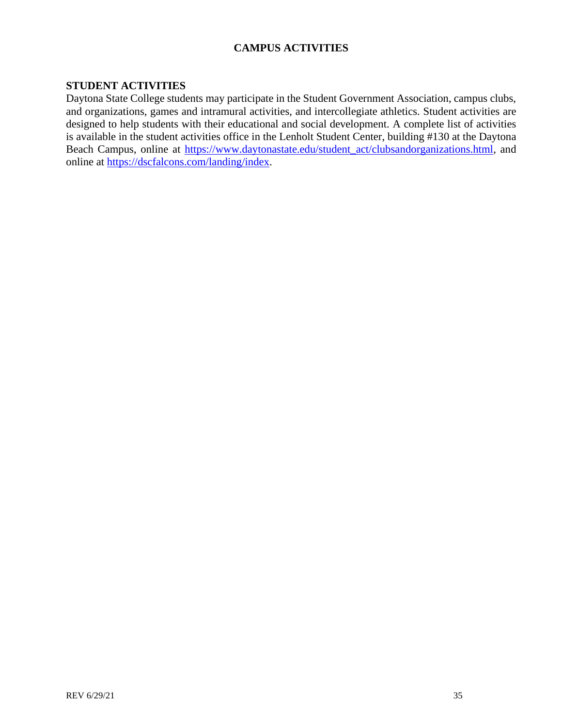# CAMPUS ACTIVITIES

## STUDENT ACTIVITIES

Daytona State College students may participate in the Student Government Association, campus clubs, and organizations, games and intramural activities, and intercollegiate athletics. Student activities are designed to help students with their educational and social development. A complete list of activities is available in the student activities office in the Lenholt Student Center, building #130 at the Daytona Beach Campus, online at https://www.daytonastate.edu/student_act/clubsandorganizations.html, and online at https://dscfalcons.com/landing/index.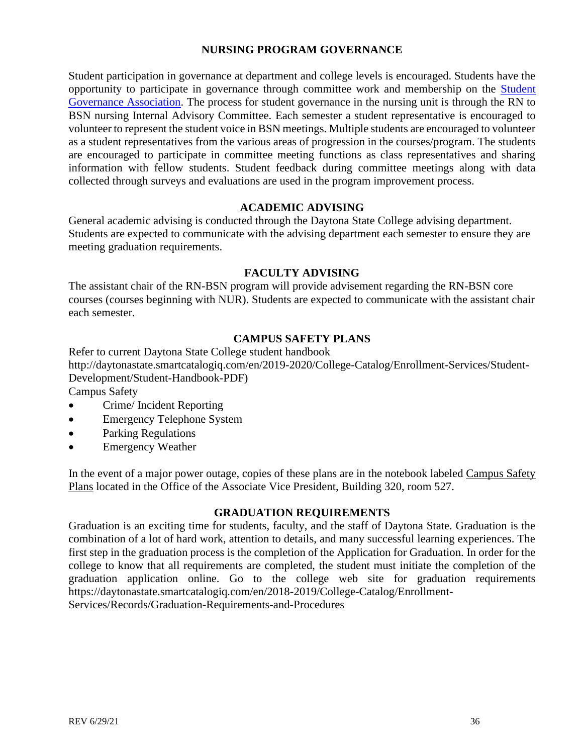## NURSING PROGRAM GOVERNANCE

Student participation in governance at department and college levels is encouraged. Students have the opportunity to participate in governance through committee work and membership on the Student Governance Association. The process for student governance in the nursing unit is through the RN to BSN nursing Internal Advisory Committee. Each semester a student representative is encouraged to volunteer to represent the student voice in BSN meetings. Multiple students are encouraged to volunteer as a student representatives from the various areas of progression in the courses/program. The students are encouraged to participate in committee meeting functions as class representatives and sharing information with fellow students. Student feedback during committee meetings along with data collected through surveys and evaluations are used in the program improvement process.

## ACADEMIC ADVISING

General academic advising is conducted through the Daytona State College advising department. Students are expected to communicate with the advising department each semester to ensure they are meeting graduation requirements.

## FACULTY ADVISING

The assistant chair of the RN-BSN program will provide advisement regarding the RN-BSN core courses (courses beginning with NUR). Students are expected to communicate with the assistant chair each semester.

## CAMPUS SAFETY PLANS

Refer to current Daytona State College student handbook http://daytonastate.smartcatalogiq.com/en/2019-2020/College-Catalog/Enrollment-Services/Student-Development/Student-Handbook-PDF)

Campus Safety

- Crime/ Incident Reporting
- Emergency Telephone System
- Parking Regulations
- Emergency Weather

In the event of a major power outage, copies of these plans are in the notebook labeled Campus Safety Plans located in the Office of the Associate Vice President, Building 320, room 527.

## GRADUATION REQUIREMENTS

Graduation is an exciting time for students, faculty, and the staff of Daytona State. Graduation is the combination of a lot of hard work, attention to details, and many successful learning experiences. The first step in the graduation process is the completion of the Application for Graduation. In order for the college to know that all requirements are completed, the student must initiate the completion of the graduation application online. Go to the college web site for graduation requirements https://daytonastate.smartcatalogiq.com/en/2018-2019/College-Catalog/Enrollment-Services/Records/Graduation-Requirements-and-Procedures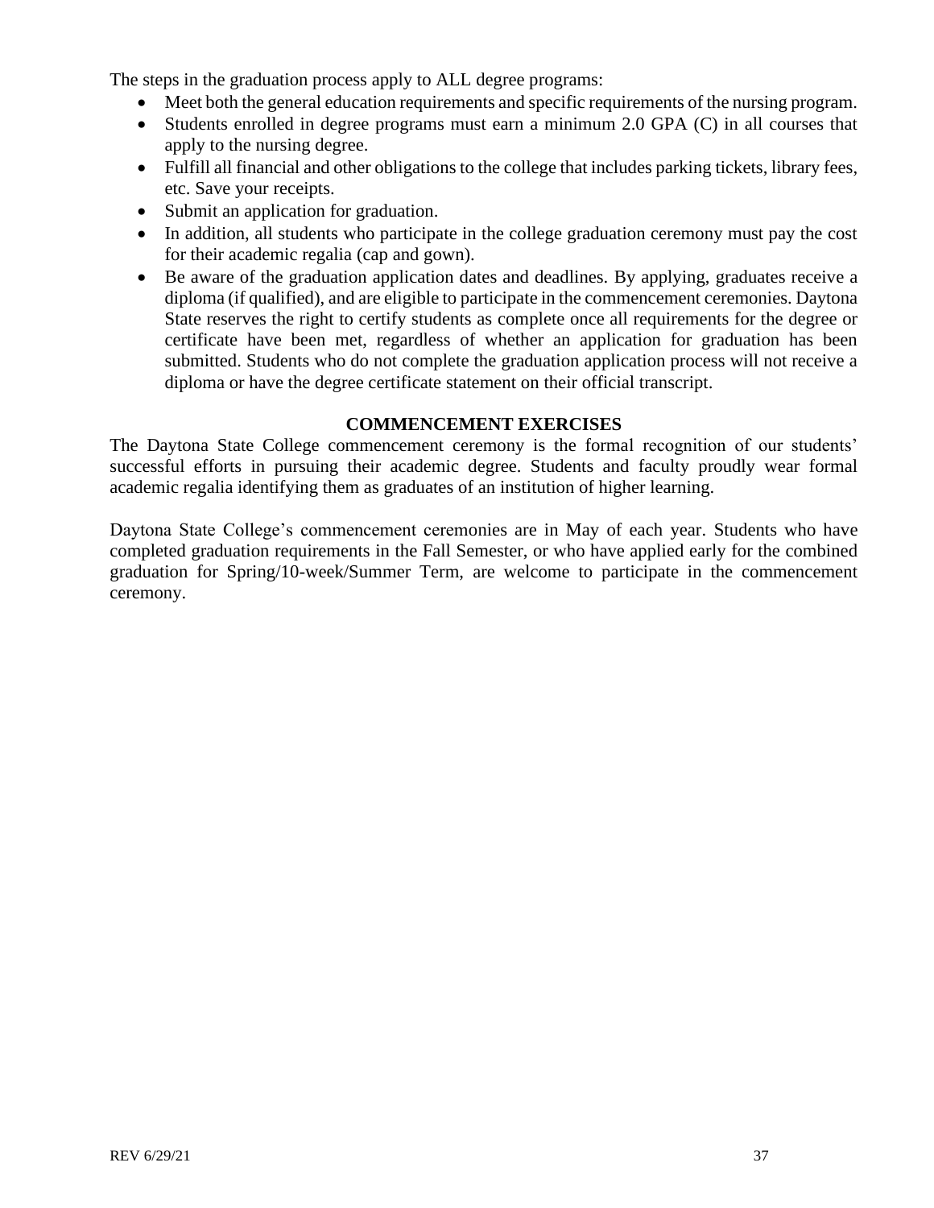The steps in the graduation process apply to ALL degree programs:

- Meet both the general education requirements and specific requirements of the nursing program.
- Students enrolled in degree programs must earn a minimum 2.0 GPA (C) in all courses that apply to the nursing degree.
- Fulfill all financial and other obligations to the college that includes parking tickets, library fees, etc. Save your receipts.
- Submit an application for graduation.
- In addition, all students who participate in the college graduation ceremony must pay the cost for their academic regalia (cap and gown).
- Be aware of the graduation application dates and deadlines. By applying, graduates receive a diploma (if qualified), and are eligible to participate in the commencement ceremonies. Daytona State reserves the right to certify students as complete once all requirements for the degree or certificate have been met, regardless of whether an application for graduation has been submitted. Students who do not complete the graduation application process will not receive a diploma or have the degree certificate statement on their official transcript.

## COMMENCEMENT EXERCISES

The Daytona State College commencement ceremony is the formal recognition of our students' successful efforts in pursuing their academic degree. Students and faculty proudly wear formal academic regalia identifying them as graduates of an institution of higher learning.

Daytona State College's commencement ceremonies are in May of each year. Students who have completed graduation requirements in the Fall Semester, or who have applied early for the combined graduation for Spring/10-week/Summer Term, are welcome to participate in the commencement ceremony.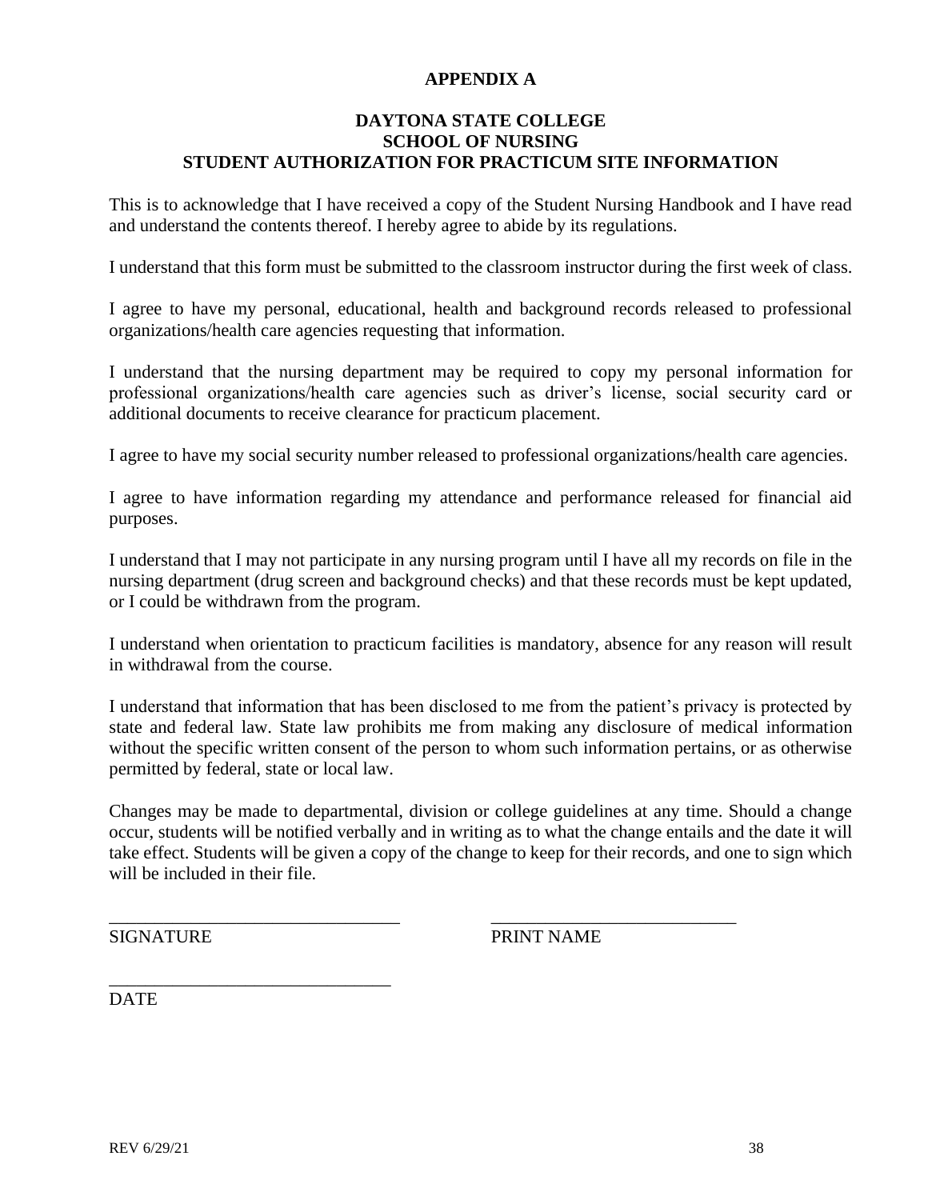# APPENDIX A

## DAYTONA STATE COLLEGE
## SCHOOL OF NURSING
## STUDENT AUTHORIZATION FOR PRACTICUM SITE INFORMATION

This is to acknowledge that I have received a copy of the Student Nursing Handbook and I have read and understand the contents thereof. I hereby agree to abide by its regulations.

I understand that this form must be submitted to the classroom instructor during the first week of class.

I agree to have my personal, educational, health and background records released to professional organizations/health care agencies requesting that information.

I understand that the nursing department may be required to copy my personal information for professional organizations/health care agencies such as driver's license, social security card or additional documents to receive clearance for practicum placement.

I agree to have my social security number released to professional organizations/health care agencies.

I agree to have information regarding my attendance and performance released for financial aid purposes.

I understand that I may not participate in any nursing program until I have all my records on file in the nursing department (drug screen and background checks) and that these records must be kept updated, or I could be withdrawn from the program.

I understand when orientation to practicum facilities is mandatory, absence for any reason will result in withdrawal from the course.

I understand that information that has been disclosed to me from the patient's privacy is protected by state and federal law. State law prohibits me from making any disclosure of medical information without the specific written consent of the person to whom such information pertains, or as otherwise permitted by federal, state or local law.

Changes may be made to departmental, division or college guidelines at any time. Should a change occur, students will be notified verbally and in writing as to what the change entails and the date it will take effect. Students will be given a copy of the change to keep for their records, and one to sign which will be included in their file.

_______________________________ _______________________________
SIGNATURE PRINT NAME

_______________________________
DATE

REV 6/29/21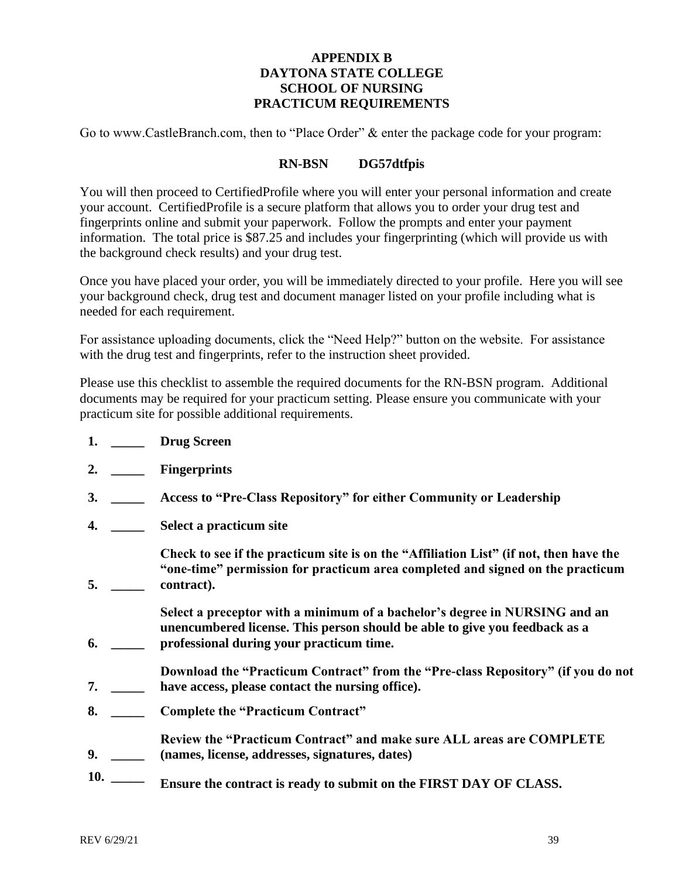# APPENDIX B
# DAYTONA STATE COLLEGE
# SCHOOL OF NURSING
# PRACTICUM REQUIREMENTS

Go to www.CastleBranch.com, then to "Place Order" & enter the package code for your program:

**RN-BSN DG57dtfpis**

You will then proceed to CertifiedProfile where you will enter your personal information and create your account. CertifiedProfile is a secure platform that allows you to order your drug test and fingerprints online and submit your paperwork. Follow the prompts and enter your payment information. The total price is $87.25 and includes your fingerprinting (which will provide us with the background check results) and your drug test.

Once you have placed your order, you will be immediately directed to your profile. Here you will see your background check, drug test and document manager listed on your profile including what is needed for each requirement.

For assistance uploading documents, click the "Need Help?" button on the website. For assistance with the drug test and fingerprints, refer to the instruction sheet provided.

Please use this checklist to assemble the required documents for the RN-BSN program. Additional documents may be required for your practicum setting. Please ensure you communicate with your practicum site for possible additional requirements.

1. _____ **Drug Screen**
2. _____ **Fingerprints**
3. _____ **Access to "Pre-Class Repository" for either Community or Leadership**
4. _____ **Select a practicum site**
5. _____ **Check to see if the practicum site is on the "Affiliation List" (if not, then have the "one-time" permission for practicum area completed and signed on the practicum contract).**
6. _____ **Select a preceptor with a minimum of a bachelor's degree in NURSING and an unencumbered license. This person should be able to give you feedback as a professional during your practicum time.**
7. _____ **Download the "Practicum Contract" from the "Pre-class Repository" (if you do not have access, please contact the nursing office).**
8. _____ **Complete the "Practicum Contract"**
9. _____ **Review the "Practicum Contract" and make sure ALL areas are COMPLETE (names, license, addresses, signatures, dates)**
10. _____ **Ensure the contract is ready to submit on the FIRST DAY OF CLASS.**

REV 6/29/21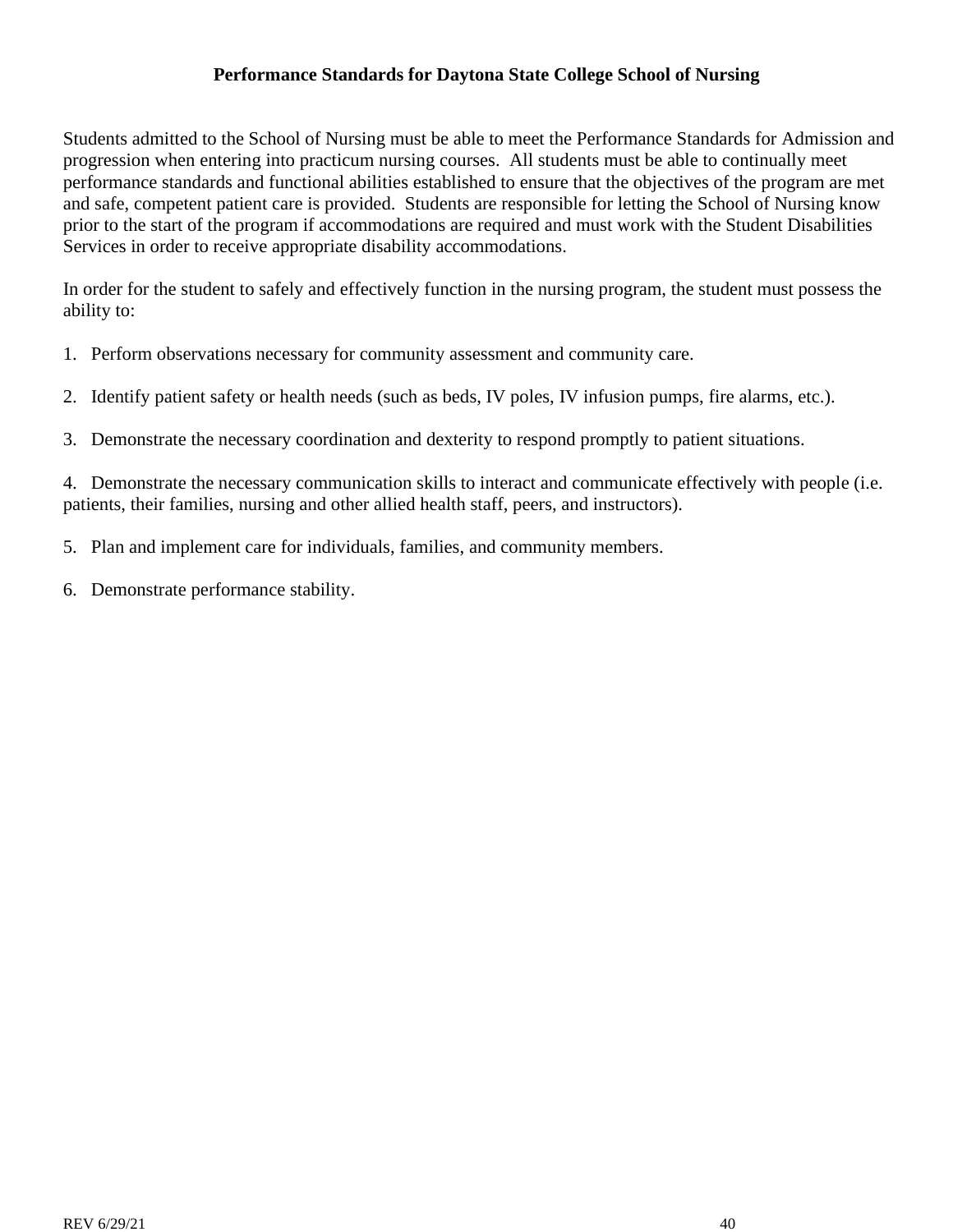**Performance Standards for Daytona State College School of Nursing**

Students admitted to the School of Nursing must be able to meet the Performance Standards for Admission and progression when entering into practicum nursing courses. All students must be able to continually meet performance standards and functional abilities established to ensure that the objectives of the program are met and safe, competent patient care is provided. Students are responsible for letting the School of Nursing know prior to the start of the program if accommodations are required and must work with the Student Disabilities Services in order to receive appropriate disability accommodations.

In order for the student to safely and effectively function in the nursing program, the student must possess the ability to:

1. Perform observations necessary for community assessment and community care.

2. Identify patient safety or health needs (such as beds, IV poles, IV infusion pumps, fire alarms, etc.).

3. Demonstrate the necessary coordination and dexterity to respond promptly to patient situations.

4. Demonstrate the necessary communication skills to interact and communicate effectively with people (i.e. patients, their families, nursing and other allied health staff, peers, and instructors).

5. Plan and implement care for individuals, families, and community members.

6. Demonstrate performance stability.

REV 6/29/21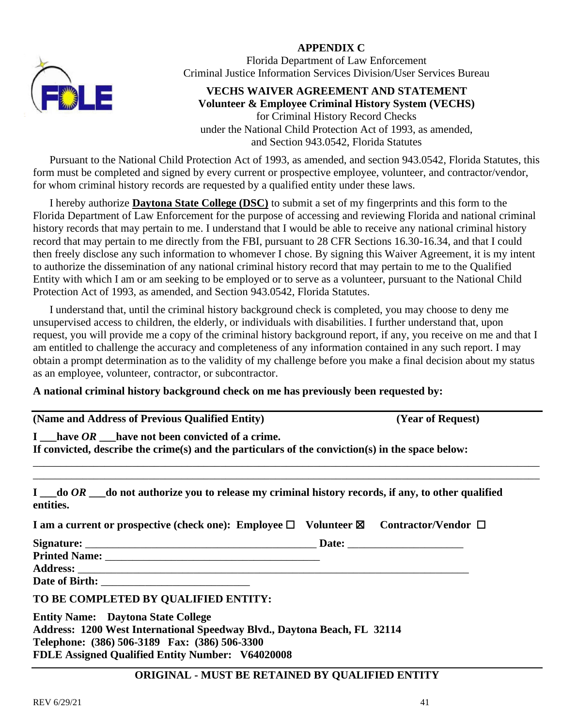**APPENDIX C**

Florida Department of Law Enforcement
Criminal Justice Information Services Division/User Services Bureau

**VECHS WAIVER AGREEMENT AND STATEMENT**
**Volunteer & Employee Criminal History System (VECHS)**
for Criminal History Record Checks
under the National Child Protection Act of 1993, as amended,
and Section 943.0542, Florida Statutes

Pursuant to the National Child Protection Act of 1993, as amended, and section 943.0542, Florida Statutes, this form must be completed and signed by every current or prospective employee, volunteer, and contractor/vendor, for whom criminal history records are requested by a qualified entity under these laws.

I hereby authorize **Daytona State College (DSC)** to submit a set of my fingerprints and this form to the Florida Department of Law Enforcement for the purpose of accessing and reviewing Florida and national criminal history records that may pertain to me. I understand that I would be able to receive any national criminal history record that may pertain to me directly from the FBI, pursuant to 28 CFR Sections 16.30-16.34, and that I could then freely disclose any such information to whomever I chose. By signing this Waiver Agreement, it is my intent to authorize the dissemination of any national criminal history record that may pertain to me to the Qualified Entity with which I am or am seeking to be employed or to serve as a volunteer, pursuant to the National Child Protection Act of 1993, as amended, and Section 943.0542, Florida Statutes.

I understand that, until the criminal history background check is completed, you may choose to deny me unsupervised access to children, the elderly, or individuals with disabilities. I further understand that, upon request, you will provide me a copy of the criminal history background report, if any, you receive on me and that I am entitled to challenge the accuracy and completeness of any information contained in any such report. I may obtain a prompt determination as to the validity of my challenge before you make a final decision about my status as an employee, volunteer, contractor, or subcontractor.

**A national criminal history background check on me has previously been requested by:**

**(Name and Address of Previous Qualified Entity)** **(Year of Request)**

**I ___have *OR* ___have not been convicted of a crime.**
**If convicted, describe the crime(s) and the particulars of the conviction(s) in the space below:**

______________________________________________________________________________

______________________________________________________________________________

**I ___do *OR* ___do not authorize you to release my criminal history records, if any, to other qualified entities.**

**I am a current or prospective (check one): Employee ☐ Volunteer ☒ Contractor/Vendor ☐**

**Signature:** ________________________________________ **Date:** ____________________
**Printed Name:** ______________________________________
**Address:** ________________________________________________________________________
**Date of Birth:** ___________________________

**TO BE COMPLETED BY QUALIFIED ENTITY:**

**Entity Name: Daytona State College**
**Address: 1200 West International Speedway Blvd., Daytona Beach, FL 32114**
**Telephone: (386) 506-3189 Fax: (386) 506-3300**
**FDLE Assigned Qualified Entity Number: V64020008**

**ORIGINAL - MUST BE RETAINED BY QUALIFIED ENTITY**

REV 6/29/21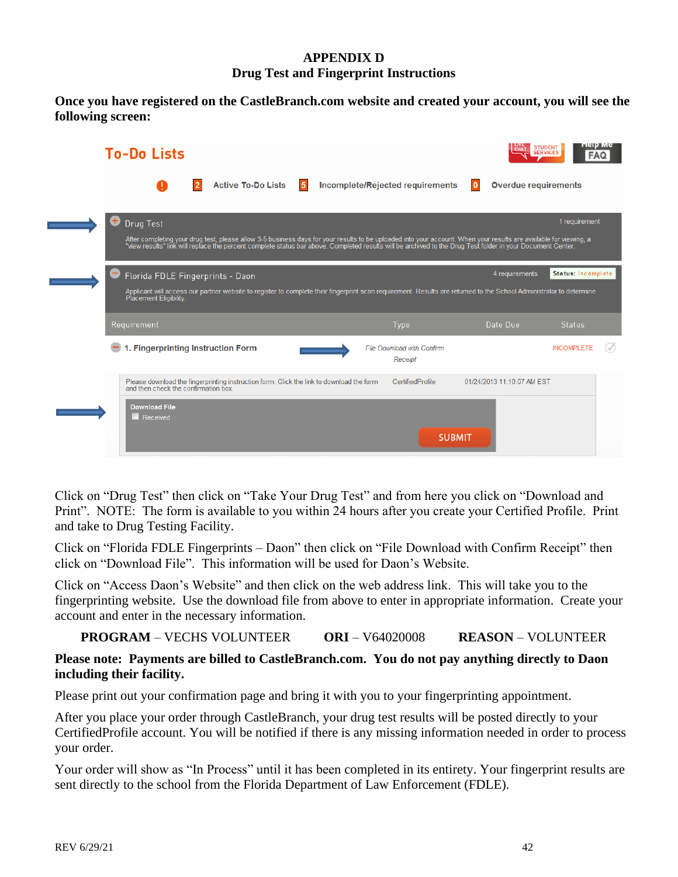# APPENDIX D
## Drug Test and Fingerprint Instructions

**Once you have registered on the CastleBranch.com website and created your account, you will see the following screen:**

Click on “Drug Test” then click on “Take Your Drug Test” and from here you click on “Download and Print”. NOTE: The form is available to you within 24 hours after you create your Certified Profile. Print and take to Drug Testing Facility.

Click on “Florida FDLE Fingerprints – Daon” then click on “File Download with Confirm Receipt” then click on “Download File”. This information will be used for Daon’s Website.

Click on “Access Daon’s Website” and then click on the web address link. This will take you to the fingerprinting website. Use the download file from above to enter in appropriate information. Create your account and enter in the necessary information.

**PROGRAM** – VECHS VOLUNTEER **ORI** – V64020008 **REASON** – VOLUNTEER

**Please note: Payments are billed to CastleBranch.com. You do not pay anything directly to Daon including their facility.**

Please print out your confirmation page and bring it with you to your fingerprinting appointment.

After you place your order through CastleBranch, your drug test results will be posted directly to your CertifiedProfile account. You will be notified if there is any missing information needed in order to process your order.

Your order will show as “In Process” until it has been completed in its entirety. Your fingerprint results are sent directly to the school from the Florida Department of Law Enforcement (FDLE).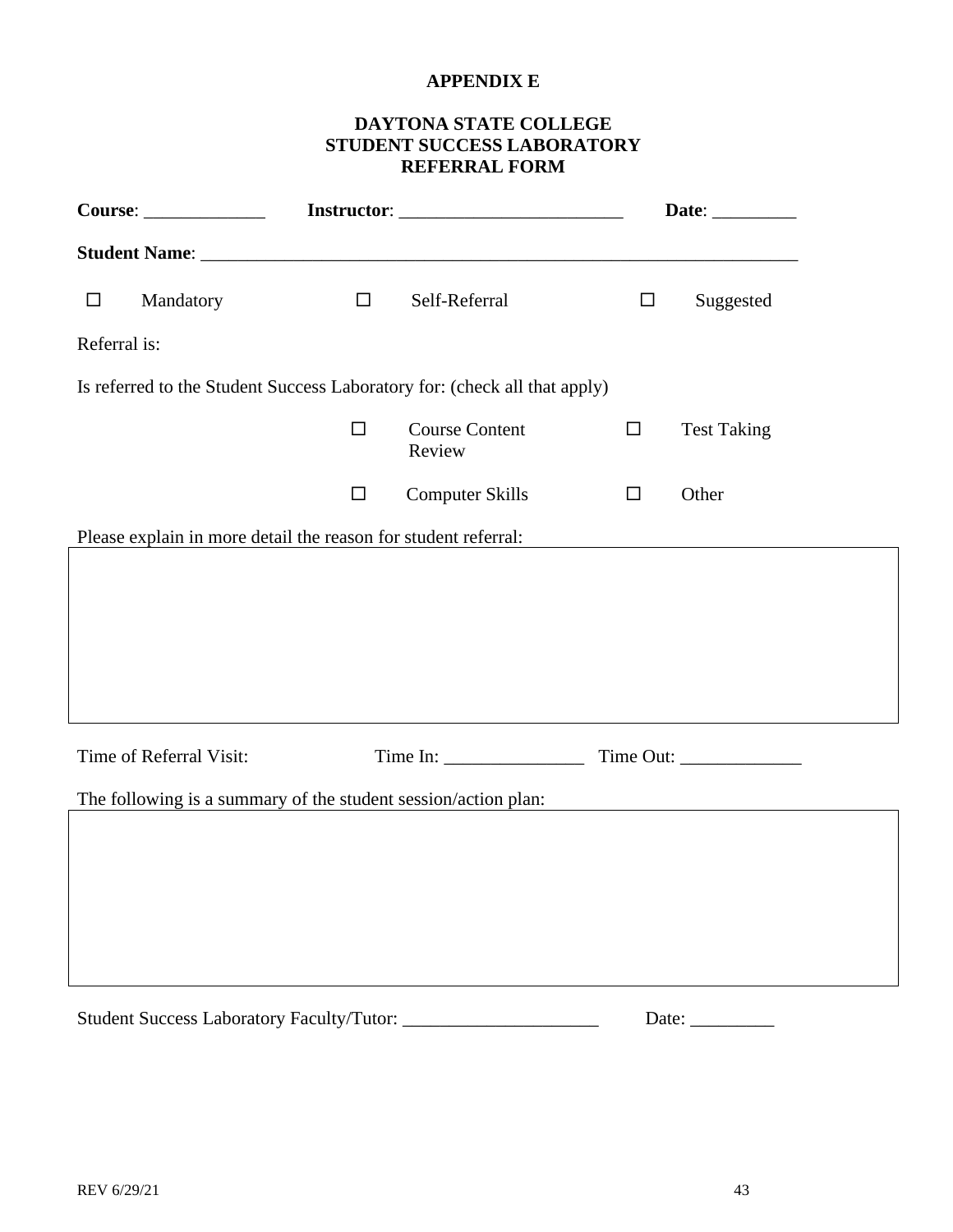# APPENDIX E

## DAYTONA STATE COLLEGE
## STUDENT SUCCESS LABORATORY
## REFERRAL FORM

**Course**: _____________ **Instructor**: ________________________ **Date**: _________

**Student Name**: ________________________________________________________________

☐ Mandatory ☐ Self-Referral ☐ Suggested

Referral is:

Is referred to the Student Success Laboratory for: (check all that apply)

☐ Course Content Review ☐ Test Taking

☐ Computer Skills ☐ Other

Please explain in more detail the reason for student referral:

| |
|---|
| |

Time of Referral Visit: Time In: _______________ Time Out: _____________

The following is a summary of the student session/action plan:

| |
|---|
| |

Student Success Laboratory Faculty/Tutor: _____________________ Date: _________

REV 6/29/21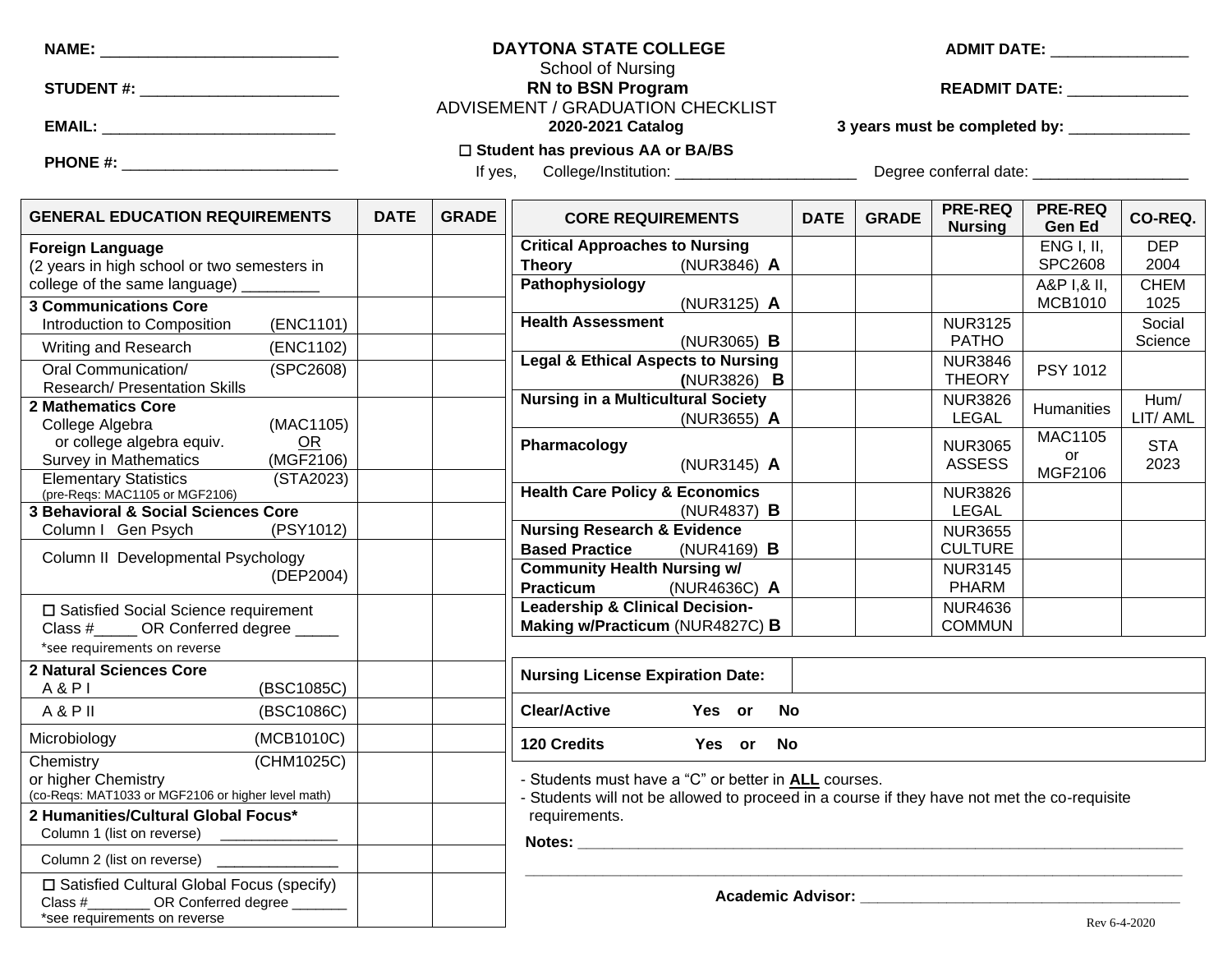NAME: ___________________________

STUDENT #: _______________________

EMAIL: ___________________________

PHONE #: _________________________

**DAYTONA STATE COLLEGE**
School of Nursing
**RN to BSN Program**
ADVISEMENT / GRADUATION CHECKLIST
**2020-2021 Catalog**

☐ **Student has previous AA or BA/BS**

If yes, College/Institution: _____________________ Degree conferral date: __________________

**ADMIT DATE:** ________________

**READMIT DATE:** ______________

**3 years must be completed by:** ______________

| GENERAL EDUCATION REQUIREMENTS | DATE | GRADE |
|---|---|---|
| **Foreign Language** (2 years in high school or two semesters in college of the same language) _________ | | |
| **3 Communications Core** Introduction to Composition (ENC1101) | | |
| Writing and Research (ENC1102) | | |
| Oral Communication/ Research/ Presentation Skills (SPC2608) | | |
| **2 Mathematics Core** College Algebra (MAC1105) or college algebra equiv. OR Survey in Mathematics (MGF2106) | | |
| Elementary Statistics (STA2023) (pre-Reqs: MAC1105 or MGF2106) | | |
| **3 Behavioral & Social Sciences Core** Column I Gen Psych (PSY1012) | | |
| Column II Developmental Psychology (DEP2004) | | |
| ☐ Satisfied Social Science requirement Class #_____ OR Conferred degree _____ *see requirements on reverse | | |
| **2 Natural Sciences Core** A & P I (BSC1085C) | | |
| A & P II (BSC1086C) | | |
| Microbiology (MCB1010C) | | |
| Chemistry (CHM1025C) or higher Chemistry (co-Reqs: MAT1033 or MGF2106 or higher level math) | | |
| **2 Humanities/Cultural Global Focus*** Column 1 (list on reverse) ______________ | | |
| Column 2 (list on reverse) ______________ | | |
| ☐ Satisfied Cultural Global Focus (specify) Class #________ OR Conferred degree _______ *see requirements on reverse | | |

| CORE REQUIREMENTS | DATE | GRADE | PRE-REQ Nursing | PRE-REQ Gen Ed | CO-REQ. |
|---|---|---|---|---|---|
| **Critical Approaches to Nursing Theory** (NUR3846) **A** | | | | ENG I, II, SPC2608 | DEP 2004 |
| **Pathophysiology** (NUR3125) **A** | | | | A&P I,& II, MCB1010 | CHEM 1025 |
| **Health Assessment** (NUR3065) **B** | | | NUR3125 PATHO | | Social Science |
| **Legal & Ethical Aspects to Nursing** (NUR3826) **B** | | | NUR3846 THEORY | PSY 1012 | |
| **Nursing in a Multicultural Society** (NUR3655) **A** | | | NUR3826 LEGAL | Humanities | Hum/ LIT/ AML |
| **Pharmacology** (NUR3145) **A** | | | NUR3065 ASSESS | MAC1105 or MGF2106 | STA 2023 |
| **Health Care Policy & Economics** (NUR4837) **B** | | | NUR3826 LEGAL | | |
| **Nursing Research & Evidence Based Practice** (NUR4169) **B** | | | NUR3655 CULTURE | | |
| **Community Health Nursing w/ Practicum** (NUR4636C) **A** | | | NUR3145 PHARM | | |
| **Leadership & Clinical Decision-Making w/Practicum** (NUR4827C) **B** | | | NUR4636 COMMUN | | |

| **Nursing License Expiration Date:** | |
|---|---|
| **Clear/Active** **Yes or No** | |
| **120 Credits** **Yes or No** | |

- Students must have a "C" or better in **ALL** courses.
- Students will not be allowed to proceed in a course if they have not met the co-requisite requirements.

**Notes:** ___________________________________________________________________________

______________________________________________________________________________________

**Academic Advisor:** ______________________________________

Rev 6-4-2020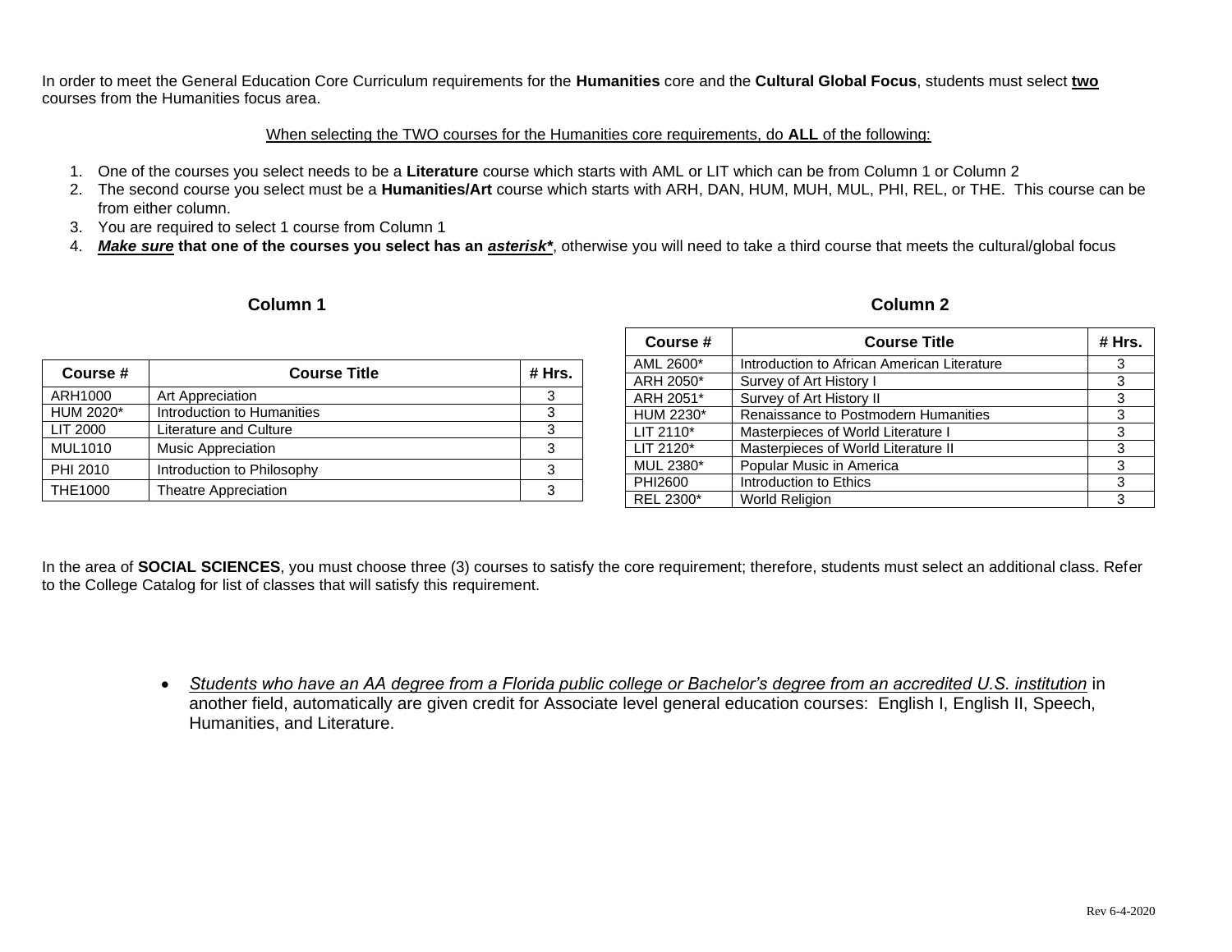In order to meet the General Education Core Curriculum requirements for the **Humanities** core and the **Cultural Global Focus**, students must select **<u>two</u>** courses from the Humanities focus area.

<u>When selecting the TWO courses for the Humanities core requirements, do **ALL** of the following:</u>

1. One of the courses you select needs to be a **Literature** course which starts with AML or LIT which can be from Column 1 or Column 2
2. The second course you select must be a **Humanities/Art** course which starts with ARH, DAN, HUM, MUH, MUL, PHI, REL, or THE. This course can be from either column.
3. You are required to select 1 course from Column 1
4. ***<u>Make sure</u>*** **that one of the courses you select has an *<u>asterisk*</u>***, otherwise you will need to take a third course that meets the cultural/global focus

**Column 1**

| Course # | Course Title | # Hrs. |
|---|---|---|
| ARH1000 | Art Appreciation | 3 |
| HUM 2020* | Introduction to Humanities | 3 |
| LIT 2000 | Literature and Culture | 3 |
| MUL1010 | Music Appreciation | 3 |
| PHI 2010 | Introduction to Philosophy | 3 |
| THE1000 | Theatre Appreciation | 3 |

**Column 2**

| Course # | Course Title | # Hrs. |
|---|---|---|
| AML 2600* | Introduction to African American Literature | 3 |
| ARH 2050* | Survey of Art History I | 3 |
| ARH 2051* | Survey of Art History II | 3 |
| HUM 2230* | Renaissance to Postmodern Humanities | 3 |
| LIT 2110* | Masterpieces of World Literature I | 3 |
| LIT 2120* | Masterpieces of World Literature II | 3 |
| MUL 2380* | Popular Music in America | 3 |
| PHI2600 | Introduction to Ethics | 3 |
| REL 2300* | World Religion | 3 |

In the area of **SOCIAL SCIENCES**, you must choose three (3) courses to satisfy the core requirement; therefore, students must select an additional class. Refer to the College Catalog for list of classes that will satisfy this requirement.

- *<u>Students who have an AA degree from a Florida public college or Bachelor's degree from an accredited U.S. institution</u>* in another field, automatically are given credit for Associate level general education courses: English I, English II, Speech, Humanities, and Literature.

Rev 6-4-2020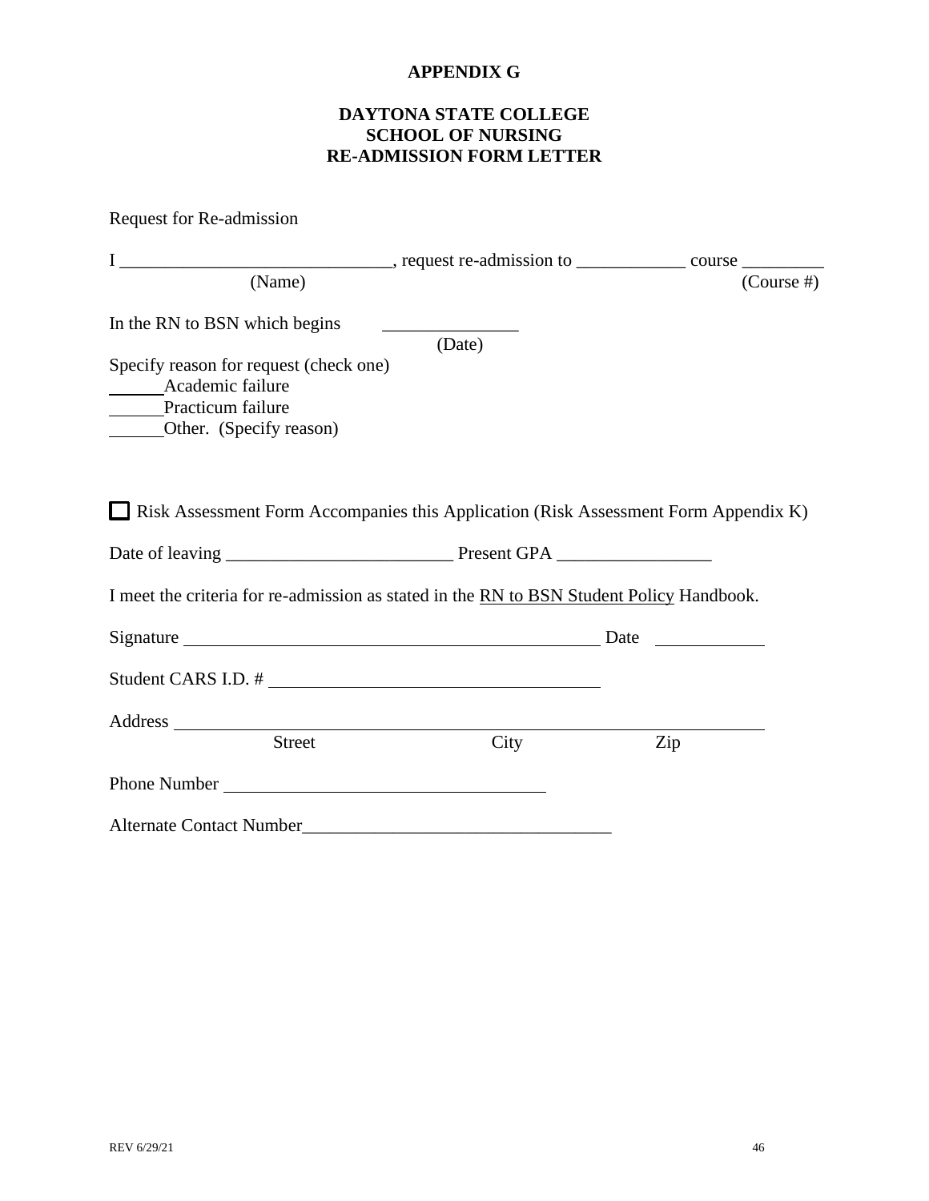**APPENDIX G**

**DAYTONA STATE COLLEGE**
**SCHOOL OF NURSING**
**RE-ADMISSION FORM LETTER**

Request for Re-admission

I ______________________________, request re-admission to ____________ course _________
(Name) (Course #)

In the RN to BSN which begins _______________
(Date)

Specify reason for request (check one)
______Academic failure
______Practicum failure
______Other. (Specify reason)

☐ Risk Assessment Form Accompanies this Application (Risk Assessment Form Appendix K)

Date of leaving _________________________ Present GPA _________________

I meet the criteria for re-admission as stated in the RN to BSN Student Policy Handbook.

Signature ________________________________________________ Date ____________

Student CARS I.D. # _____________________________________

Address ________________________________________________________________
Street City Zip

Phone Number ___________________________________

Alternate Contact Number__________________________________

REV 6/29/21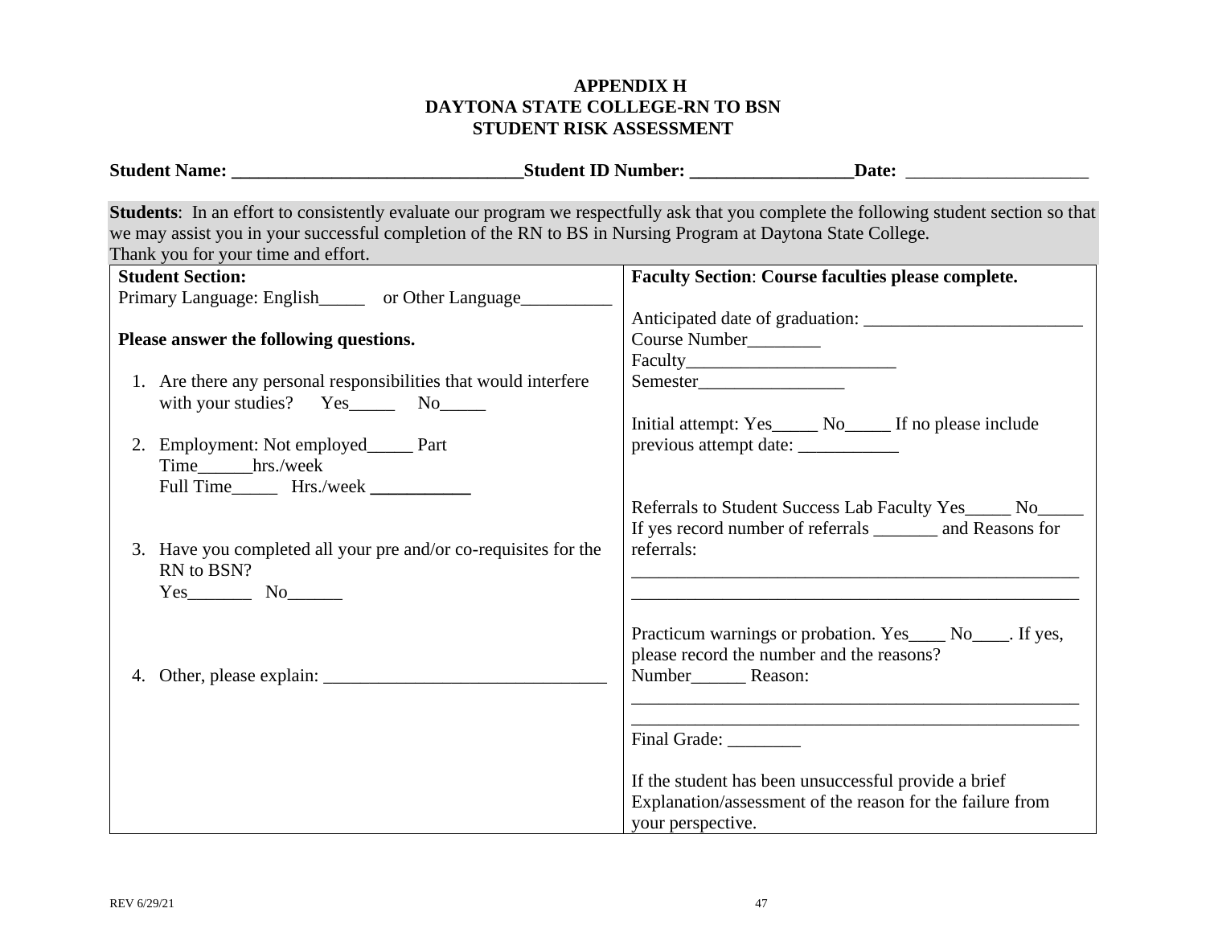**APPENDIX H**
**DAYTONA STATE COLLEGE-RN TO BSN**
**STUDENT RISK ASSESSMENT**

**Student Name: _______________________________Student ID Number: _________________Date:** ___________________

**Students**: In an effort to consistently evaluate our program we respectfully ask that you complete the following student section so that we may assist you in your successful completion of the RN to BS in Nursing Program at Daytona State College.
Thank you for your time and effort.

| **Student Section:** | **Faculty Section**: **Course faculties please complete.** |
|---|---|
| Primary Language: English_____ or Other Language__________<br><br>**Please answer the following questions.**<br><br>1. Are there any personal responsibilities that would interfere with your studies? Yes_____ No_____<br><br>2. Employment: Not employed_____ Part Time______hrs./week<br>Full Time_____ Hrs./week ___________<br><br>3. Have you completed all your pre and/or co-requisites for the RN to BSN?<br>Yes_______ No______<br><br>4. Other, please explain: _______________________________ | Anticipated date of graduation: ________________________<br>Course Number________<br>Faculty_______________________<br>Semester________________<br><br>Initial attempt: Yes_____ No_____ If no please include previous attempt date: ___________<br><br>Referrals to Student Success Lab Faculty Yes_____ No_____<br>If yes record number of referrals _______ and Reasons for referrals:<br>__________________________________________________<br>__________________________________________________<br><br>Practicum warnings or probation. Yes____ No____. If yes, please record the number and the reasons?<br>Number______ Reason:<br>__________________________________________________<br>__________________________________________________<br>Final Grade: ________<br><br>If the student has been unsuccessful provide a brief Explanation/assessment of the reason for the failure from your perspective. |

REV 6/29/21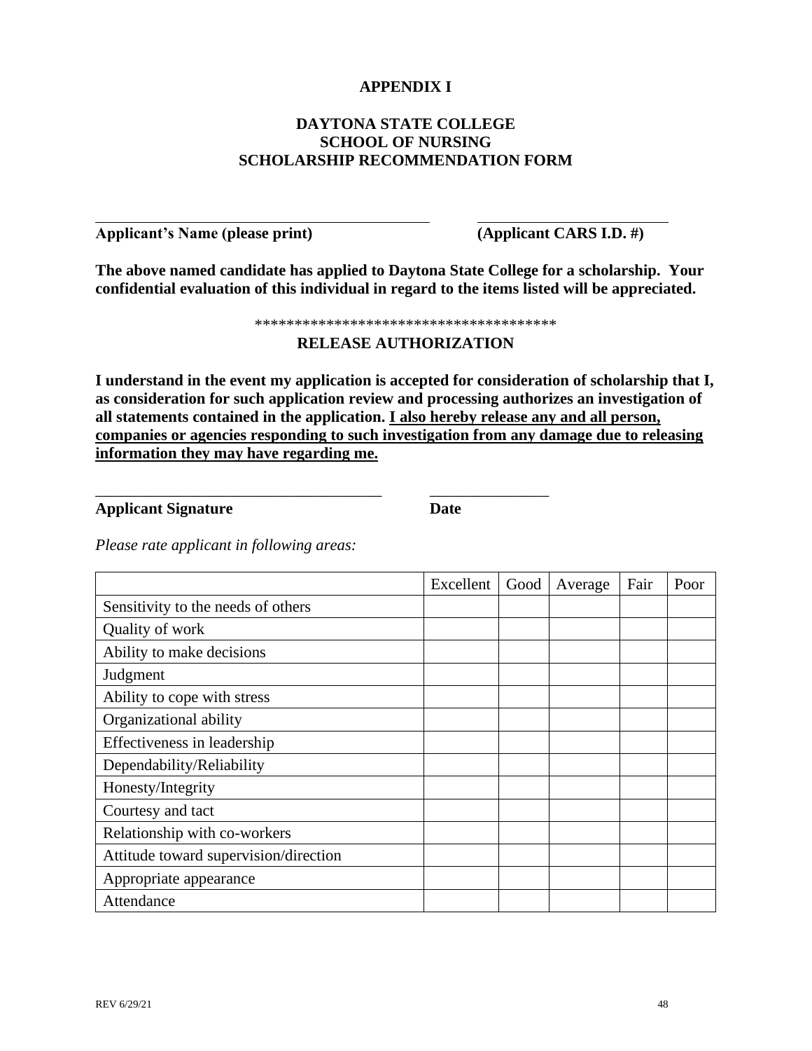**APPENDIX I**

**DAYTONA STATE COLLEGE**
**SCHOOL OF NURSING**
**SCHOLARSHIP RECOMMENDATION FORM**

_____________________________________________ __________________________

**Applicant's Name (please print)** **(Applicant CARS I.D. #)**

**The above named candidate has applied to Daytona State College for a scholarship. Your confidential evaluation of this individual in regard to the items listed will be appreciated.**

**************************************

**RELEASE AUTHORIZATION**

**I understand in the event my application is accepted for consideration of scholarship that I, as consideration for such application review and processing authorizes an investigation of all statements contained in the application. <u>I also hereby release any and all person, companies or agencies responding to such investigation from any damage due to releasing information they may have regarding me.</u>**

_____________________________________ _______________

**Applicant Signature** **Date**

*Please rate applicant in following areas:*

| | Excellent | Good | Average | Fair | Poor |
|---|---|---|---|---|---|
| Sensitivity to the needs of others | | | | | |
| Quality of work | | | | | |
| Ability to make decisions | | | | | |
| Judgment | | | | | |
| Ability to cope with stress | | | | | |
| Organizational ability | | | | | |
| Effectiveness in leadership | | | | | |
| Dependability/Reliability | | | | | |
| Honesty/Integrity | | | | | |
| Courtesy and tact | | | | | |
| Relationship with co-workers | | | | | |
| Attitude toward supervision/direction | | | | | |
| Appropriate appearance | | | | | |
| Attendance | | | | | |

REV 6/29/21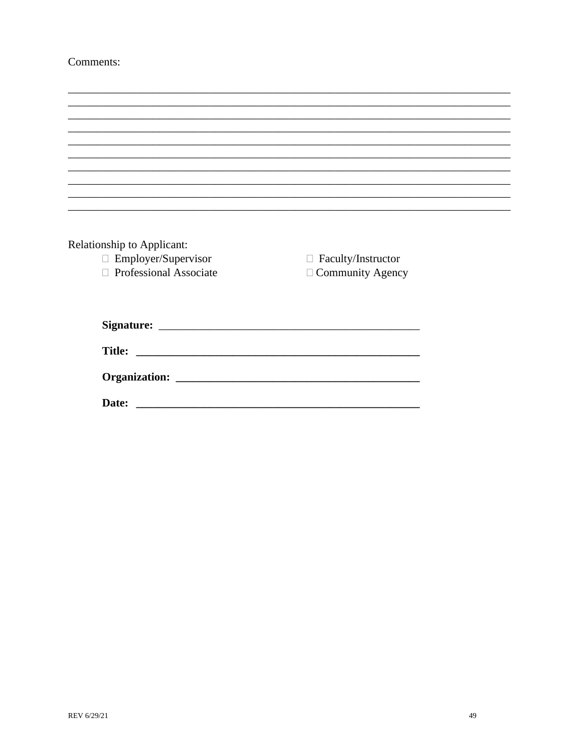Comments:

________________________________________________________________________________
________________________________________________________________________________
________________________________________________________________________________
________________________________________________________________________________
________________________________________________________________________________
________________________________________________________________________________
________________________________________________________________________________
________________________________________________________________________________
________________________________________________________________________________
________________________________________________________________________________

Relationship to Applicant:

- ☐ Employer/Supervisor
- ☐ Faculty/Instructor
- ☐ Professional Associate
- ☐ Community Agency

**Signature:** ______________________________________________

**Title:** ______________________________________________

**Organization:** ______________________________________________

**Date:** ______________________________________________

REV 6/29/21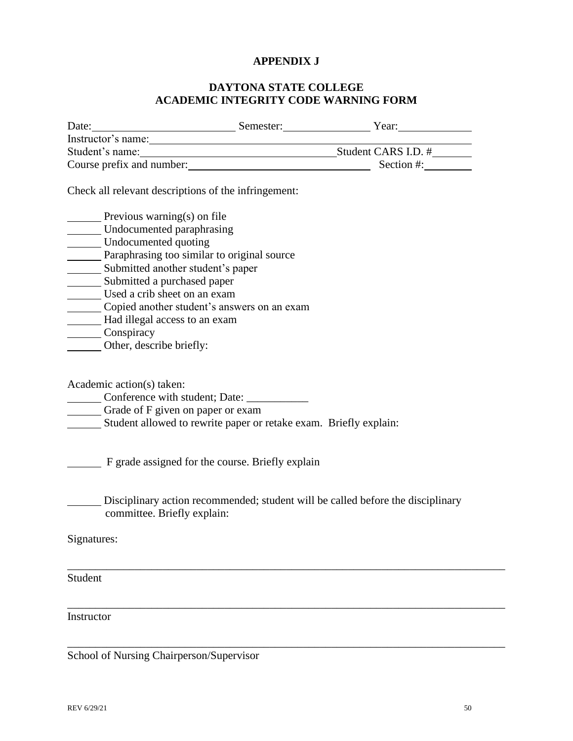**APPENDIX J**

**DAYTONA STATE COLLEGE**
**ACADEMIC INTEGRITY CODE WARNING FORM**

Date:\_\_\_\_\_\_\_\_\_\_\_\_\_\_\_\_\_\_\_\_\_\_\_\_\_\_ Semester:\_\_\_\_\_\_\_\_\_\_\_\_\_\_\_\_ Year:\_\_\_\_\_\_\_\_\_\_\_\_\_\_
Instructor's name:\_\_\_\_\_\_\_\_\_\_\_\_\_\_\_\_\_\_\_\_\_\_\_\_\_\_\_\_\_\_\_\_\_\_\_\_\_\_\_\_\_\_\_\_\_\_\_\_\_\_\_\_\_\_\_\_\_\_\_\_\_\_
Student's name:\_\_\_\_\_\_\_\_\_\_\_\_\_\_\_\_\_\_\_\_\_\_\_\_\_\_\_\_\_\_\_\_\_\_\_\_\_\_Student CARS I.D. #\_\_\_\_\_\_\_\_
Course prefix and number:\_\_\_\_\_\_\_\_\_\_\_\_\_\_\_\_\_\_\_\_\_\_\_\_\_\_\_\_\_\_\_\_\_\_\_\_ Section #:\_\_\_\_\_\_\_\_\_

Check all relevant descriptions of the infringement:

\_\_\_\_\_\_ Previous warning(s) on file
\_\_\_\_\_\_ Undocumented paraphrasing
\_\_\_\_\_\_ Undocumented quoting
\_\_\_\_\_\_ Paraphrasing too similar to original source
\_\_\_\_\_\_ Submitted another student's paper
\_\_\_\_\_\_ Submitted a purchased paper
\_\_\_\_\_\_ Used a crib sheet on an exam
\_\_\_\_\_\_ Copied another student's answers on an exam
\_\_\_\_\_\_ Had illegal access to an exam
\_\_\_\_\_\_ Conspiracy
\_\_\_\_\_\_ Other, describe briefly:

Academic action(s) taken:
\_\_\_\_\_\_ Conference with student; Date: \_\_\_\_\_\_\_\_\_\_\_
\_\_\_\_\_\_ Grade of F given on paper or exam
\_\_\_\_\_\_ Student allowed to rewrite paper or retake exam. Briefly explain:

\_\_\_\_\_\_ F grade assigned for the course. Briefly explain

\_\_\_\_\_\_ Disciplinary action recommended; student will be called before the disciplinary committee. Briefly explain:

Signatures:

\_\_\_\_\_\_\_\_\_\_\_\_\_\_\_\_\_\_\_\_\_\_\_\_\_\_\_\_\_\_\_\_\_\_\_\_\_\_\_\_\_\_\_\_\_\_\_\_\_\_\_\_\_\_\_\_\_\_\_\_\_\_\_\_\_\_\_\_\_\_\_\_\_\_\_\_
Student

\_\_\_\_\_\_\_\_\_\_\_\_\_\_\_\_\_\_\_\_\_\_\_\_\_\_\_\_\_\_\_\_\_\_\_\_\_\_\_\_\_\_\_\_\_\_\_\_\_\_\_\_\_\_\_\_\_\_\_\_\_\_\_\_\_\_\_\_\_\_\_\_\_\_\_\_
Instructor

\_\_\_\_\_\_\_\_\_\_\_\_\_\_\_\_\_\_\_\_\_\_\_\_\_\_\_\_\_\_\_\_\_\_\_\_\_\_\_\_\_\_\_\_\_\_\_\_\_\_\_\_\_\_\_\_\_\_\_\_\_\_\_\_\_\_\_\_\_\_\_\_\_\_\_\_
School of Nursing Chairperson/Supervisor

REV 6/29/21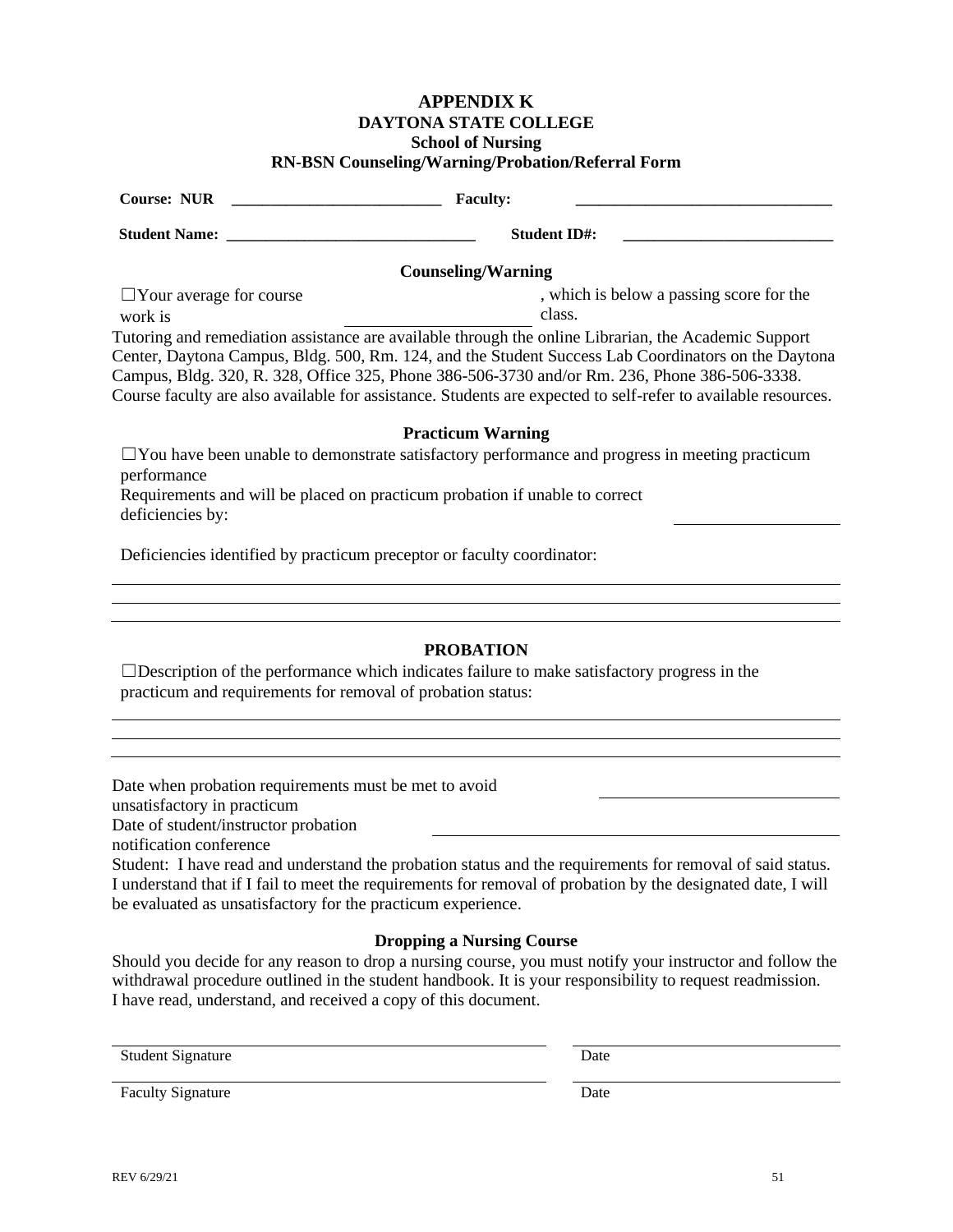# APPENDIX K
## DAYTONA STATE COLLEGE
### School of Nursing
### RN-BSN Counseling/Warning/Probation/Referral Form

**Course: NUR** ___________________________ **Faculty:** _________________________________

**Student Name:** ________________________________ **Student ID#:** ___________________________

**Counseling/Warning**

☐Your average for course work is ______________________, which is below a passing score for the class.

Tutoring and remediation assistance are available through the online Librarian, the Academic Support Center, Daytona Campus, Bldg. 500, Rm. 124, and the Student Success Lab Coordinators on the Daytona Campus, Bldg. 320, R. 328, Office 325, Phone 386-506-3730 and/or Rm. 236, Phone 386-506-3338. Course faculty are also available for assistance. Students are expected to self-refer to available resources.

**Practicum Warning**

☐You have been unable to demonstrate satisfactory performance and progress in meeting practicum performance
Requirements and will be placed on practicum probation if unable to correct deficiencies by: ____________________

Deficiencies identified by practicum preceptor or faculty coordinator:

______________________________________________________________________________

______________________________________________________________________________

______________________________________________________________________________

**PROBATION**

☐Description of the performance which indicates failure to make satisfactory progress in the practicum and requirements for removal of probation status:

______________________________________________________________________________

______________________________________________________________________________

______________________________________________________________________________

Date when probation requirements must be met to avoid unsatisfactory in practicum ____________________________

Date of student/instructor probation notification conference ______________________________________________

Student: I have read and understand the probation status and the requirements for removal of said status. I understand that if I fail to meet the requirements for removal of probation by the designated date, I will be evaluated as unsatisfactory for the practicum experience.

**Dropping a Nursing Course**

Should you decide for any reason to drop a nursing course, you must notify your instructor and follow the withdrawal procedure outlined in the student handbook. It is your responsibility to request readmission.
I have read, understand, and received a copy of this document.

______________________________________________ ____________________________
Student Signature Date

______________________________________________ ____________________________
Faculty Signature Date

REV 6/29/21